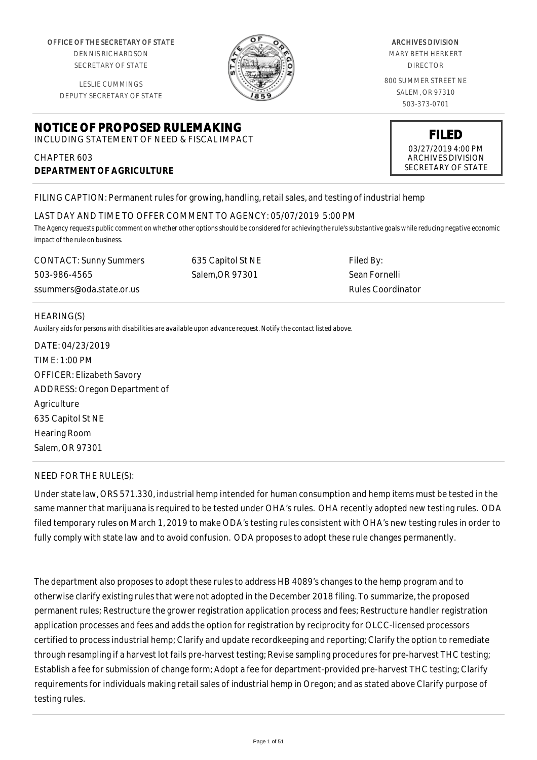OFFICE OF THE SECRETARY OF STATE
DENNIS RICHARDSON
SECRETARY OF STATE

LESLIE CUMMINGS
DEPUTY SECRETARY OF STATE

ARCHIVES DIVISION
MARY BETH HERKERT
DIRECTOR

800 SUMMER STREET NE
SALEM, OR 97310
503-373-0701

**FILED**
03/27/2019 4:00 PM
ARCHIVES DIVISION
SECRETARY OF STATE

# NOTICE OF PROPOSED RULEMAKING

INCLUDING STATEMENT OF NEED & FISCAL IMPACT

CHAPTER 603
**DEPARTMENT OF AGRICULTURE**

FILING CAPTION: Permanent rules for growing, handling, retail sales, and testing of industrial hemp

LAST DAY AND TIME TO OFFER COMMENT TO AGENCY: 05/07/2019 5:00 PM

*The Agency requests public comment on whether other options should be considered for achieving the rule's substantive goals while reducing negative economic impact of the rule on business.*

CONTACT: Sunny Summers
503-986-4565
ssummers@oda.state.or.us

635 Capitol St NE
Salem,OR 97301

Filed By:
Sean Fornelli
Rules Coordinator

HEARING(S)

*Auxilary aids for persons with disabilities are available upon advance request. Notify the contact listed above.*

DATE: 04/23/2019
TIME: 1:00 PM
OFFICER: Elizabeth Savory
ADDRESS: Oregon Department of Agriculture
635 Capitol St NE
Hearing Room
Salem, OR 97301

NEED FOR THE RULE(S):

Under state law, ORS 571.330, industrial hemp intended for human consumption and hemp items must be tested in the same manner that marijuana is required to be tested under OHA's rules. OHA recently adopted new testing rules. ODA filed temporary rules on March 1, 2019 to make ODA's testing rules consistent with OHA's new testing rules in order to fully comply with state law and to avoid confusion. ODA proposes to adopt these rule changes permanently.

The department also proposes to adopt these rules to address HB 4089's changes to the hemp program and to otherwise clarify existing rules that were not adopted in the December 2018 filing. To summarize, the proposed permanent rules; Restructure the grower registration application process and fees; Restructure handler registration application processes and fees and adds the option for registration by reciprocity for OLCC-licensed processors certified to process industrial hemp; Clarify and update recordkeeping and reporting; Clarify the option to remediate through resampling if a harvest lot fails pre-harvest testing; Revise sampling procedures for pre-harvest THC testing; Establish a fee for submission of change form; Adopt a fee for department-provided pre-harvest THC testing; Clarify requirements for individuals making retail sales of industrial hemp in Oregon; and as stated above Clarify purpose of testing rules.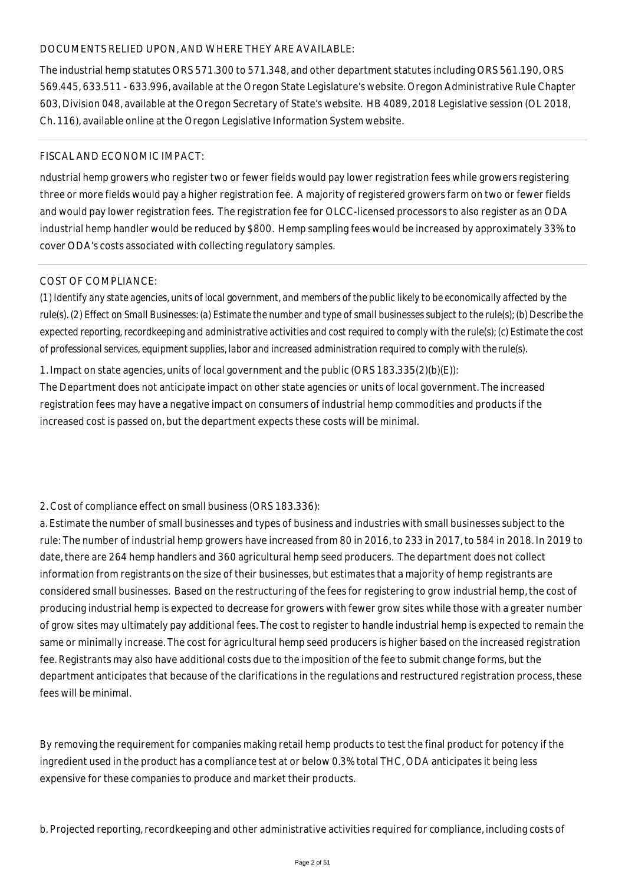## DOCUMENTS RELIED UPON, AND WHERE THEY ARE AVAILABLE:

The industrial hemp statutes ORS 571.300 to 571.348, and other department statutes including ORS 561.190, ORS 569.445, 633.511 - 633.996, available at the Oregon State Legislature's website. Oregon Administrative Rule Chapter 603, Division 048, available at the Oregon Secretary of State's website. HB 4089, 2018 Legislative session (OL 2018, Ch. 116), available online at the Oregon Legislative Information System website.

## FISCAL AND ECONOMIC IMPACT:

ndustrial hemp growers who register two or fewer fields would pay lower registration fees while growers registering three or more fields would pay a higher registration fee. A majority of registered growers farm on two or fewer fields and would pay lower registration fees. The registration fee for OLCC-licensed processors to also register as an ODA industrial hemp handler would be reduced by $800. Hemp sampling fees would be increased by approximately 33% to cover ODA's costs associated with collecting regulatory samples.

## COST OF COMPLIANCE:

*(1) Identify any state agencies, units of local government, and members of the public likely to be economically affected by the rule(s). (2) Effect on Small Businesses: (a) Estimate the number and type of small businesses subject to the rule(s); (b) Describe the expected reporting, recordkeeping and administrative activities and cost required to comply with the rule(s); (c) Estimate the cost of professional services, equipment supplies, labor and increased administration required to comply with the rule(s).*

1. Impact on state agencies, units of local government and the public (ORS 183.335(2)(b)(E)):
The Department does not anticipate impact on other state agencies or units of local government. The increased registration fees may have a negative impact on consumers of industrial hemp commodities and products if the increased cost is passed on, but the department expects these costs will be minimal.

2. Cost of compliance effect on small business (ORS 183.336):
a. Estimate the number of small businesses and types of business and industries with small businesses subject to the rule: The number of industrial hemp growers have increased from 80 in 2016, to 233 in 2017, to 584 in 2018. In 2019 to date, there are 264 hemp handlers and 360 agricultural hemp seed producers. The department does not collect information from registrants on the size of their businesses, but estimates that a majority of hemp registrants are considered small businesses. Based on the restructuring of the fees for registering to grow industrial hemp, the cost of producing industrial hemp is expected to decrease for growers with fewer grow sites while those with a greater number of grow sites may ultimately pay additional fees. The cost to register to handle industrial hemp is expected to remain the same or minimally increase. The cost for agricultural hemp seed producers is higher based on the increased registration fee. Registrants may also have additional costs due to the imposition of the fee to submit change forms, but the department anticipates that because of the clarifications in the regulations and restructured registration process, these fees will be minimal.

By removing the requirement for companies making retail hemp products to test the final product for potency if the ingredient used in the product has a compliance test at or below 0.3% total THC, ODA anticipates it being less expensive for these companies to produce and market their products.

b. Projected reporting, recordkeeping and other administrative activities required for compliance, including costs of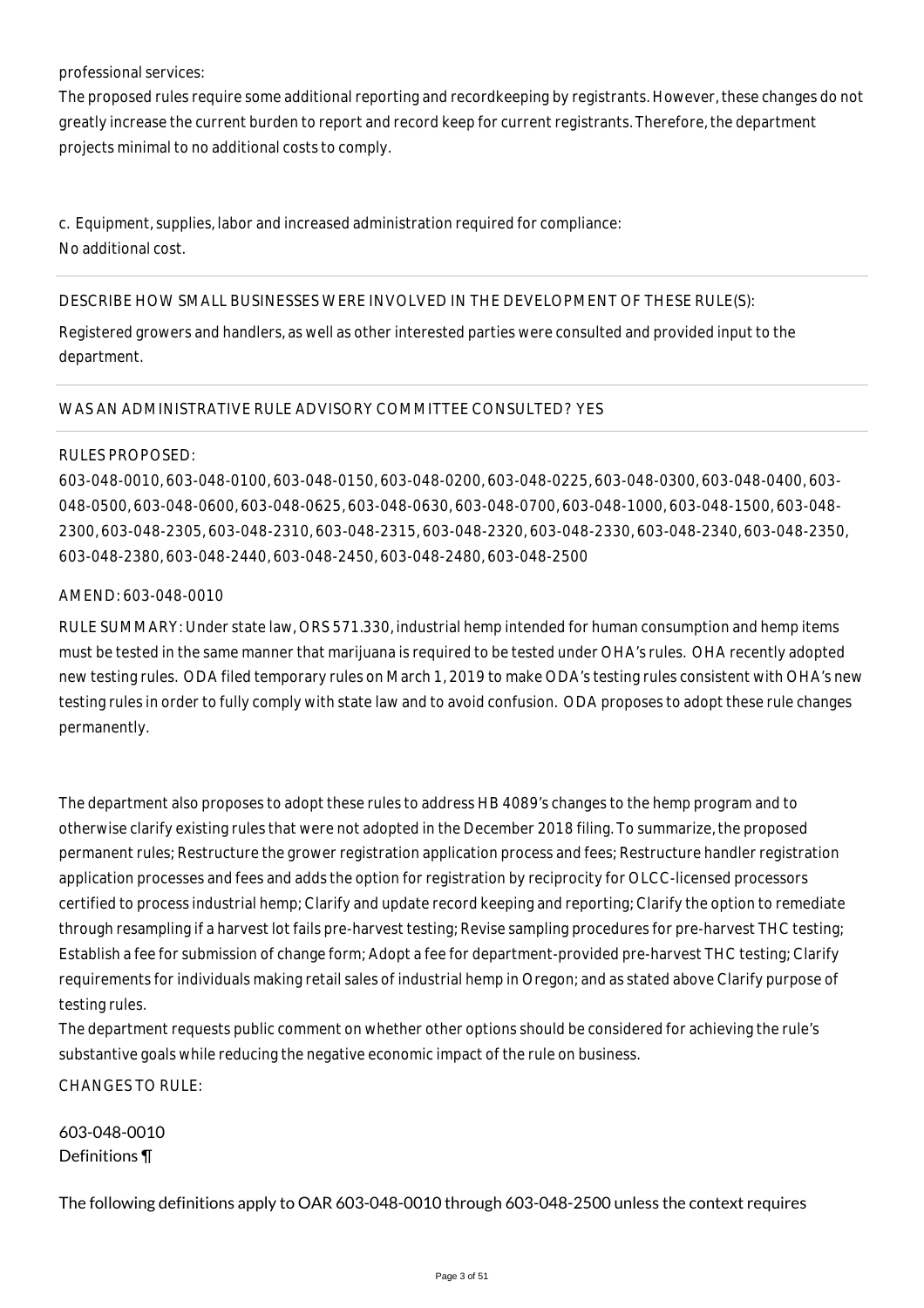professional services:
The proposed rules require some additional reporting and recordkeeping by registrants. However, these changes do not greatly increase the current burden to report and record keep for current registrants. Therefore, the department projects minimal to no additional costs to comply.

c. Equipment, supplies, labor and increased administration required for compliance:
No additional cost.

DESCRIBE HOW SMALL BUSINESSES WERE INVOLVED IN THE DEVELOPMENT OF THESE RULE(S):

Registered growers and handlers, as well as other interested parties were consulted and provided input to the department.

WAS AN ADMINISTRATIVE RULE ADVISORY COMMITTEE CONSULTED? YES

RULES PROPOSED:

603-048-0010, 603-048-0100, 603-048-0150, 603-048-0200, 603-048-0225, 603-048-0300, 603-048-0400, 603-048-0500, 603-048-0600, 603-048-0625, 603-048-0630, 603-048-0700, 603-048-1000, 603-048-1500, 603-048-2300, 603-048-2305, 603-048-2310, 603-048-2315, 603-048-2320, 603-048-2330, 603-048-2340, 603-048-2350, 603-048-2380, 603-048-2440, 603-048-2450, 603-048-2480, 603-048-2500

AMEND: 603-048-0010

RULE SUMMARY: Under state law, ORS 571.330, industrial hemp intended for human consumption and hemp items must be tested in the same manner that marijuana is required to be tested under OHA's rules. OHA recently adopted new testing rules. ODA filed temporary rules on March 1, 2019 to make ODA's testing rules consistent with OHA's new testing rules in order to fully comply with state law and to avoid confusion. ODA proposes to adopt these rule changes permanently.

The department also proposes to adopt these rules to address HB 4089's changes to the hemp program and to otherwise clarify existing rules that were not adopted in the December 2018 filing. To summarize, the proposed permanent rules; Restructure the grower registration application process and fees; Restructure handler registration application processes and fees and adds the option for registration by reciprocity for OLCC-licensed processors certified to process industrial hemp; Clarify and update record keeping and reporting; Clarify the option to remediate through resampling if a harvest lot fails pre-harvest testing; Revise sampling procedures for pre-harvest THC testing; Establish a fee for submission of change form; Adopt a fee for department-provided pre-harvest THC testing; Clarify requirements for individuals making retail sales of industrial hemp in Oregon; and as stated above Clarify purpose of testing rules.
The department requests public comment on whether other options should be considered for achieving the rule's substantive goals while reducing the negative economic impact of the rule on business.

CHANGES TO RULE:

603-048-0010
Definitions ¶

The following definitions apply to OAR 603-048-0010 through 603-048-2500 unless the context requires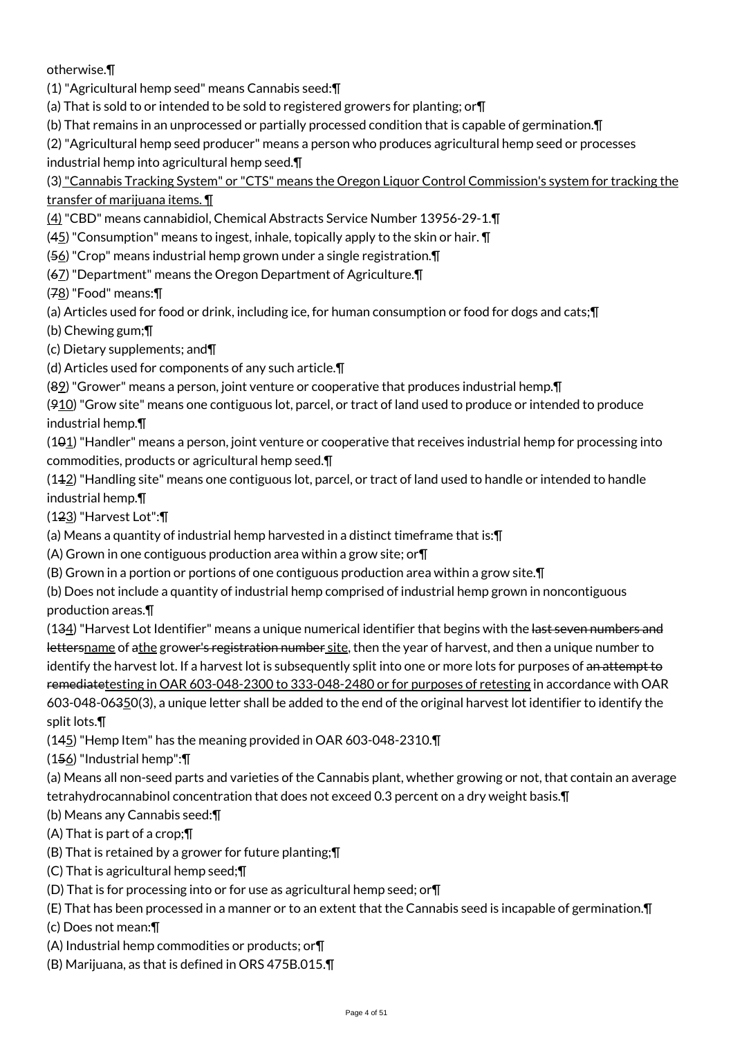otherwise.¶

(1) "Agricultural hemp seed" means Cannabis seed:¶

(a) That is sold to or intended to be sold to registered growers for planting; or¶

(b) That remains in an unprocessed or partially processed condition that is capable of germination.¶

(2) "Agricultural hemp seed producer" means a person who produces agricultural hemp seed or processes industrial hemp into agricultural hemp seed.¶

(3)<u> "Cannabis Tracking System" or "CTS" means the Oregon Liquor Control Commission's system for tracking the transfer of marijuana items. ¶</u>

<u>(4)</u> "CBD" means cannabidiol, Chemical Abstracts Service Number 13956-29-1.¶

(~~4~~<u>5</u>) "Consumption" means to ingest, inhale, topically apply to the skin or hair. ¶

(~~5~~<u>6</u>) "Crop" means industrial hemp grown under a single registration.¶

(~~6~~<u>7</u>) "Department" means the Oregon Department of Agriculture.¶

(~~7~~<u>8</u>) "Food" means:¶

(a) Articles used for food or drink, including ice, for human consumption or food for dogs and cats;¶

(b) Chewing gum;¶

(c) Dietary supplements; and¶

(d) Articles used for components of any such article.¶

(~~8~~<u>9</u>) "Grower" means a person, joint venture or cooperative that produces industrial hemp.¶

(~~9~~<u>10</u>) "Grow site" means one contiguous lot, parcel, or tract of land used to produce or intended to produce industrial hemp.¶

(1~~0~~<u>1</u>) "Handler" means a person, joint venture or cooperative that receives industrial hemp for processing into commodities, products or agricultural hemp seed.¶

(1~~1~~<u>2</u>) "Handling site" means one contiguous lot, parcel, or tract of land used to handle or intended to handle industrial hemp.¶

(1~~2~~<u>3</u>) "Harvest Lot":¶

(a) Means a quantity of industrial hemp harvested in a distinct timeframe that is:¶

(A) Grown in one contiguous production area within a grow site; or¶

(B) Grown in a portion or portions of one contiguous production area within a grow site.¶

(b) Does not include a quantity of industrial hemp comprised of industrial hemp grown in noncontiguous production areas.¶

(1~~3~~<u>4</u>) "Harvest Lot Identifier" means a unique numerical identifier that begins with the ~~last seven numbers and letters~~<u>name</u> of ~~a~~<u>the</u> grower~~'s registration number~~<u> site</u>, then the year of harvest, and then a unique number to identify the harvest lot. If a harvest lot is subsequently split into one or more lots for purposes of ~~an attempt to remediate~~<u>testing in OAR 603-048-2300 to 333-048-2480 or for purposes of retesting</u> in accordance with OAR 603-048-06~~3~~<u>5</u>0(3), a unique letter shall be added to the end of the original harvest lot identifier to identify the split lots.¶

(1~~4~~<u>5</u>) "Hemp Item" has the meaning provided in OAR 603-048-2310.¶

(1~~5~~<u>6</u>) "Industrial hemp":¶

(a) Means all non-seed parts and varieties of the Cannabis plant, whether growing or not, that contain an average tetrahydrocannabinol concentration that does not exceed 0.3 percent on a dry weight basis.¶

(b) Means any Cannabis seed:¶

(A) That is part of a crop;¶

(B) That is retained by a grower for future planting;¶

(C) That is agricultural hemp seed;¶

(D) That is for processing into or for use as agricultural hemp seed; or¶

(E) That has been processed in a manner or to an extent that the Cannabis seed is incapable of germination.¶

(c) Does not mean:¶

(A) Industrial hemp commodities or products; or¶

(B) Marijuana, as that is defined in ORS 475B.015.¶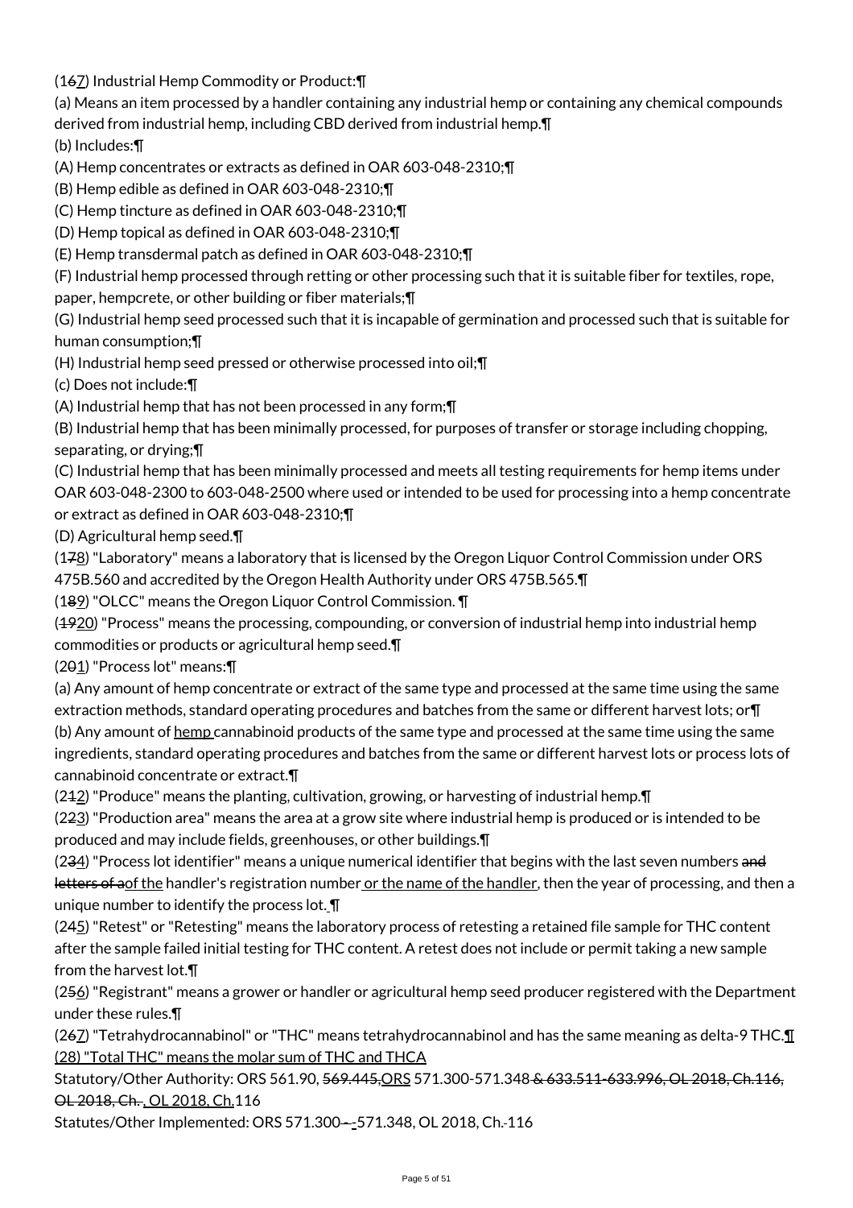(167) Industrial Hemp Commodity or Product:¶

(a) Means an item processed by a handler containing any industrial hemp or containing any chemical compounds derived from industrial hemp, including CBD derived from industrial hemp.¶

(b) Includes:¶

(A) Hemp concentrates or extracts as defined in OAR 603-048-2310;¶

(B) Hemp edible as defined in OAR 603-048-2310;¶

(C) Hemp tincture as defined in OAR 603-048-2310;¶

(D) Hemp topical as defined in OAR 603-048-2310;¶

(E) Hemp transdermal patch as defined in OAR 603-048-2310;¶

(F) Industrial hemp processed through retting or other processing such that it is suitable fiber for textiles, rope, paper, hempcrete, or other building or fiber materials;¶

(G) Industrial hemp seed processed such that it is incapable of germination and processed such that is suitable for human consumption;¶

(H) Industrial hemp seed pressed or otherwise processed into oil;¶

(c) Does not include:¶

(A) Industrial hemp that has not been processed in any form;¶

(B) Industrial hemp that has been minimally processed, for purposes of transfer or storage including chopping, separating, or drying;¶

(C) Industrial hemp that has been minimally processed and meets all testing requirements for hemp items under OAR 603-048-2300 to 603-048-2500 where used or intended to be used for processing into a hemp concentrate or extract as defined in OAR 603-048-2310;¶

(D) Agricultural hemp seed.¶

(178) "Laboratory" means a laboratory that is licensed by the Oregon Liquor Control Commission under ORS 475B.560 and accredited by the Oregon Health Authority under ORS 475B.565.¶

(189) "OLCC" means the Oregon Liquor Control Commission. ¶

(1920) "Process" means the processing, compounding, or conversion of industrial hemp into industrial hemp commodities or products or agricultural hemp seed.¶

(201) "Process lot" means:¶

(a) Any amount of hemp concentrate or extract of the same type and processed at the same time using the same extraction methods, standard operating procedures and batches from the same or different harvest lots; or¶

(b) Any amount of hemp cannabinoid products of the same type and processed at the same time using the same ingredients, standard operating procedures and batches from the same or different harvest lots or process lots of cannabinoid concentrate or extract.¶

(212) "Produce" means the planting, cultivation, growing, or harvesting of industrial hemp.¶

(223) "Production area" means the area at a grow site where industrial hemp is produced or is intended to be produced and may include fields, greenhouses, or other buildings.¶

(234) "Process lot identifier" means a unique numerical identifier that begins with the last seven numbers and letters of aof the handler's registration number or the name of the handler, then the year of processing, and then a unique number to identify the process lot. ¶

(245) "Retest" or "Retesting" means the laboratory process of retesting a retained file sample for THC content after the sample failed initial testing for THC content. A retest does not include or permit taking a new sample from the harvest lot.¶

(256) "Registrant" means a grower or handler or agricultural hemp seed producer registered with the Department under these rules.¶

(267) "Tetrahydrocannabinol" or "THC" means tetrahydrocannabinol and has the same meaning as delta-9 THC.¶
(28) "Total THC" means the molar sum of THC and THCA

Statutory/Other Authority: ORS 561.90, 569.445,ORS 571.300-571.348 & 633.511-633.996, OL 2018, Ch.116, OL 2018, Ch. , OL 2018, Ch.116

Statutes/Other Implemented: ORS 571.300 - -571.348, OL 2018, Ch.-116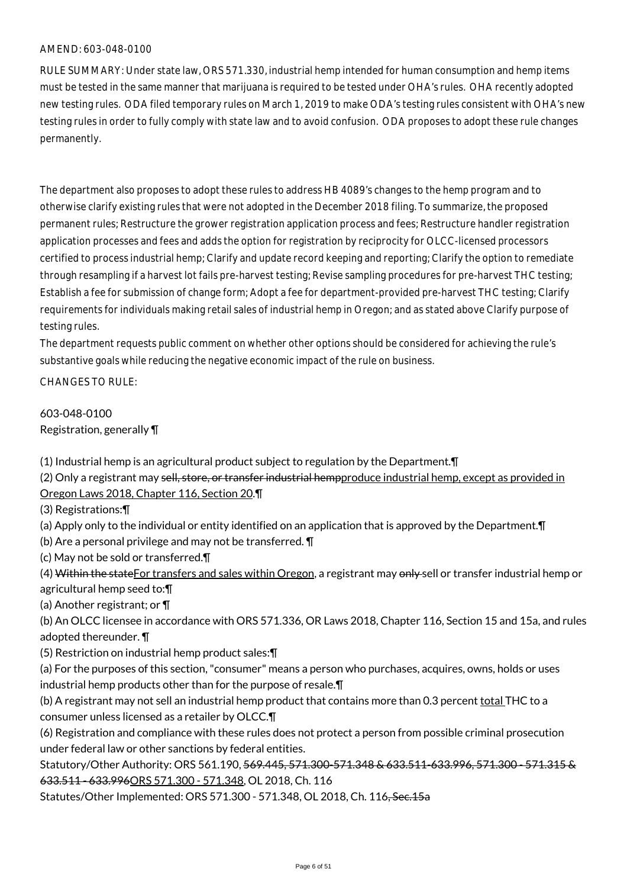AMEND: 603-048-0100

RULE SUMMARY: Under state law, ORS 571.330, industrial hemp intended for human consumption and hemp items must be tested in the same manner that marijuana is required to be tested under OHA's rules. OHA recently adopted new testing rules. ODA filed temporary rules on March 1, 2019 to make ODA's testing rules consistent with OHA's new testing rules in order to fully comply with state law and to avoid confusion. ODA proposes to adopt these rule changes permanently.

The department also proposes to adopt these rules to address HB 4089's changes to the hemp program and to otherwise clarify existing rules that were not adopted in the December 2018 filing. To summarize, the proposed permanent rules; Restructure the grower registration application process and fees; Restructure handler registration application processes and fees and adds the option for registration by reciprocity for OLCC-licensed processors certified to process industrial hemp; Clarify and update record keeping and reporting; Clarify the option to remediate through resampling if a harvest lot fails pre-harvest testing; Revise sampling procedures for pre-harvest THC testing; Establish a fee for submission of change form; Adopt a fee for department-provided pre-harvest THC testing; Clarify requirements for individuals making retail sales of industrial hemp in Oregon; and as stated above Clarify purpose of testing rules.

The department requests public comment on whether other options should be considered for achieving the rule's substantive goals while reducing the negative economic impact of the rule on business.

CHANGES TO RULE:

603-048-0100
Registration, generally ¶

(1) Industrial hemp is an agricultural product subject to regulation by the Department.¶

(2) Only a registrant may ~~sell, store, or transfer industrial hemp~~produce industrial hemp, except as provided in Oregon Laws 2018, Chapter 116, Section 20.¶

(3) Registrations:¶

(a) Apply only to the individual or entity identified on an application that is approved by the Department.¶

(b) Are a personal privilege and may not be transferred. ¶

(c) May not be sold or transferred.¶

(4) ~~Within the state~~For transfers and sales within Oregon, a registrant may ~~only~~ sell or transfer industrial hemp or agricultural hemp seed to:¶

(a) Another registrant; or ¶

(b) An OLCC licensee in accordance with ORS 571.336, OR Laws 2018, Chapter 116, Section 15 and 15a, and rules adopted thereunder. ¶

(5) Restriction on industrial hemp product sales:¶

(a) For the purposes of this section, "consumer" means a person who purchases, acquires, owns, holds or uses industrial hemp products other than for the purpose of resale.¶

(b) A registrant may not sell an industrial hemp product that contains more than 0.3 percent total THC to a consumer unless licensed as a retailer by OLCC.¶

(6) Registration and compliance with these rules does not protect a person from possible criminal prosecution under federal law or other sanctions by federal entities.

Statutory/Other Authority: ORS 561.190, ~~569.445, 571.300-571.348 & 633.511-633.996, 571.300 - 571.315 & 633.511 - 633.996~~ORS 571.300 - 571.348, OL 2018, Ch. 116

Statutes/Other Implemented: ORS 571.300 - 571.348, OL 2018, Ch. 116~~, Sec.15a~~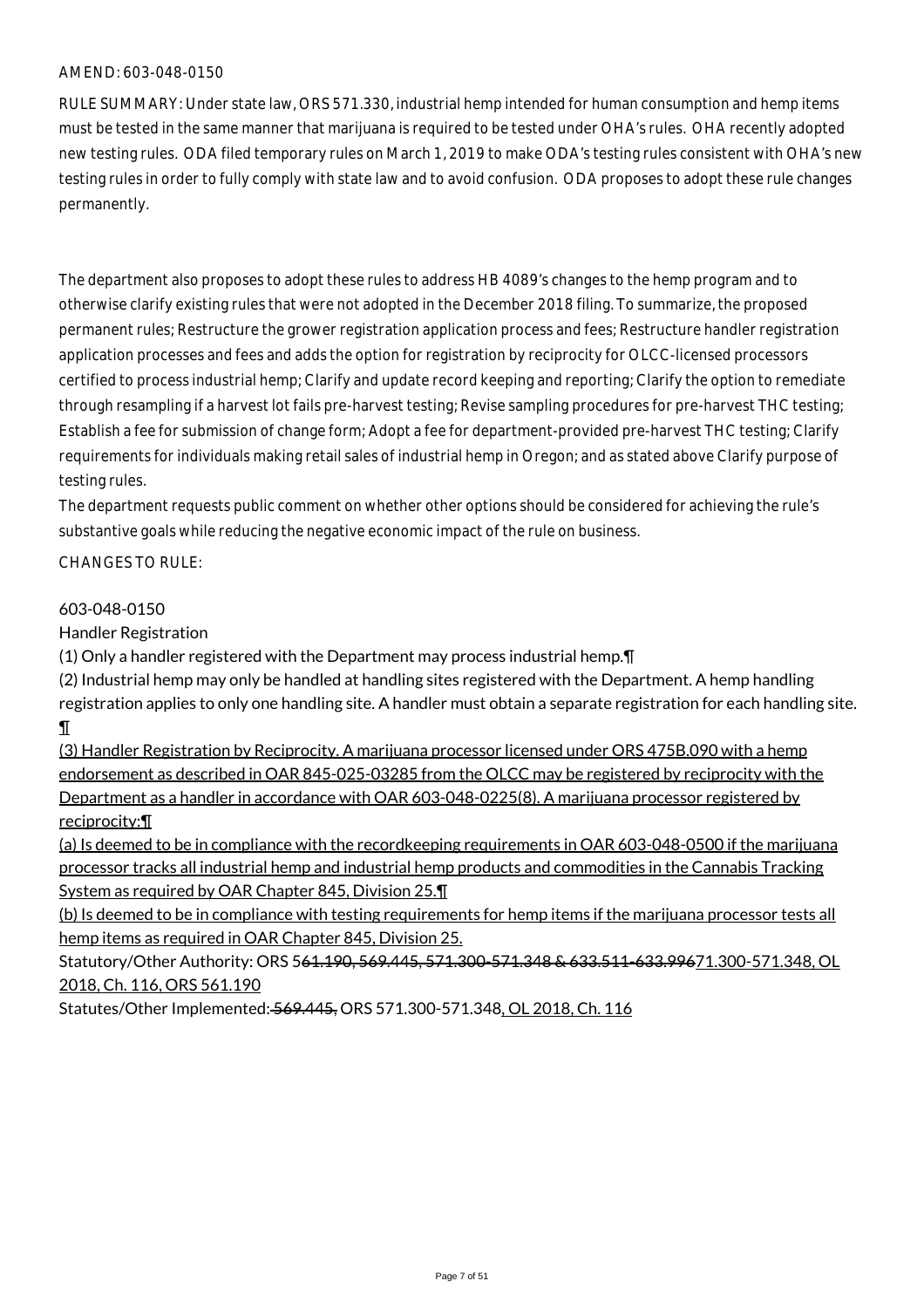AMEND: 603-048-0150

RULE SUMMARY: Under state law, ORS 571.330, industrial hemp intended for human consumption and hemp items must be tested in the same manner that marijuana is required to be tested under OHA's rules. OHA recently adopted new testing rules. ODA filed temporary rules on March 1, 2019 to make ODA's testing rules consistent with OHA's new testing rules in order to fully comply with state law and to avoid confusion. ODA proposes to adopt these rule changes permanently.

The department also proposes to adopt these rules to address HB 4089's changes to the hemp program and to otherwise clarify existing rules that were not adopted in the December 2018 filing. To summarize, the proposed permanent rules; Restructure the grower registration application process and fees; Restructure handler registration application processes and fees and adds the option for registration by reciprocity for OLCC-licensed processors certified to process industrial hemp; Clarify and update record keeping and reporting; Clarify the option to remediate through resampling if a harvest lot fails pre-harvest testing; Revise sampling procedures for pre-harvest THC testing; Establish a fee for submission of change form; Adopt a fee for department-provided pre-harvest THC testing; Clarify requirements for individuals making retail sales of industrial hemp in Oregon; and as stated above Clarify purpose of testing rules.

The department requests public comment on whether other options should be considered for achieving the rule's substantive goals while reducing the negative economic impact of the rule on business.

CHANGES TO RULE:

603-048-0150

Handler Registration

(1) Only a handler registered with the Department may process industrial hemp.¶

(2) Industrial hemp may only be handled at handling sites registered with the Department. A hemp handling registration applies to only one handling site. A handler must obtain a separate registration for each handling site. ¶

(3) Handler Registration by Reciprocity. A marijuana processor licensed under ORS 475B.090 with a hemp endorsement as described in OAR 845-025-03285 from the OLCC may be registered by reciprocity with the Department as a handler in accordance with OAR 603-048-0225(8). A marijuana processor registered by reciprocity:¶

(a) Is deemed to be in compliance with the recordkeeping requirements in OAR 603-048-0500 if the marijuana processor tracks all industrial hemp and industrial hemp products and commodities in the Cannabis Tracking System as required by OAR Chapter 845, Division 25.¶

(b) Is deemed to be in compliance with testing requirements for hemp items if the marijuana processor tests all hemp items as required in OAR Chapter 845, Division 25.

Statutory/Other Authority: ORS 5~~61.190, 569.445, 571.300-571.348 & 633.511-633.996~~71.300-571.348, OL 2018, Ch. 116, ORS 561.190

Statutes/Other Implemented: ~~569.445,~~ ORS 571.300-571.348, OL 2018, Ch. 116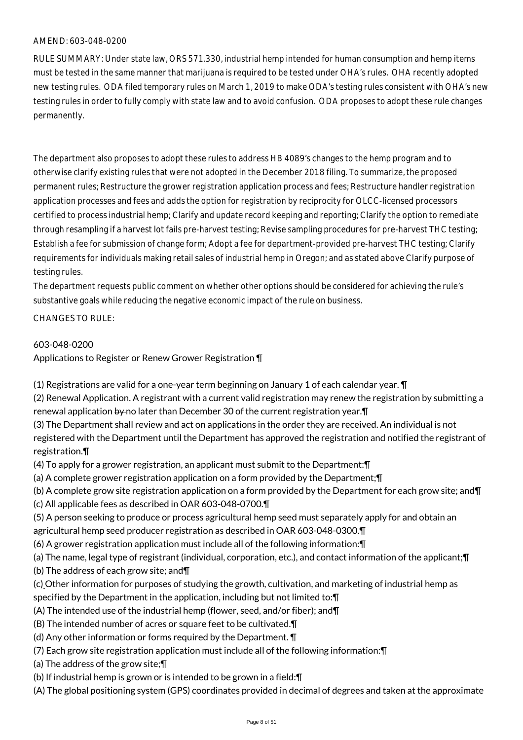AMEND: 603-048-0200

RULE SUMMARY: Under state law, ORS 571.330, industrial hemp intended for human consumption and hemp items must be tested in the same manner that marijuana is required to be tested under OHA's rules. OHA recently adopted new testing rules. ODA filed temporary rules on March 1, 2019 to make ODA's testing rules consistent with OHA's new testing rules in order to fully comply with state law and to avoid confusion. ODA proposes to adopt these rule changes permanently.

The department also proposes to adopt these rules to address HB 4089's changes to the hemp program and to otherwise clarify existing rules that were not adopted in the December 2018 filing. To summarize, the proposed permanent rules; Restructure the grower registration application process and fees; Restructure handler registration application processes and fees and adds the option for registration by reciprocity for OLCC-licensed processors certified to process industrial hemp; Clarify and update record keeping and reporting; Clarify the option to remediate through resampling if a harvest lot fails pre-harvest testing; Revise sampling procedures for pre-harvest THC testing; Establish a fee for submission of change form; Adopt a fee for department-provided pre-harvest THC testing; Clarify requirements for individuals making retail sales of industrial hemp in Oregon; and as stated above Clarify purpose of testing rules.

The department requests public comment on whether other options should be considered for achieving the rule's substantive goals while reducing the negative economic impact of the rule on business.

CHANGES TO RULE:

603-048-0200

Applications to Register or Renew Grower Registration ¶

(1) Registrations are valid for a one-year term beginning on January 1 of each calendar year. ¶

(2) Renewal Application. A registrant with a current valid registration may renew the registration by submitting a renewal application ~~by~~ no later than December 30 of the current registration year.¶

(3) The Department shall review and act on applications in the order they are received. An individual is not registered with the Department until the Department has approved the registration and notified the registrant of registration.¶

(4) To apply for a grower registration, an applicant must submit to the Department:¶

(a) A complete grower registration application on a form provided by the Department;¶

(b) A complete grow site registration application on a form provided by the Department for each grow site; and¶

(c) All applicable fees as described in OAR 603-048-0700.¶

(5) A person seeking to produce or process agricultural hemp seed must separately apply for and obtain an agricultural hemp seed producer registration as described in OAR 603-048-0300.¶

(6) A grower registration application must include all of the following information:¶

(a) The name, legal type of registrant (individual, corporation, etc.), and contact information of the applicant;¶

(b) The address of each grow site; and¶

(c) Other information for purposes of studying the growth, cultivation, and marketing of industrial hemp as specified by the Department in the application, including but not limited to:¶

(A) The intended use of the industrial hemp (flower, seed, and/or fiber); and¶

(B) The intended number of acres or square feet to be cultivated.¶

(d) Any other information or forms required by the Department. ¶

(7) Each grow site registration application must include all of the following information:¶

(a) The address of the grow site;¶

(b) If industrial hemp is grown or is intended to be grown in a field:¶

(A) The global positioning system (GPS) coordinates provided in decimal of degrees and taken at the approximate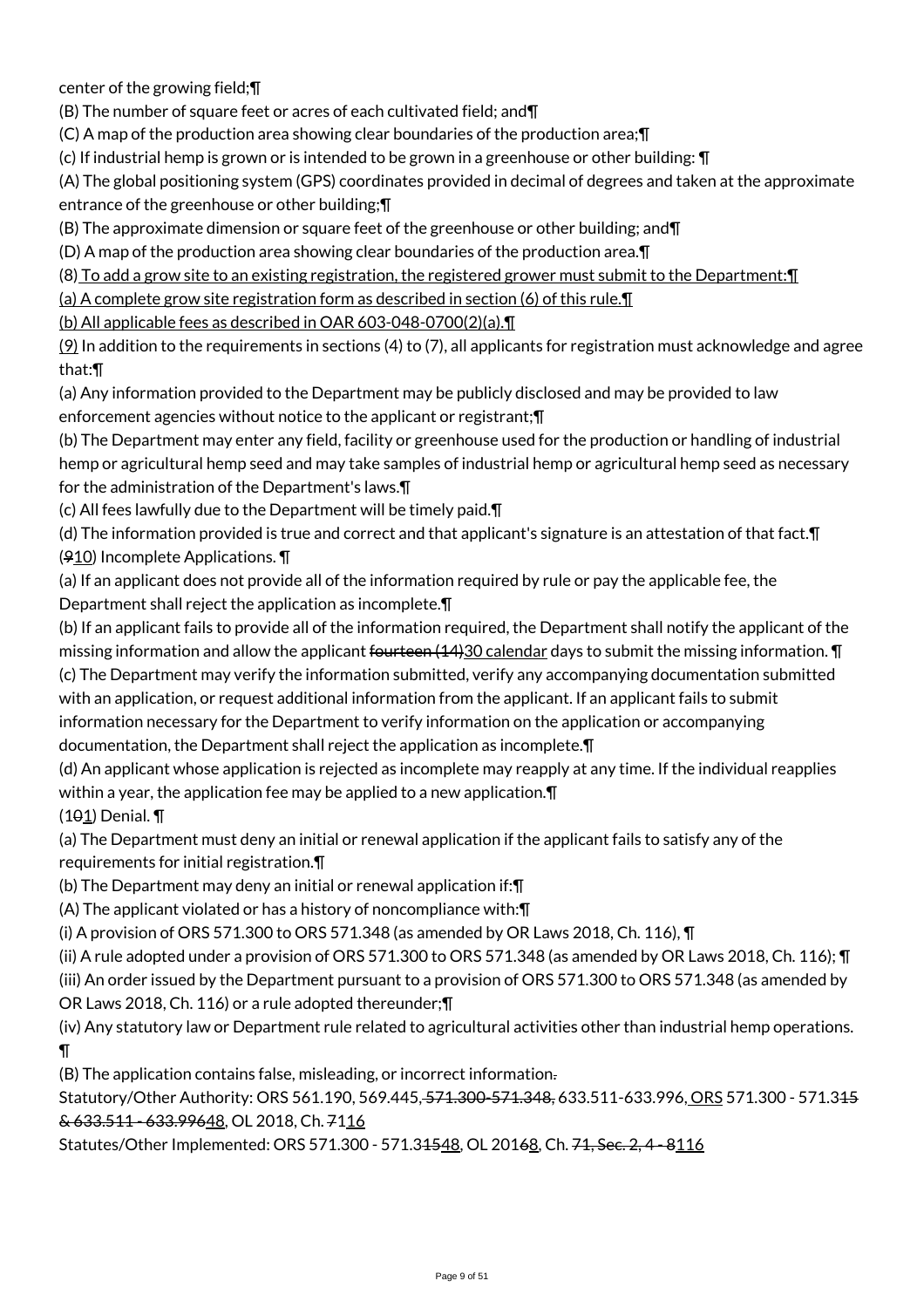center of the growing field;¶

(B) The number of square feet or acres of each cultivated field; and¶

(C) A map of the production area showing clear boundaries of the production area;¶

(c) If industrial hemp is grown or is intended to be grown in a greenhouse or other building: ¶

(A) The global positioning system (GPS) coordinates provided in decimal of degrees and taken at the approximate entrance of the greenhouse or other building;¶

(B) The approximate dimension or square feet of the greenhouse or other building; and¶

(D) A map of the production area showing clear boundaries of the production area.¶

<u>(8) To add a grow site to an existing registration, the registered grower must submit to the Department:¶</u>

<u>(a) A complete grow site registration form as described in section (6) of this rule.¶</u>

<u>(b) All applicable fees as described in OAR 603-048-0700(2)(a).¶</u>

<u>(9)</u> In addition to the requirements in sections (4) to (7), all applicants for registration must acknowledge and agree that:¶

(a) Any information provided to the Department may be publicly disclosed and may be provided to law enforcement agencies without notice to the applicant or registrant;¶

(b) The Department may enter any field, facility or greenhouse used for the production or handling of industrial hemp or agricultural hemp seed and may take samples of industrial hemp or agricultural hemp seed as necessary for the administration of the Department's laws.¶

(c) All fees lawfully due to the Department will be timely paid.¶

(d) The information provided is true and correct and that applicant's signature is an attestation of that fact.¶

(~~9~~<u>10</u>) Incomplete Applications. ¶

(a) If an applicant does not provide all of the information required by rule or pay the applicable fee, the Department shall reject the application as incomplete.¶

(b) If an applicant fails to provide all of the information required, the Department shall notify the applicant of the missing information and allow the applicant ~~fourteen (14)~~<u>30 calendar</u> days to submit the missing information. ¶

(c) The Department may verify the information submitted, verify any accompanying documentation submitted with an application, or request additional information from the applicant. If an applicant fails to submit information necessary for the Department to verify information on the application or accompanying documentation, the Department shall reject the application as incomplete.¶

(d) An applicant whose application is rejected as incomplete may reapply at any time. If the individual reapplies within a year, the application fee may be applied to a new application.¶

(1~~0~~<u>1</u>) Denial. ¶

(a) The Department must deny an initial or renewal application if the applicant fails to satisfy any of the requirements for initial registration.¶

(b) The Department may deny an initial or renewal application if:¶

(A) The applicant violated or has a history of noncompliance with:¶

(i) A provision of ORS 571.300 to ORS 571.348 (as amended by OR Laws 2018, Ch. 116), ¶

(ii) A rule adopted under a provision of ORS 571.300 to ORS 571.348 (as amended by OR Laws 2018, Ch. 116); ¶

(iii) An order issued by the Department pursuant to a provision of ORS 571.300 to ORS 571.348 (as amended by OR Laws 2018, Ch. 116) or a rule adopted thereunder;¶

(iv) Any statutory law or Department rule related to agricultural activities other than industrial hemp operations. ¶

(B) The application contains false, misleading, or incorrect information~~.~~

Statutory/Other Authority: ORS 561.190, 569.445, ~~571.300-571.348,~~ 633.511-633.996, <u>ORS</u> 571.300 - 571.3~~15 & 633.511 - 633.996~~<u>48</u>, OL 2018, Ch. ~~71~~<u>116</u>

Statutes/Other Implemented: ORS 571.300 - 571.3~~15~~<u>48</u>, OL 201~~6~~<u>8</u>, Ch. ~~71, Sec. 2, 4 - 8~~<u>116</u>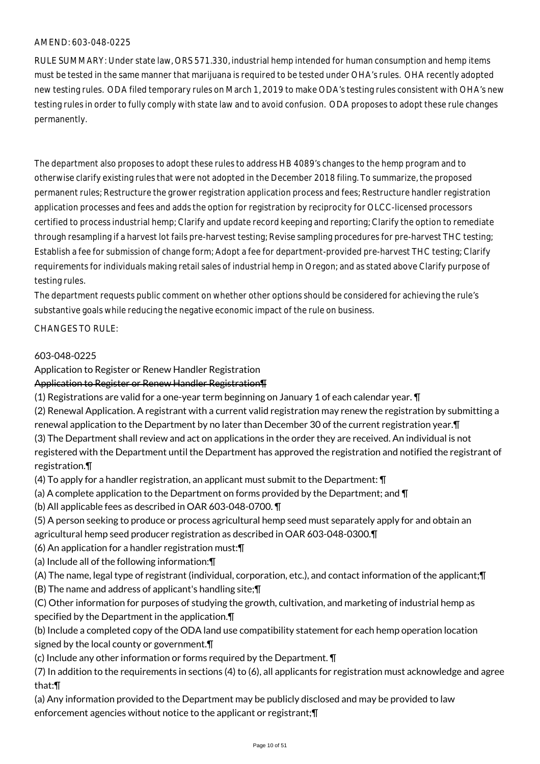AMEND: 603-048-0225

RULE SUMMARY: Under state law, ORS 571.330, industrial hemp intended for human consumption and hemp items must be tested in the same manner that marijuana is required to be tested under OHA's rules. OHA recently adopted new testing rules. ODA filed temporary rules on March 1, 2019 to make ODA's testing rules consistent with OHA's new testing rules in order to fully comply with state law and to avoid confusion. ODA proposes to adopt these rule changes permanently.

The department also proposes to adopt these rules to address HB 4089's changes to the hemp program and to otherwise clarify existing rules that were not adopted in the December 2018 filing. To summarize, the proposed permanent rules; Restructure the grower registration application process and fees; Restructure handler registration application processes and fees and adds the option for registration by reciprocity for OLCC-licensed processors certified to process industrial hemp; Clarify and update record keeping and reporting; Clarify the option to remediate through resampling if a harvest lot fails pre-harvest testing; Revise sampling procedures for pre-harvest THC testing; Establish a fee for submission of change form; Adopt a fee for department-provided pre-harvest THC testing; Clarify requirements for individuals making retail sales of industrial hemp in Oregon; and as stated above Clarify purpose of testing rules.

The department requests public comment on whether other options should be considered for achieving the rule's substantive goals while reducing the negative economic impact of the rule on business.

CHANGES TO RULE:

603-048-0225

Application to Register or Renew Handler Registration

~~Application to Register or Renew Handler Registration¶~~

(1) Registrations are valid for a one-year term beginning on January 1 of each calendar year. ¶

(2) Renewal Application. A registrant with a current valid registration may renew the registration by submitting a renewal application to the Department by no later than December 30 of the current registration year.¶

(3) The Department shall review and act on applications in the order they are received. An individual is not registered with the Department until the Department has approved the registration and notified the registrant of registration.¶

(4) To apply for a handler registration, an applicant must submit to the Department: ¶

(a) A complete application to the Department on forms provided by the Department; and ¶

(b) All applicable fees as described in OAR 603-048-0700. ¶

(5) A person seeking to produce or process agricultural hemp seed must separately apply for and obtain an agricultural hemp seed producer registration as described in OAR 603-048-0300.¶

(6) An application for a handler registration must:¶

(a) Include all of the following information:¶

(A) The name, legal type of registrant (individual, corporation, etc.), and contact information of the applicant;¶

(B) The name and address of applicant's handling site;¶

(C) Other information for purposes of studying the growth, cultivation, and marketing of industrial hemp as specified by the Department in the application.¶

(b) Include a completed copy of the ODA land use compatibility statement for each hemp operation location signed by the local county or government.¶

(c) Include any other information or forms required by the Department. ¶

(7) In addition to the requirements in sections (4) to (6), all applicants for registration must acknowledge and agree that:¶

(a) Any information provided to the Department may be publicly disclosed and may be provided to law enforcement agencies without notice to the applicant or registrant;¶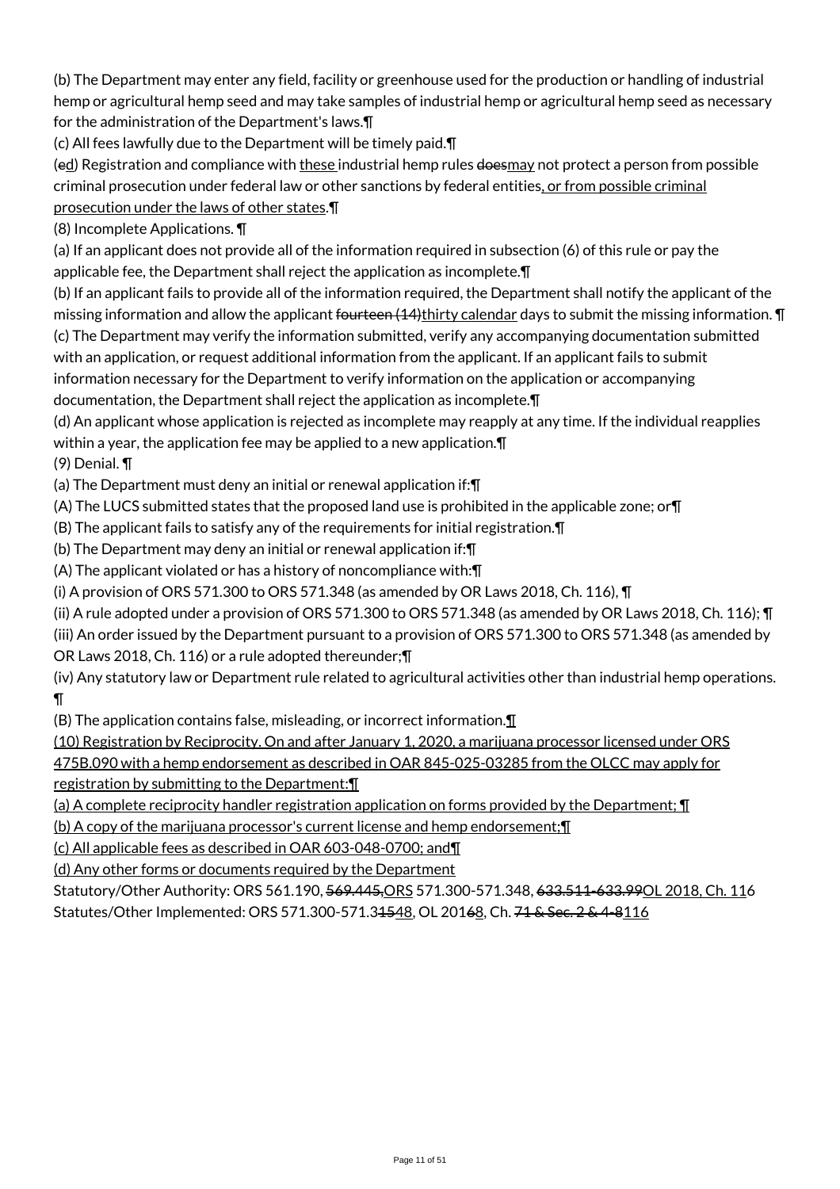(b) The Department may enter any field, facility or greenhouse used for the production or handling of industrial hemp or agricultural hemp seed and may take samples of industrial hemp or agricultural hemp seed as necessary for the administration of the Department's laws.¶

(c) All fees lawfully due to the Department will be timely paid.¶

(ed) Registration and compliance with these industrial hemp rules doesmay not protect a person from possible criminal prosecution under federal law or other sanctions by federal entities, or from possible criminal prosecution under the laws of other states.¶

(8) Incomplete Applications. ¶

(a) If an applicant does not provide all of the information required in subsection (6) of this rule or pay the applicable fee, the Department shall reject the application as incomplete.¶

(b) If an applicant fails to provide all of the information required, the Department shall notify the applicant of the missing information and allow the applicant fourteen (14)thirty calendar days to submit the missing information. ¶

(c) The Department may verify the information submitted, verify any accompanying documentation submitted with an application, or request additional information from the applicant. If an applicant fails to submit information necessary for the Department to verify information on the application or accompanying documentation, the Department shall reject the application as incomplete.¶

(d) An applicant whose application is rejected as incomplete may reapply at any time. If the individual reapplies within a year, the application fee may be applied to a new application.¶

(9) Denial. ¶

(a) The Department must deny an initial or renewal application if:¶

(A) The LUCS submitted states that the proposed land use is prohibited in the applicable zone; or¶

(B) The applicant fails to satisfy any of the requirements for initial registration.¶

(b) The Department may deny an initial or renewal application if:¶

(A) The applicant violated or has a history of noncompliance with:¶

(i) A provision of ORS 571.300 to ORS 571.348 (as amended by OR Laws 2018, Ch. 116), ¶

(ii) A rule adopted under a provision of ORS 571.300 to ORS 571.348 (as amended by OR Laws 2018, Ch. 116); ¶

(iii) An order issued by the Department pursuant to a provision of ORS 571.300 to ORS 571.348 (as amended by OR Laws 2018, Ch. 116) or a rule adopted thereunder;¶

(iv) Any statutory law or Department rule related to agricultural activities other than industrial hemp operations. ¶

(B) The application contains false, misleading, or incorrect information.¶

(10) Registration by Reciprocity. On and after January 1, 2020, a marijuana processor licensed under ORS 475B.090 with a hemp endorsement as described in OAR 845-025-03285 from the OLCC may apply for registration by submitting to the Department:¶

(a) A complete reciprocity handler registration application on forms provided by the Department; ¶

(b) A copy of the marijuana processor's current license and hemp endorsement;¶

(c) All applicable fees as described in OAR 603-048-0700; and¶

(d) Any other forms or documents required by the Department

Statutory/Other Authority: ORS 561.190, 569.445,ORS 571.300-571.348, 633.511-633.99OL 2018, Ch. 116

Statutes/Other Implemented: ORS 571.300-571.31548, OL 20168, Ch. 71 & Sec. 2 & 4-8116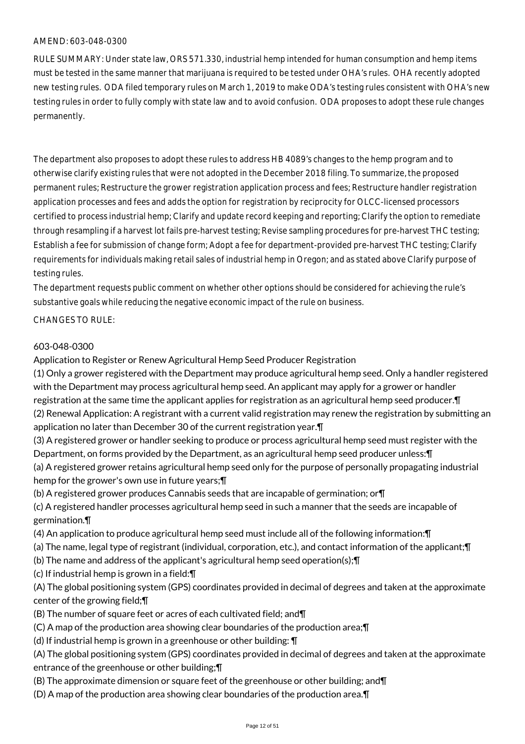AMEND: 603-048-0300

RULE SUMMARY: Under state law, ORS 571.330, industrial hemp intended for human consumption and hemp items must be tested in the same manner that marijuana is required to be tested under OHA's rules. OHA recently adopted new testing rules. ODA filed temporary rules on March 1, 2019 to make ODA's testing rules consistent with OHA's new testing rules in order to fully comply with state law and to avoid confusion. ODA proposes to adopt these rule changes permanently.

The department also proposes to adopt these rules to address HB 4089's changes to the hemp program and to otherwise clarify existing rules that were not adopted in the December 2018 filing. To summarize, the proposed permanent rules; Restructure the grower registration application process and fees; Restructure handler registration application processes and fees and adds the option for registration by reciprocity for OLCC-licensed processors certified to process industrial hemp; Clarify and update record keeping and reporting; Clarify the option to remediate through resampling if a harvest lot fails pre-harvest testing; Revise sampling procedures for pre-harvest THC testing; Establish a fee for submission of change form; Adopt a fee for department-provided pre-harvest THC testing; Clarify requirements for individuals making retail sales of industrial hemp in Oregon; and as stated above Clarify purpose of testing rules.

The department requests public comment on whether other options should be considered for achieving the rule's substantive goals while reducing the negative economic impact of the rule on business.

CHANGES TO RULE:

603-048-0300

Application to Register or Renew Agricultural Hemp Seed Producer Registration

(1) Only a grower registered with the Department may produce agricultural hemp seed. Only a handler registered with the Department may process agricultural hemp seed. An applicant may apply for a grower or handler registration at the same time the applicant applies for registration as an agricultural hemp seed producer.¶

(2) Renewal Application: A registrant with a current valid registration may renew the registration by submitting an application no later than December 30 of the current registration year.¶

(3) A registered grower or handler seeking to produce or process agricultural hemp seed must register with the Department, on forms provided by the Department, as an agricultural hemp seed producer unless:¶

(a) A registered grower retains agricultural hemp seed only for the purpose of personally propagating industrial hemp for the grower's own use in future years;¶

(b) A registered grower produces Cannabis seeds that are incapable of germination; or¶

(c) A registered handler processes agricultural hemp seed in such a manner that the seeds are incapable of germination.¶

(4) An application to produce agricultural hemp seed must include all of the following information:¶

(a) The name, legal type of registrant (individual, corporation, etc.), and contact information of the applicant;¶

(b) The name and address of the applicant's agricultural hemp seed operation(s);¶

(c) If industrial hemp is grown in a field:¶

(A) The global positioning system (GPS) coordinates provided in decimal of degrees and taken at the approximate center of the growing field;¶

(B) The number of square feet or acres of each cultivated field; and¶

(C) A map of the production area showing clear boundaries of the production area;¶

(d) If industrial hemp is grown in a greenhouse or other building: ¶

(A) The global positioning system (GPS) coordinates provided in decimal of degrees and taken at the approximate entrance of the greenhouse or other building;¶

(B) The approximate dimension or square feet of the greenhouse or other building; and¶

(D) A map of the production area showing clear boundaries of the production area.¶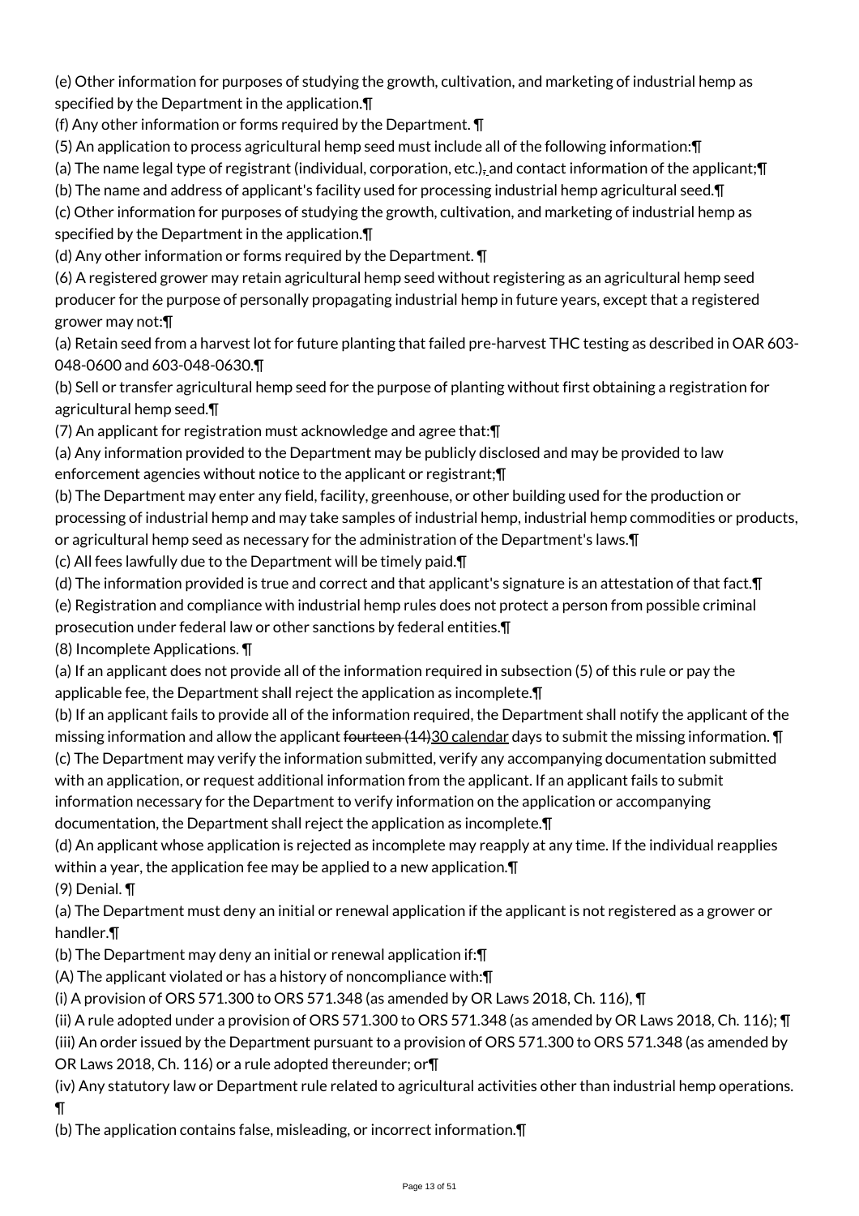(e) Other information for purposes of studying the growth, cultivation, and marketing of industrial hemp as specified by the Department in the application.¶

(f) Any other information or forms required by the Department. ¶

(5) An application to process agricultural hemp seed must include all of the following information:¶

(a) The name legal type of registrant (individual, corporation, etc.), and contact information of the applicant;¶

(b) The name and address of applicant's facility used for processing industrial hemp agricultural seed.¶

(c) Other information for purposes of studying the growth, cultivation, and marketing of industrial hemp as specified by the Department in the application.¶

(d) Any other information or forms required by the Department. ¶

(6) A registered grower may retain agricultural hemp seed without registering as an agricultural hemp seed producer for the purpose of personally propagating industrial hemp in future years, except that a registered grower may not:¶

(a) Retain seed from a harvest lot for future planting that failed pre-harvest THC testing as described in OAR 603-048-0600 and 603-048-0630.¶

(b) Sell or transfer agricultural hemp seed for the purpose of planting without first obtaining a registration for agricultural hemp seed.¶

(7) An applicant for registration must acknowledge and agree that:¶

(a) Any information provided to the Department may be publicly disclosed and may be provided to law enforcement agencies without notice to the applicant or registrant;¶

(b) The Department may enter any field, facility, greenhouse, or other building used for the production or processing of industrial hemp and may take samples of industrial hemp, industrial hemp commodities or products, or agricultural hemp seed as necessary for the administration of the Department's laws.¶

(c) All fees lawfully due to the Department will be timely paid.¶

(d) The information provided is true and correct and that applicant's signature is an attestation of that fact.¶

(e) Registration and compliance with industrial hemp rules does not protect a person from possible criminal prosecution under federal law or other sanctions by federal entities.¶

(8) Incomplete Applications. ¶

(a) If an applicant does not provide all of the information required in subsection (5) of this rule or pay the applicable fee, the Department shall reject the application as incomplete.¶

(b) If an applicant fails to provide all of the information required, the Department shall notify the applicant of the missing information and allow the applicant ~~fourteen (14)~~30 calendar days to submit the missing information. ¶

(c) The Department may verify the information submitted, verify any accompanying documentation submitted with an application, or request additional information from the applicant. If an applicant fails to submit information necessary for the Department to verify information on the application or accompanying documentation, the Department shall reject the application as incomplete.¶

(d) An applicant whose application is rejected as incomplete may reapply at any time. If the individual reapplies within a year, the application fee may be applied to a new application.¶

(9) Denial. ¶

(a) The Department must deny an initial or renewal application if the applicant is not registered as a grower or handler.¶

(b) The Department may deny an initial or renewal application if:¶

(A) The applicant violated or has a history of noncompliance with:¶

(i) A provision of ORS 571.300 to ORS 571.348 (as amended by OR Laws 2018, Ch. 116), ¶

(ii) A rule adopted under a provision of ORS 571.300 to ORS 571.348 (as amended by OR Laws 2018, Ch. 116); ¶

(iii) An order issued by the Department pursuant to a provision of ORS 571.300 to ORS 571.348 (as amended by OR Laws 2018, Ch. 116) or a rule adopted thereunder; or¶

(iv) Any statutory law or Department rule related to agricultural activities other than industrial hemp operations. ¶

(b) The application contains false, misleading, or incorrect information.¶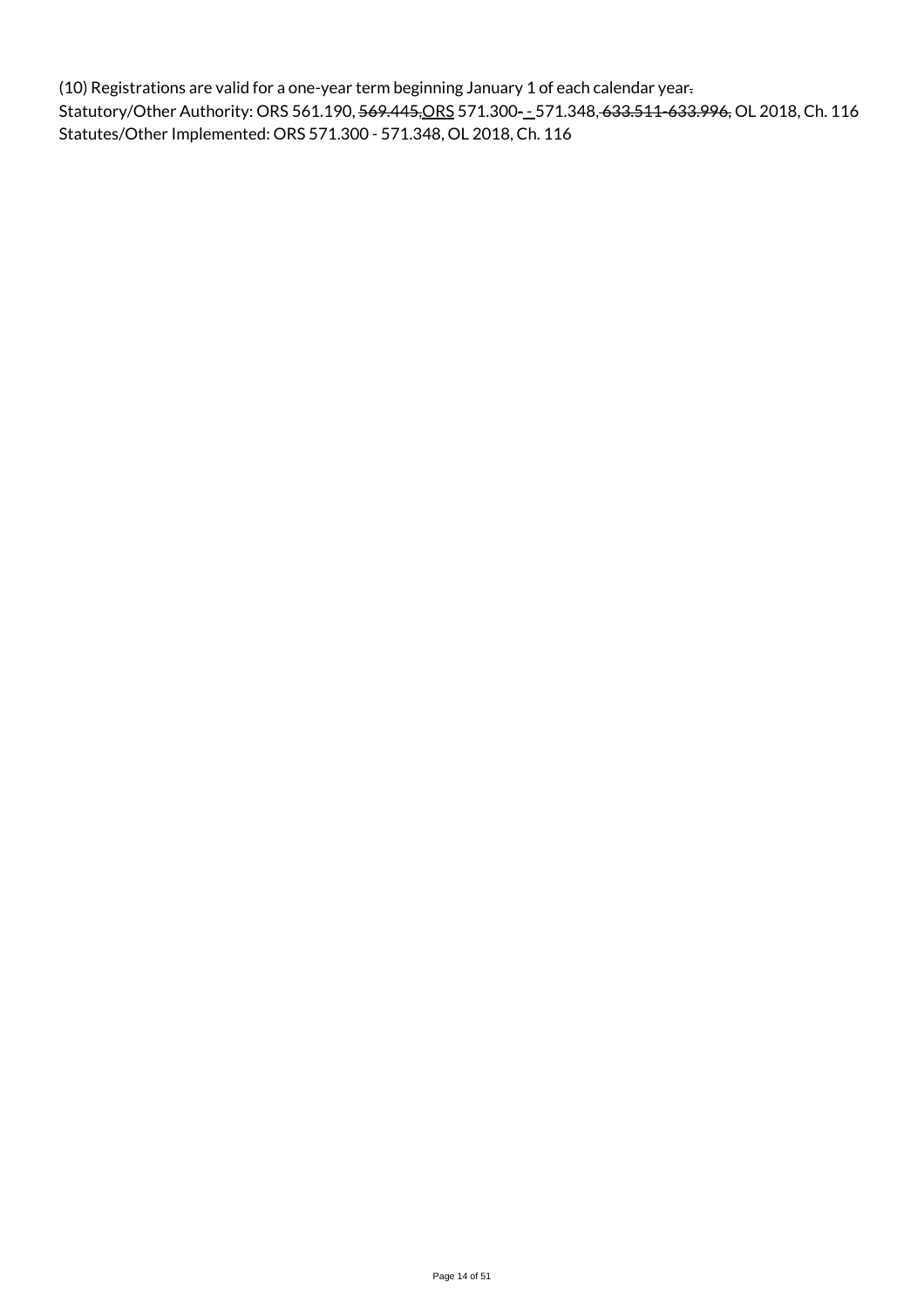(10) Registrations are valid for a one-year term beginning January 1 of each calendar year~~.~~
Statutory/Other Authority: ORS 561.190, ~~569.445,~~<u>ORS</u> 571.300~~-~~<u> - </u>571.348~~, 633.511-633.996,~~ OL 2018, Ch. 116
Statutes/Other Implemented: ORS 571.300 - 571.348, OL 2018, Ch. 116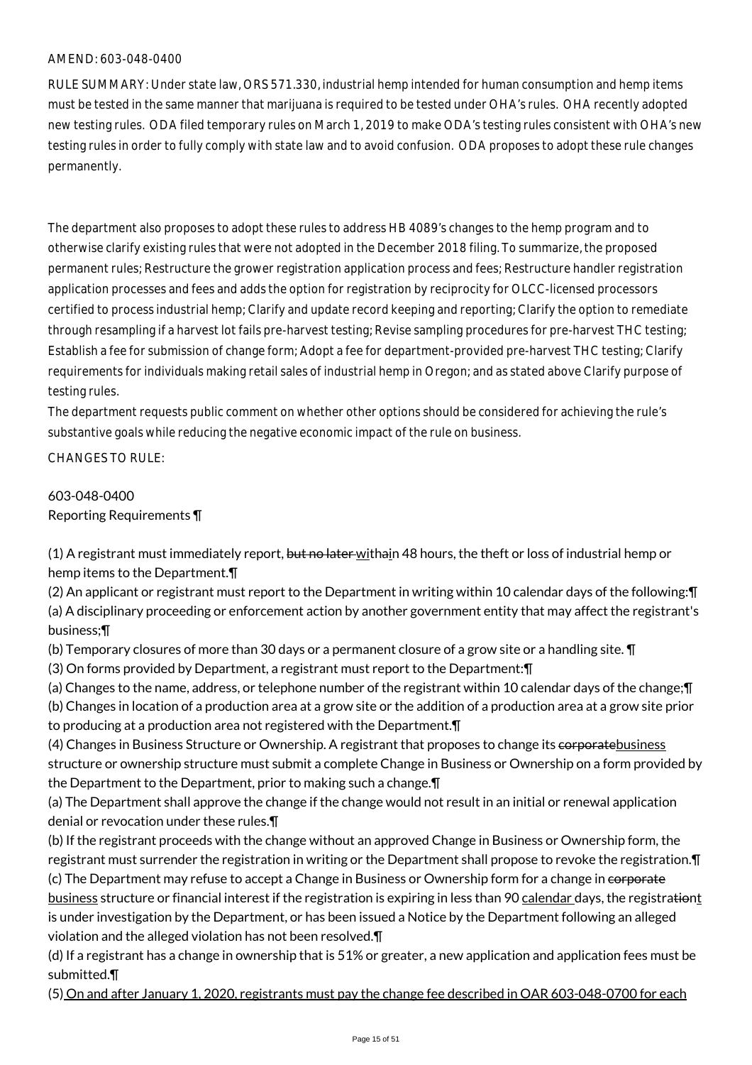AMEND: 603-048-0400

RULE SUMMARY: Under state law, ORS 571.330, industrial hemp intended for human consumption and hemp items must be tested in the same manner that marijuana is required to be tested under OHA's rules. OHA recently adopted new testing rules. ODA filed temporary rules on March 1, 2019 to make ODA's testing rules consistent with OHA's new testing rules in order to fully comply with state law and to avoid confusion. ODA proposes to adopt these rule changes permanently.

The department also proposes to adopt these rules to address HB 4089's changes to the hemp program and to otherwise clarify existing rules that were not adopted in the December 2018 filing. To summarize, the proposed permanent rules; Restructure the grower registration application process and fees; Restructure handler registration application processes and fees and adds the option for registration by reciprocity for OLCC-licensed processors certified to process industrial hemp; Clarify and update record keeping and reporting; Clarify the option to remediate through resampling if a harvest lot fails pre-harvest testing; Revise sampling procedures for pre-harvest THC testing; Establish a fee for submission of change form; Adopt a fee for department-provided pre-harvest THC testing; Clarify requirements for individuals making retail sales of industrial hemp in Oregon; and as stated above Clarify purpose of testing rules.

The department requests public comment on whether other options should be considered for achieving the rule's substantive goals while reducing the negative economic impact of the rule on business.

CHANGES TO RULE:

603-048-0400
Reporting Requirements ¶

(1) A registrant must immediately report, ~~but no later~~ withain 48 hours, the theft or loss of industrial hemp or hemp items to the Department.¶
(2) An applicant or registrant must report to the Department in writing within 10 calendar days of the following:¶
(a) A disciplinary proceeding or enforcement action by another government entity that may affect the registrant's business;¶
(b) Temporary closures of more than 30 days or a permanent closure of a grow site or a handling site. ¶
(3) On forms provided by Department, a registrant must report to the Department:¶
(a) Changes to the name, address, or telephone number of the registrant within 10 calendar days of the change;¶
(b) Changes in location of a production area at a grow site or the addition of a production area at a grow site prior to producing at a production area not registered with the Department.¶
(4) Changes in Business Structure or Ownership. A registrant that proposes to change its ~~corporate~~business structure or ownership structure must submit a complete Change in Business or Ownership on a form provided by the Department to the Department, prior to making such a change.¶
(a) The Department shall approve the change if the change would not result in an initial or renewal application denial or revocation under these rules.¶
(b) If the registrant proceeds with the change without an approved Change in Business or Ownership form, the registrant must surrender the registration in writing or the Department shall propose to revoke the registration.¶
(c) The Department may refuse to accept a Change in Business or Ownership form for a change in ~~corporate~~ business structure or financial interest if the registration is expiring in less than 90 calendar days, the registra~~tion~~t is under investigation by the Department, or has been issued a Notice by the Department following an alleged violation and the alleged violation has not been resolved.¶
(d) If a registrant has a change in ownership that is 51% or greater, a new application and application fees must be submitted.¶
(5) On and after January 1, 2020, registrants must pay the change fee described in OAR 603-048-0700 for each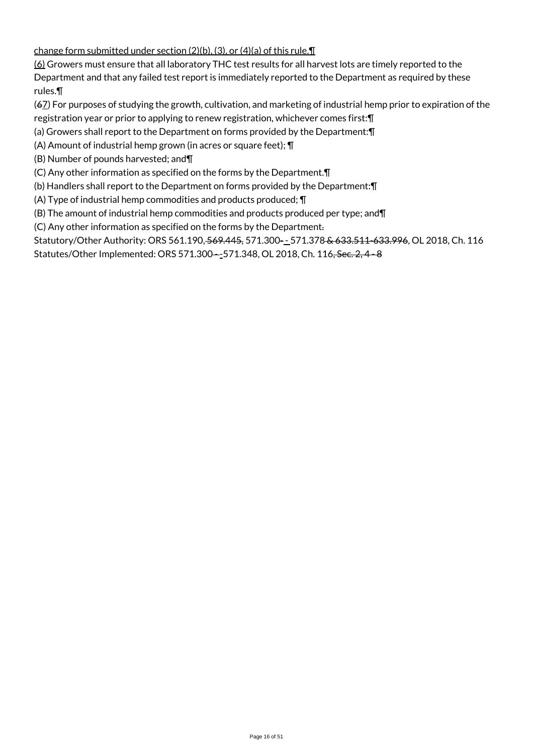change form submitted under section (2)(b), (3), or (4)(a) of this rule.¶

(6) Growers must ensure that all laboratory THC test results for all harvest lots are timely reported to the Department and that any failed test report is immediately reported to the Department as required by these rules.¶

(67) For purposes of studying the growth, cultivation, and marketing of industrial hemp prior to expiration of the registration year or prior to applying to renew registration, whichever comes first:¶

(a) Growers shall report to the Department on forms provided by the Department:¶

(A) Amount of industrial hemp grown (in acres or square feet); ¶

(B) Number of pounds harvested; and¶

(C) Any other information as specified on the forms by the Department.¶

(b) Handlers shall report to the Department on forms provided by the Department:¶

(A) Type of industrial hemp commodities and products produced; ¶

(B) The amount of industrial hemp commodities and products produced per type; and¶

(C) Any other information as specified on the forms by the Department.

Statutory/Other Authority: ORS 561.190, 569.445, 571.300 - 571.378 & 633.511-633.996, OL 2018, Ch. 116

Statutes/Other Implemented: ORS 571.300 - 571.348, OL 2018, Ch. 116, Sec. 2, 4 - 8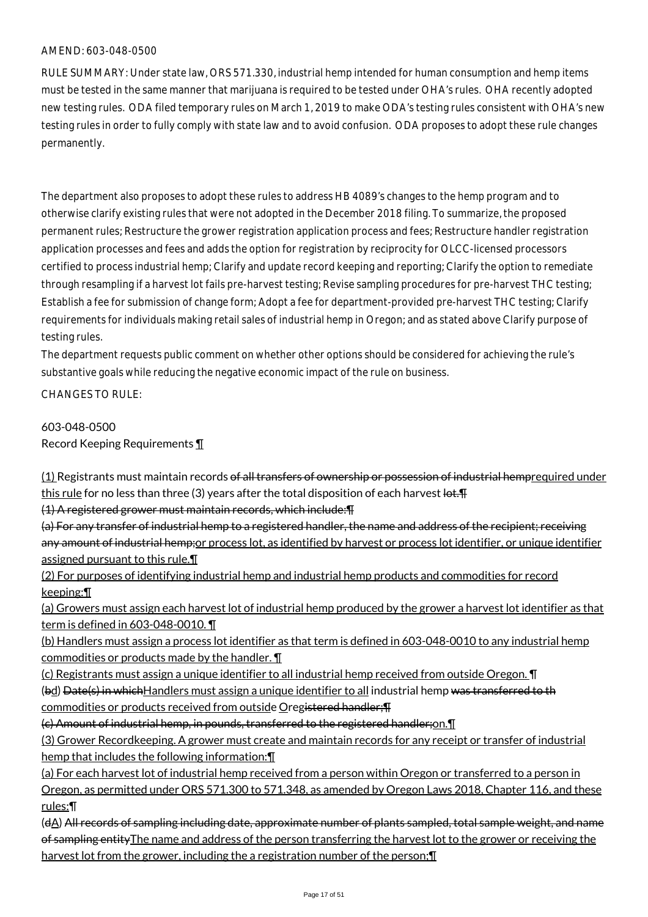AMEND: 603-048-0500

RULE SUMMARY: Under state law, ORS 571.330, industrial hemp intended for human consumption and hemp items must be tested in the same manner that marijuana is required to be tested under OHA's rules. OHA recently adopted new testing rules. ODA filed temporary rules on March 1, 2019 to make ODA's testing rules consistent with OHA's new testing rules in order to fully comply with state law and to avoid confusion. ODA proposes to adopt these rule changes permanently.

The department also proposes to adopt these rules to address HB 4089's changes to the hemp program and to otherwise clarify existing rules that were not adopted in the December 2018 filing. To summarize, the proposed permanent rules; Restructure the grower registration application process and fees; Restructure handler registration application processes and fees and adds the option for registration by reciprocity for OLCC-licensed processors certified to process industrial hemp; Clarify and update record keeping and reporting; Clarify the option to remediate through resampling if a harvest lot fails pre-harvest testing; Revise sampling procedures for pre-harvest THC testing; Establish a fee for submission of change form; Adopt a fee for department-provided pre-harvest THC testing; Clarify requirements for individuals making retail sales of industrial hemp in Oregon; and as stated above Clarify purpose of testing rules.

The department requests public comment on whether other options should be considered for achieving the rule's substantive goals while reducing the negative economic impact of the rule on business.

CHANGES TO RULE:

603-048-0500
Record Keeping Requirements ¶

(1) Registrants must maintain records ~~of all transfers of ownership or possession of industrial hemp~~required under this rule for no less than three (3) years after the total disposition of each harvest ~~lot.¶~~

~~(1) A registered grower must maintain records, which include:¶~~

~~(a) For any transfer of industrial hemp to a registered handler, the name and address of the recipient; receiving any amount of industrial hemp;~~or process lot, as identified by harvest or process lot identifier, or unique identifier assigned pursuant to this rule.¶

(2) For purposes of identifying industrial hemp and industrial hemp products and commodities for record keeping:¶

(a) Growers must assign each harvest lot of industrial hemp produced by the grower a harvest lot identifier as that term is defined in 603-048-0010. ¶

(b) Handlers must assign a process lot identifier as that term is defined in 603-048-0010 to any industrial hemp commodities or products made by the handler. ¶

(c) Registrants must assign a unique identifier to all industrial hemp received from outside Oregon. ¶

(~~b~~d) ~~Date(s) in which~~Handlers must assign a unique identifier to all industrial hemp ~~was transferred to th~~ commodities or products received from outside Oreg~~istered handler;¶~~

~~(c) Amount of industrial hemp, in pounds, transferred to the registered handler;~~on.¶

(3) Grower Recordkeeping. A grower must create and maintain records for any receipt or transfer of industrial hemp that includes the following information:¶

(a) For each harvest lot of industrial hemp received from a person within Oregon or transferred to a person in Oregon, as permitted under ORS 571.300 to 571.348, as amended by Oregon Laws 2018, Chapter 116, and these rules:¶

(~~d~~A) ~~All records of sampling including date, approximate number of plants sampled, total sample weight, and name of sampling entity~~The name and address of the person transferring the harvest lot to the grower or receiving the harvest lot from the grower, including the a registration number of the person;¶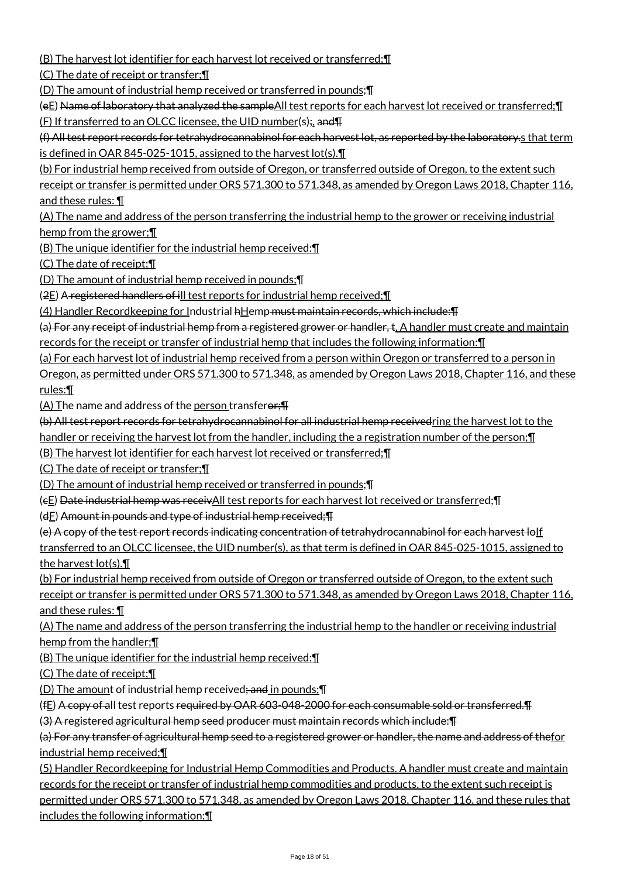(B) The harvest lot identifier for each harvest lot received or transferred;¶

(C) The date of receipt or transfer;¶

(D) The amount of industrial hemp received or transferred in pounds;¶

(eE) Name of laboratory that analyzed the sampleAll test reports for each harvest lot received or transferred;¶

(F) If transferred to an OLCC licensee, the UID number(s);, and¶

(f) All test report records for tetrahydrocannabinol for each harvest lot, as reported by the laboratory.s that term is defined in OAR 845-025-1015, assigned to the harvest lot(s).¶

(b) For industrial hemp received from outside of Oregon, or transferred outside of Oregon, to the extent such receipt or transfer is permitted under ORS 571.300 to 571.348, as amended by Oregon Laws 2018, Chapter 116, and these rules: ¶

(A) The name and address of the person transferring the industrial hemp to the grower or receiving industrial hemp from the grower;¶

(B) The unique identifier for the industrial hemp received:¶

(C) The date of receipt;¶

(D) The amount of industrial hemp received in pounds;¶

(2E) A registered handlers of ill test reports for industrial hemp received;¶

(4) Handler Recordkeeping for Industrial hHemp must maintain records, which include:¶

(a) For any receipt of industrial hemp from a registered grower or handler, t. A handler must create and maintain records for the receipt or transfer of industrial hemp that includes the following information:¶

(a) For each harvest lot of industrial hemp received from a person within Oregon or transferred to a person in Oregon, as permitted under ORS 571.300 to 571.348, as amended by Oregon Laws 2018, Chapter 116, and these rules:¶

(A) The name and address of the person transferor;¶

(b) All test report records for tetrahydrocannabinol for all industrial hemp receivedring the harvest lot to the handler or receiving the harvest lot from the handler, including the a registration number of the person;¶

(B) The harvest lot identifier for each harvest lot received or transferred;¶

(C) The date of receipt or transfer;¶

(D) The amount of industrial hemp received or transferred in pounds;¶

(cE) Date industrial hemp was receivAll test reports for each harvest lot received or transferred;¶

(dF) Amount in pounds and type of industrial hemp received;¶

(e) A copy of the test report records indicating concentration of tetrahydrocannabinol for each harvest loIf transferred to an OLCC licensee, the UID number(s), as that term is defined in OAR 845-025-1015, assigned to the harvest lot(s).¶

(b) For industrial hemp received from outside of Oregon or transferred outside of Oregon, to the extent such receipt or transfer is permitted under ORS 571.300 to 571.348, as amended by Oregon Laws 2018, Chapter 116, and these rules: ¶

(A) The name and address of the person transferring the industrial hemp to the handler or receiving industrial hemp from the handler;¶

(B) The unique identifier for the industrial hemp received:¶

(C) The date of receipt;¶

(D) The amount of industrial hemp received; and in pounds;¶

(fE) A copy of all test reports required by OAR 603-048-2000 for each consumable sold or transferred.¶

(3) A registered agricultural hemp seed producer must maintain records which include:¶

(a) For any transfer of agricultural hemp seed to a registered grower or handler, the name and address of thefor industrial hemp received;¶

(5) Handler Recordkeeping for Industrial Hemp Commodities and Products. A handler must create and maintain records for the receipt or transfer of industrial hemp commodities and products, to the extent such receipt is permitted under ORS 571.300 to 571.348, as amended by Oregon Laws 2018, Chapter 116, and these rules that includes the following information:¶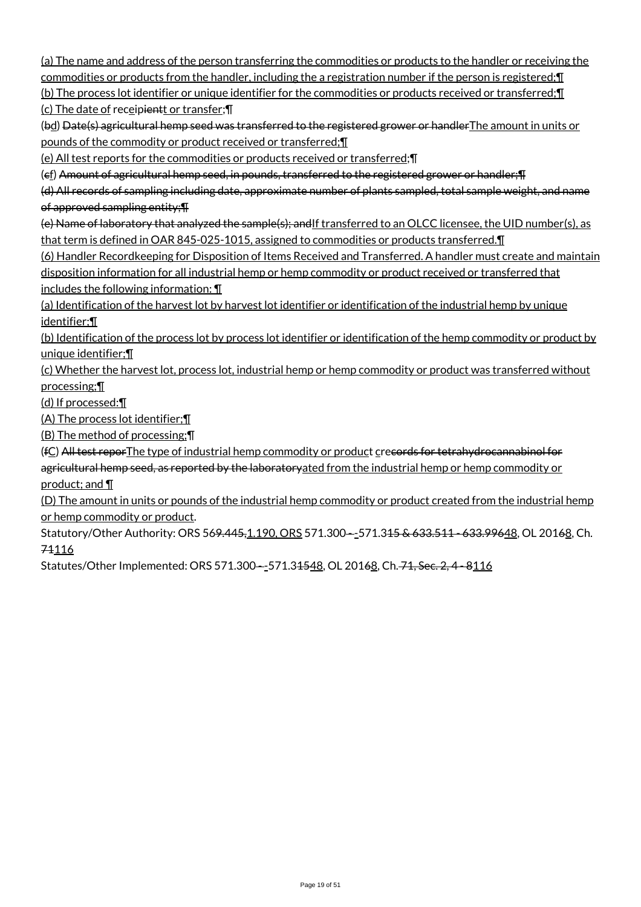(a) The name and address of the person transferring the commodities or products to the handler or receiving the commodities or products from the handler, including the a registration number if the person is registered;¶
(b) The process lot identifier or unique identifier for the commodities or products received or transferred;¶
(c) The date of receipientt or transfer;¶
(bd) Date(s) agricultural hemp seed was transferred to the registered grower or handlerThe amount in units or pounds of the commodity or product received or transferred;¶
(e) All test reports for the commodities or products received or transferred;¶
(cf) Amount of agricultural hemp seed, in pounds, transferred to the registered grower or handler;¶
(d) All records of sampling including date, approximate number of plants sampled, total sample weight, and name of approved sampling entity;¶
(e) Name of laboratory that analyzed the sample(s); andIf transferred to an OLCC licensee, the UID number(s), as that term is defined in OAR 845-025-1015, assigned to commodities or products transferred.¶
(6) Handler Recordkeeping for Disposition of Items Received and Transferred. A handler must create and maintain disposition information for all industrial hemp or hemp commodity or product received or transferred that includes the following information: ¶
(a) Identification of the harvest lot by harvest lot identifier or identification of the industrial hemp by unique identifier;¶
(b) Identification of the process lot by process lot identifier or identification of the hemp commodity or product by unique identifier;¶
(c) Whether the harvest lot, process lot, industrial hemp or hemp commodity or product was transferred without processing;¶
(d) If processed:¶
(A) The process lot identifier;¶
(B) The method of processing;¶
(fC) All test reporThe type of industrial hemp commodity or product crecords for tetrahydrocannabinol for agricultural hemp seed, as reported by the laboratoryated from the industrial hemp or hemp commodity or product; and ¶
(D) The amount in units or pounds of the industrial hemp commodity or product created from the industrial hemp or hemp commodity or product.
Statutory/Other Authority: ORS 569.445,1.190, ORS 571.300 - -571.315 & 633.511 - 633.99648, OL 20168, Ch. 71116
Statutes/Other Implemented: ORS 571.300 - -571.31548, OL 20168, Ch. 71, Sec. 2, 4 - 8116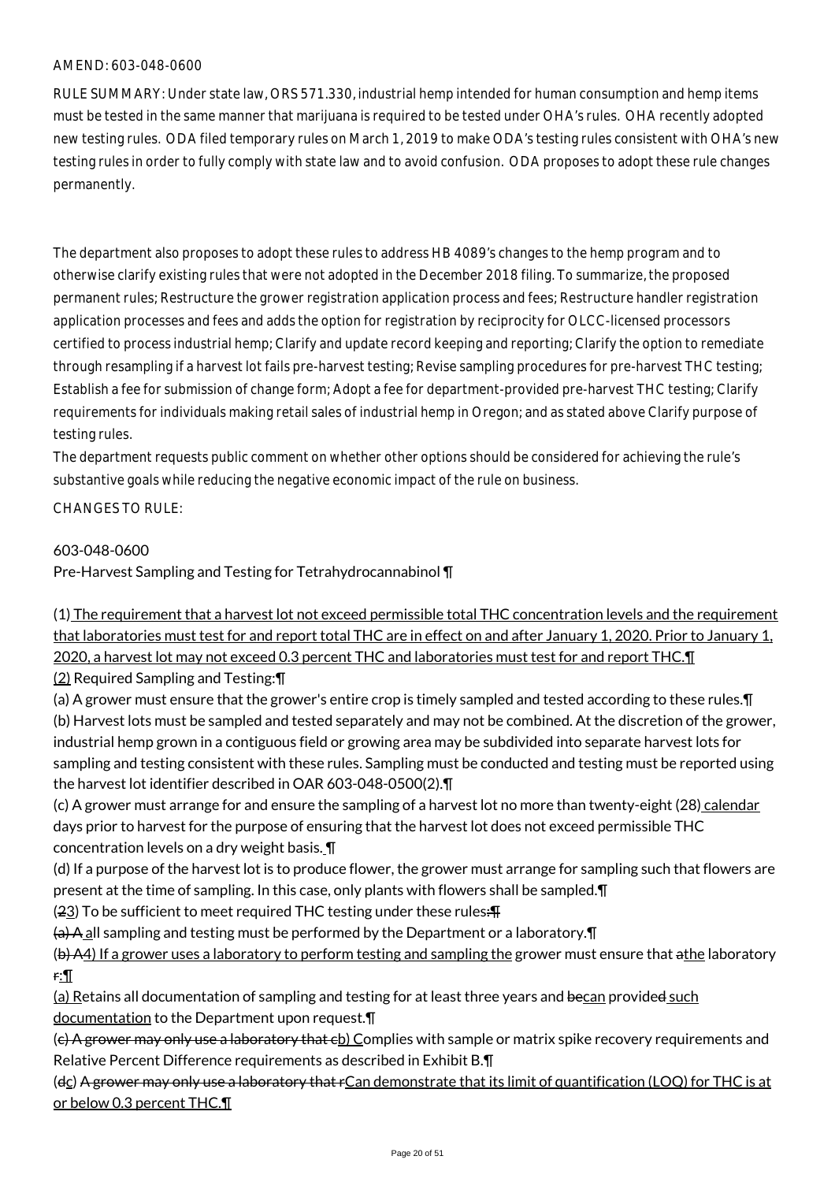AMEND: 603-048-0600

RULE SUMMARY: Under state law, ORS 571.330, industrial hemp intended for human consumption and hemp items must be tested in the same manner that marijuana is required to be tested under OHA's rules. OHA recently adopted new testing rules. ODA filed temporary rules on March 1, 2019 to make ODA's testing rules consistent with OHA's new testing rules in order to fully comply with state law and to avoid confusion. ODA proposes to adopt these rule changes permanently.

The department also proposes to adopt these rules to address HB 4089's changes to the hemp program and to otherwise clarify existing rules that were not adopted in the December 2018 filing. To summarize, the proposed permanent rules; Restructure the grower registration application process and fees; Restructure handler registration application processes and fees and adds the option for registration by reciprocity for OLCC-licensed processors certified to process industrial hemp; Clarify and update record keeping and reporting; Clarify the option to remediate through resampling if a harvest lot fails pre-harvest testing; Revise sampling procedures for pre-harvest THC testing; Establish a fee for submission of change form; Adopt a fee for department-provided pre-harvest THC testing; Clarify requirements for individuals making retail sales of industrial hemp in Oregon; and as stated above Clarify purpose of testing rules.

The department requests public comment on whether other options should be considered for achieving the rule's substantive goals while reducing the negative economic impact of the rule on business.

CHANGES TO RULE:

603-048-0600
Pre-Harvest Sampling and Testing for Tetrahydrocannabinol ¶

(1) The requirement that a harvest lot not exceed permissible total THC concentration levels and the requirement that laboratories must test for and report total THC are in effect on and after January 1, 2020. Prior to January 1, 2020, a harvest lot may not exceed 0.3 percent THC and laboratories must test for and report THC.¶
(2) Required Sampling and Testing:¶
(a) A grower must ensure that the grower's entire crop is timely sampled and tested according to these rules.¶
(b) Harvest lots must be sampled and tested separately and may not be combined. At the discretion of the grower, industrial hemp grown in a contiguous field or growing area may be subdivided into separate harvest lots for sampling and testing consistent with these rules. Sampling must be conducted and testing must be reported using the harvest lot identifier described in OAR 603-048-0500(2).¶
(c) A grower must arrange for and ensure the sampling of a harvest lot no more than twenty-eight (28) calendar days prior to harvest for the purpose of ensuring that the harvest lot does not exceed permissible THC concentration levels on a dry weight basis. ¶
(d) If a purpose of the harvest lot is to produce flower, the grower must arrange for sampling such that flowers are present at the time of sampling. In this case, only plants with flowers shall be sampled.¶
(23) To be sufficient to meet required THC testing under these rules:¶
(a) A all sampling and testing must be performed by the Department or a laboratory.¶
(b) A4) If a grower uses a laboratory to perform testing and sampling the grower must ensure that athe laboratory r:¶
(a) Retains all documentation of sampling and testing for at least three years and becan provided such documentation to the Department upon request.¶
(c) A grower may only use a laboratory that cb) Complies with sample or matrix spike recovery requirements and Relative Percent Difference requirements as described in Exhibit B.¶
(dc) A grower may only use a laboratory that rCan demonstrate that its limit of quantification (LOQ) for THC is at or below 0.3 percent THC.¶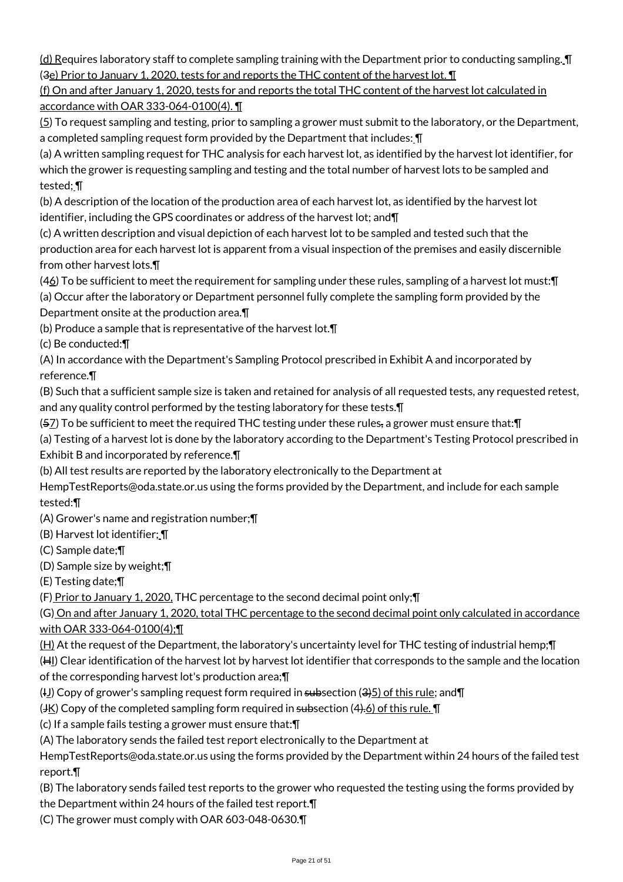(d) Requires laboratory staff to complete sampling training with the Department prior to conducting sampling. ¶
(3e) Prior to January 1, 2020, tests for and reports the THC content of the harvest lot. ¶
(f) On and after January 1, 2020, tests for and reports the total THC content of the harvest lot calculated in accordance with OAR 333-064-0100(4). ¶
(5) To request sampling and testing, prior to sampling a grower must submit to the laboratory, or the Department, a completed sampling request form provided by the Department that includes: ¶
(a) A written sampling request for THC analysis for each harvest lot, as identified by the harvest lot identifier, for which the grower is requesting sampling and testing and the total number of harvest lots to be sampled and tested; ¶
(b) A description of the location of the production area of each harvest lot, as identified by the harvest lot identifier, including the GPS coordinates or address of the harvest lot; and¶
(c) A written description and visual depiction of each harvest lot to be sampled and tested such that the production area for each harvest lot is apparent from a visual inspection of the premises and easily discernible from other harvest lots.¶
(46) To be sufficient to meet the requirement for sampling under these rules, sampling of a harvest lot must:¶
(a) Occur after the laboratory or Department personnel fully complete the sampling form provided by the Department onsite at the production area.¶
(b) Produce a sample that is representative of the harvest lot.¶
(c) Be conducted:¶
(A) In accordance with the Department's Sampling Protocol prescribed in Exhibit A and incorporated by reference.¶
(B) Such that a sufficient sample size is taken and retained for analysis of all requested tests, any requested retest, and any quality control performed by the testing laboratory for these tests.¶
(57) To be sufficient to meet the required THC testing under these rules, a grower must ensure that:¶
(a) Testing of a harvest lot is done by the laboratory according to the Department's Testing Protocol prescribed in Exhibit B and incorporated by reference.¶
(b) All test results are reported by the laboratory electronically to the Department at HempTestReports@oda.state.or.us using the forms provided by the Department, and include for each sample tested:¶
(A) Grower's name and registration number;¶
(B) Harvest lot identifier; ¶
(C) Sample date;¶
(D) Sample size by weight;¶
(E) Testing date;¶
(F) Prior to January 1, 2020, THC percentage to the second decimal point only;¶
(G) On and after January 1, 2020, total THC percentage to the second decimal point only calculated in accordance with OAR 333-064-0100(4);¶
(H) At the request of the Department, the laboratory's uncertainty level for THC testing of industrial hemp;¶
(HI) Clear identification of the harvest lot by harvest lot identifier that corresponds to the sample and the location of the corresponding harvest lot's production area;¶
(IJ) Copy of grower's sampling request form required in subsection (3)5) of this rule; and¶
(JK) Copy of the completed sampling form required in subsection (4).6) of this rule. ¶
(c) If a sample fails testing a grower must ensure that:¶
(A) The laboratory sends the failed test report electronically to the Department at HempTestReports@oda.state.or.us using the forms provided by the Department within 24 hours of the failed test report.¶
(B) The laboratory sends failed test reports to the grower who requested the testing using the forms provided by the Department within 24 hours of the failed test report.¶
(C) The grower must comply with OAR 603-048-0630.¶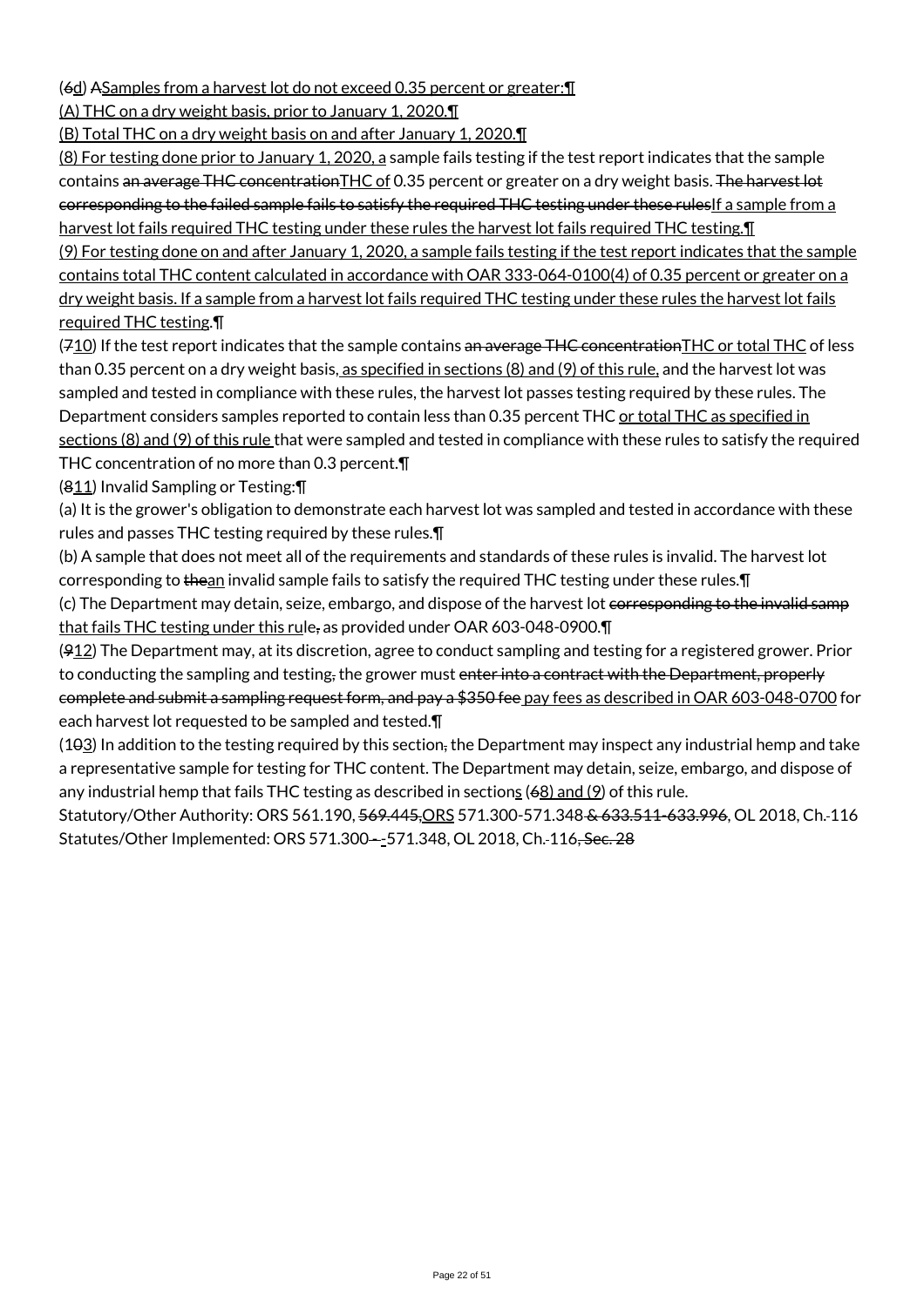(6d) ASamples from a harvest lot do not exceed 0.35 percent or greater:¶

(A) THC on a dry weight basis, prior to January 1, 2020.¶

(B) Total THC on a dry weight basis on and after January 1, 2020.¶

(8) For testing done prior to January 1, 2020, a sample fails testing if the test report indicates that the sample contains an average THC concentrationTHC of 0.35 percent or greater on a dry weight basis. The harvest lot corresponding to the failed sample fails to satisfy the required THC testing under these rulesIf a sample from a harvest lot fails required THC testing under these rules the harvest lot fails required THC testing.¶

(9) For testing done on and after January 1, 2020, a sample fails testing if the test report indicates that the sample contains total THC content calculated in accordance with OAR 333-064-0100(4) of 0.35 percent or greater on a dry weight basis. If a sample from a harvest lot fails required THC testing under these rules the harvest lot fails required THC testing.¶

(710) If the test report indicates that the sample contains an average THC concentrationTHC or total THC of less than 0.35 percent on a dry weight basis, as specified in sections (8) and (9) of this rule, and the harvest lot was sampled and tested in compliance with these rules, the harvest lot passes testing required by these rules. The Department considers samples reported to contain less than 0.35 percent THC or total THC as specified in sections (8) and (9) of this rule that were sampled and tested in compliance with these rules to satisfy the required THC concentration of no more than 0.3 percent.¶

(811) Invalid Sampling or Testing:¶

(a) It is the grower's obligation to demonstrate each harvest lot was sampled and tested in accordance with these rules and passes THC testing required by these rules.¶

(b) A sample that does not meet all of the requirements and standards of these rules is invalid. The harvest lot corresponding to thean invalid sample fails to satisfy the required THC testing under these rules.¶

(c) The Department may detain, seize, embargo, and dispose of the harvest lot corresponding to the invalid samp that fails THC testing under this rule, as provided under OAR 603-048-0900.¶

(912) The Department may, at its discretion, agree to conduct sampling and testing for a registered grower. Prior to conducting the sampling and testing, the grower must enter into a contract with the Department, properly complete and submit a sampling request form, and pay a $350 fee pay fees as described in OAR 603-048-0700 for each harvest lot requested to be sampled and tested.¶

(103) In addition to the testing required by this section, the Department may inspect any industrial hemp and take a representative sample for testing for THC content. The Department may detain, seize, embargo, and dispose of any industrial hemp that fails THC testing as described in sections (68) and (9) of this rule.

Statutory/Other Authority: ORS 561.190, 569.445,ORS 571.300-571.348 & 633.511-633.996, OL 2018, Ch. 116

Statutes/Other Implemented: ORS 571.300 - -571.348, OL 2018, Ch. 116, Sec. 28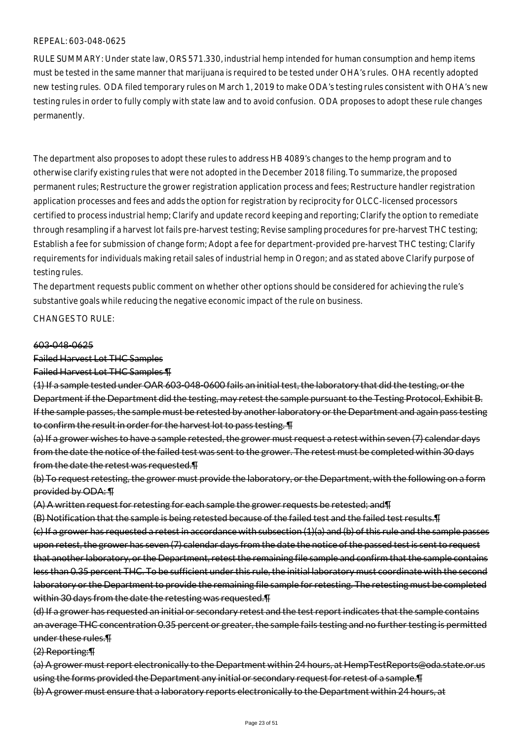REPEAL: 603-048-0625

RULE SUMMARY: Under state law, ORS 571.330, industrial hemp intended for human consumption and hemp items must be tested in the same manner that marijuana is required to be tested under OHA's rules. OHA recently adopted new testing rules. ODA filed temporary rules on March 1, 2019 to make ODA's testing rules consistent with OHA's new testing rules in order to fully comply with state law and to avoid confusion. ODA proposes to adopt these rule changes permanently.

The department also proposes to adopt these rules to address HB 4089's changes to the hemp program and to otherwise clarify existing rules that were not adopted in the December 2018 filing. To summarize, the proposed permanent rules; Restructure the grower registration application process and fees; Restructure handler registration application processes and fees and adds the option for registration by reciprocity for OLCC-licensed processors certified to process industrial hemp; Clarify and update record keeping and reporting; Clarify the option to remediate through resampling if a harvest lot fails pre-harvest testing; Revise sampling procedures for pre-harvest THC testing; Establish a fee for submission of change form; Adopt a fee for department-provided pre-harvest THC testing; Clarify requirements for individuals making retail sales of industrial hemp in Oregon; and as stated above Clarify purpose of testing rules.

The department requests public comment on whether other options should be considered for achieving the rule's substantive goals while reducing the negative economic impact of the rule on business.

CHANGES TO RULE:

~~603-048-0625~~

~~Failed Harvest Lot THC Samples~~

~~Failed Harvest Lot THC Samples ¶~~

~~(1) If a sample tested under OAR 603-048-0600 fails an initial test, the laboratory that did the testing, or the Department if the Department did the testing, may retest the sample pursuant to the Testing Protocol, Exhibit B. If the sample passes, the sample must be retested by another laboratory or the Department and again pass testing to confirm the result in order for the harvest lot to pass testing. ¶~~

~~(a) If a grower wishes to have a sample retested, the grower must request a retest within seven (7) calendar days from the date the notice of the failed test was sent to the grower. The retest must be completed within 30 days from the date the retest was requested.¶~~

~~(b) To request retesting, the grower must provide the laboratory, or the Department, with the following on a form provided by ODA: ¶~~

~~(A) A written request for retesting for each sample the grower requests be retested; and¶~~

~~(B) Notification that the sample is being retested because of the failed test and the failed test results.¶~~

~~(c) If a grower has requested a retest in accordance with subsection (1)(a) and (b) of this rule and the sample passes upon retest, the grower has seven (7) calendar days from the date the notice of the passed test is sent to request that another laboratory, or the Department, retest the remaining file sample and confirm that the sample contains less than 0.35 percent THC. To be sufficient under this rule, the initial laboratory must coordinate with the second laboratory or the Department to provide the remaining file sample for retesting. The retesting must be completed within 30 days from the date the retesting was requested.¶~~

~~(d) If a grower has requested an initial or secondary retest and the test report indicates that the sample contains an average THC concentration 0.35 percent or greater, the sample fails testing and no further testing is permitted under these rules.¶~~

~~(2) Reporting:¶~~

~~(a) A grower must report electronically to the Department within 24 hours, at HempTestReports@oda.state.or.us using the forms provided the Department any initial or secondary request for retest of a sample.¶~~

~~(b) A grower must ensure that a laboratory reports electronically to the Department within 24 hours, at~~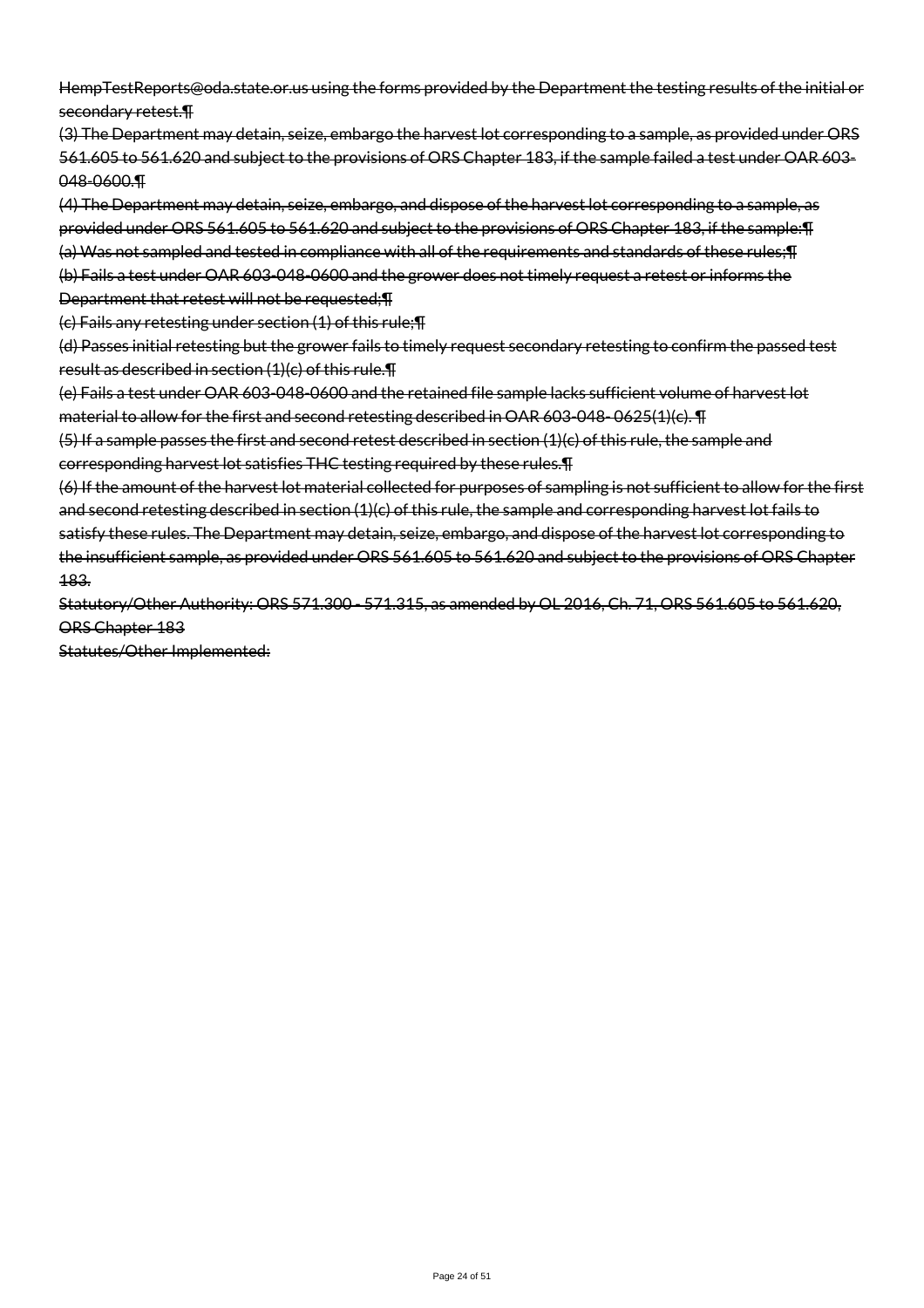~~HempTestReports@oda.state.or.us using the forms provided by the Department the testing results of the initial or secondary retest.¶~~

~~(3) The Department may detain, seize, embargo the harvest lot corresponding to a sample, as provided under ORS 561.605 to 561.620 and subject to the provisions of ORS Chapter 183, if the sample failed a test under OAR 603-048-0600.¶~~

~~(4) The Department may detain, seize, embargo, and dispose of the harvest lot corresponding to a sample, as provided under ORS 561.605 to 561.620 and subject to the provisions of ORS Chapter 183, if the sample:¶~~

~~(a) Was not sampled and tested in compliance with all of the requirements and standards of these rules;¶~~

~~(b) Fails a test under OAR 603-048-0600 and the grower does not timely request a retest or informs the Department that retest will not be requested;¶~~

~~(c) Fails any retesting under section (1) of this rule;¶~~

~~(d) Passes initial retesting but the grower fails to timely request secondary retesting to confirm the passed test result as described in section (1)(c) of this rule.¶~~

~~(e) Fails a test under OAR 603-048-0600 and the retained file sample lacks sufficient volume of harvest lot material to allow for the first and second retesting described in OAR 603-048- 0625(1)(c). ¶~~

~~(5) If a sample passes the first and second retest described in section (1)(c) of this rule, the sample and corresponding harvest lot satisfies THC testing required by these rules.¶~~

~~(6) If the amount of the harvest lot material collected for purposes of sampling is not sufficient to allow for the first and second retesting described in section (1)(c) of this rule, the sample and corresponding harvest lot fails to satisfy these rules. The Department may detain, seize, embargo, and dispose of the harvest lot corresponding to the insufficient sample, as provided under ORS 561.605 to 561.620 and subject to the provisions of ORS Chapter 183.~~

~~Statutory/Other Authority: ORS 571.300 - 571.315, as amended by OL 2016, Ch. 71, ORS 561.605 to 561.620, ORS Chapter 183~~

~~Statutes/Other Implemented:~~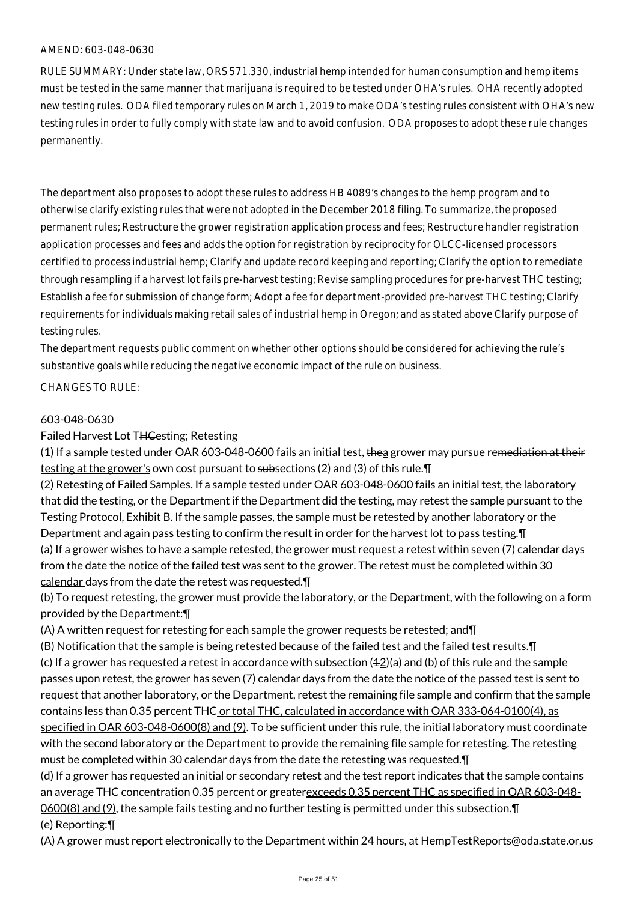AMEND: 603-048-0630

RULE SUMMARY: Under state law, ORS 571.330, industrial hemp intended for human consumption and hemp items must be tested in the same manner that marijuana is required to be tested under OHA's rules. OHA recently adopted new testing rules. ODA filed temporary rules on March 1, 2019 to make ODA's testing rules consistent with OHA's new testing rules in order to fully comply with state law and to avoid confusion. ODA proposes to adopt these rule changes permanently.

The department also proposes to adopt these rules to address HB 4089's changes to the hemp program and to otherwise clarify existing rules that were not adopted in the December 2018 filing. To summarize, the proposed permanent rules; Restructure the grower registration application process and fees; Restructure handler registration application processes and fees and adds the option for registration by reciprocity for OLCC-licensed processors certified to process industrial hemp; Clarify and update record keeping and reporting; Clarify the option to remediate through resampling if a harvest lot fails pre-harvest testing; Revise sampling procedures for pre-harvest THC testing; Establish a fee for submission of change form; Adopt a fee for department-provided pre-harvest THC testing; Clarify requirements for individuals making retail sales of industrial hemp in Oregon; and as stated above Clarify purpose of testing rules.

The department requests public comment on whether other options should be considered for achieving the rule's substantive goals while reducing the negative economic impact of the rule on business.

CHANGES TO RULE:

603-048-0630

Failed Harvest Lot THCesting; Retesting

(1) If a sample tested under OAR 603-048-0600 fails an initial test, thea grower may pursue remediation at their testing at the grower's own cost pursuant to subsections (2) and (3) of this rule.¶

(2) Retesting of Failed Samples. If a sample tested under OAR 603-048-0600 fails an initial test, the laboratory that did the testing, or the Department if the Department did the testing, may retest the sample pursuant to the Testing Protocol, Exhibit B. If the sample passes, the sample must be retested by another laboratory or the Department and again pass testing to confirm the result in order for the harvest lot to pass testing.¶

(a) If a grower wishes to have a sample retested, the grower must request a retest within seven (7) calendar days from the date the notice of the failed test was sent to the grower. The retest must be completed within 30 calendar days from the date the retest was requested.¶

(b) To request retesting, the grower must provide the laboratory, or the Department, with the following on a form provided by the Department:¶

(A) A written request for retesting for each sample the grower requests be retested; and¶

(B) Notification that the sample is being retested because of the failed test and the failed test results.¶

(c) If a grower has requested a retest in accordance with subsection (12)(a) and (b) of this rule and the sample passes upon retest, the grower has seven (7) calendar days from the date the notice of the passed test is sent to request that another laboratory, or the Department, retest the remaining file sample and confirm that the sample contains less than 0.35 percent THC or total THC, calculated in accordance with OAR 333-064-0100(4), as specified in OAR 603-048-0600(8) and (9). To be sufficient under this rule, the initial laboratory must coordinate with the second laboratory or the Department to provide the remaining file sample for retesting. The retesting must be completed within 30 calendar days from the date the retesting was requested.¶

(d) If a grower has requested an initial or secondary retest and the test report indicates that the sample contains an average THC concentration 0.35 percent or greaterexceeds 0.35 percent THC as specified in OAR 603-048-0600(8) and (9), the sample fails testing and no further testing is permitted under this subsection.¶

(e) Reporting:¶

(A) A grower must report electronically to the Department within 24 hours, at HempTestReports@oda.state.or.us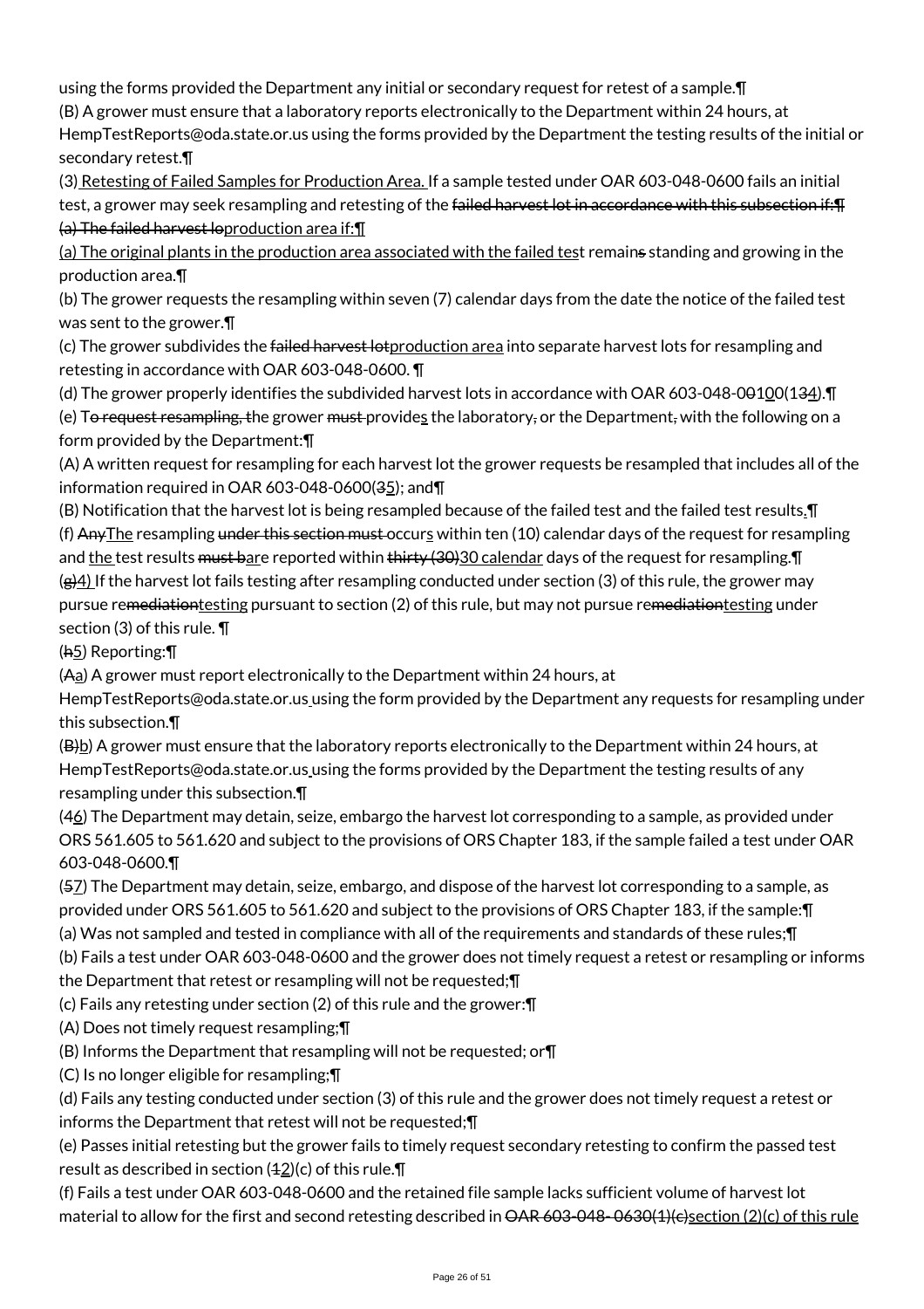using the forms provided the Department any initial or secondary request for retest of a sample.¶

(B) A grower must ensure that a laboratory reports electronically to the Department within 24 hours, at HempTestReports@oda.state.or.us using the forms provided by the Department the testing results of the initial or secondary retest.¶

(3) Retesting of Failed Samples for Production Area. If a sample tested under OAR 603-048-0600 fails an initial test, a grower may seek resampling and retesting of the failed harvest lot in accordance with this subsection if:¶ (a) The failed harvest loproduction area if:¶

(a) The original plants in the production area associated with the failed test remains standing and growing in the production area.¶

(b) The grower requests the resampling within seven (7) calendar days from the date the notice of the failed test was sent to the grower.¶

(c) The grower subdivides the failed harvest lotproduction area into separate harvest lots for resampling and retesting in accordance with OAR 603-048-0600. ¶

(d) The grower properly identifies the subdivided harvest lots in accordance with OAR 603-048-00100(134).¶

(e) To request resampling, the grower must provides the laboratory, or the Department, with the following on a form provided by the Department:¶

(A) A written request for resampling for each harvest lot the grower requests be resampled that includes all of the information required in OAR 603-048-0600(35); and¶

(B) Notification that the harvest lot is being resampled because of the failed test and the failed test results.¶

(f) AnyThe resampling under this section must occurs within ten (10) calendar days of the request for resampling and the test results must bare reported within thirty (30)30 calendar days of the request for resampling.¶

(g)4) If the harvest lot fails testing after resampling conducted under section (3) of this rule, the grower may pursue remediationtesting pursuant to section (2) of this rule, but may not pursue remediationtesting under section (3) of this rule. ¶

(h5) Reporting:¶

(Aa) A grower must report electronically to the Department within 24 hours, at HempTestReports@oda.state.or.us using the form provided by the Department any requests for resampling under this subsection.¶

(B)b) A grower must ensure that the laboratory reports electronically to the Department within 24 hours, at HempTestReports@oda.state.or.us using the forms provided by the Department the testing results of any resampling under this subsection.¶

(46) The Department may detain, seize, embargo the harvest lot corresponding to a sample, as provided under ORS 561.605 to 561.620 and subject to the provisions of ORS Chapter 183, if the sample failed a test under OAR 603-048-0600.¶

(57) The Department may detain, seize, embargo, and dispose of the harvest lot corresponding to a sample, as provided under ORS 561.605 to 561.620 and subject to the provisions of ORS Chapter 183, if the sample:¶

(a) Was not sampled and tested in compliance with all of the requirements and standards of these rules;¶

(b) Fails a test under OAR 603-048-0600 and the grower does not timely request a retest or resampling or informs the Department that retest or resampling will not be requested;¶

(c) Fails any retesting under section (2) of this rule and the grower:¶

(A) Does not timely request resampling;¶

(B) Informs the Department that resampling will not be requested; or¶

(C) Is no longer eligible for resampling;¶

(d) Fails any testing conducted under section (3) of this rule and the grower does not timely request a retest or informs the Department that retest will not be requested;¶

(e) Passes initial retesting but the grower fails to timely request secondary retesting to confirm the passed test result as described in section (12)(c) of this rule.¶

(f) Fails a test under OAR 603-048-0600 and the retained file sample lacks sufficient volume of harvest lot material to allow for the first and second retesting described in OAR 603-048- 0630(1)(c)section (2)(c) of this rule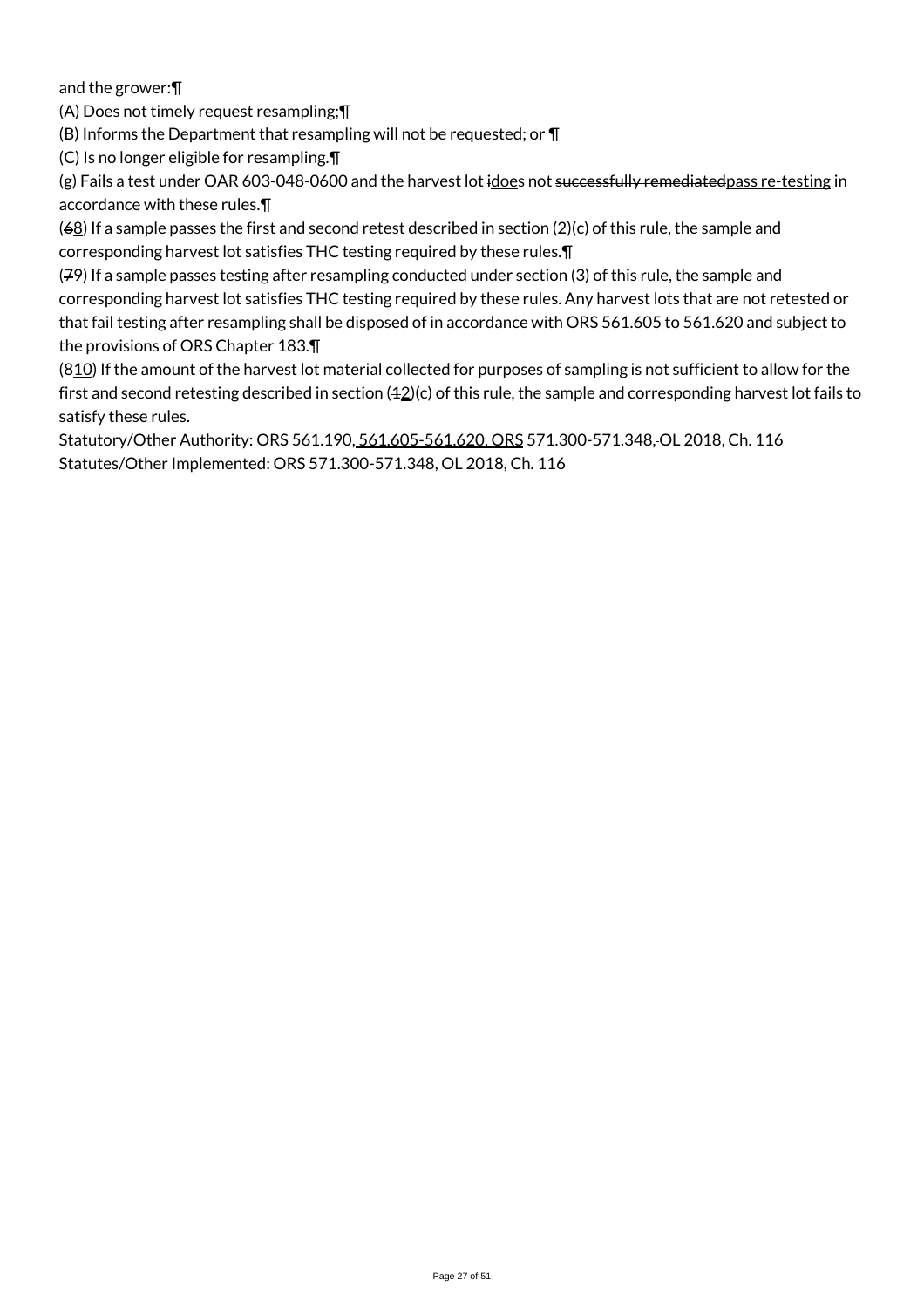and the grower:¶

(A) Does not timely request resampling;¶

(B) Informs the Department that resampling will not be requested; or ¶

(C) Is no longer eligible for resampling.¶

(g) Fails a test under OAR 603-048-0600 and the harvest lot ~~i~~does not ~~successfully remediated~~pass re-testing in accordance with these rules.¶

(~~6~~8) If a sample passes the first and second retest described in section (2)(c) of this rule, the sample and corresponding harvest lot satisfies THC testing required by these rules.¶

(~~7~~9) If a sample passes testing after resampling conducted under section (3) of this rule, the sample and corresponding harvest lot satisfies THC testing required by these rules. Any harvest lots that are not retested or that fail testing after resampling shall be disposed of in accordance with ORS 561.605 to 561.620 and subject to the provisions of ORS Chapter 183.¶

(~~8~~10) If the amount of the harvest lot material collected for purposes of sampling is not sufficient to allow for the first and second retesting described in section (~~1~~2)(c) of this rule, the sample and corresponding harvest lot fails to satisfy these rules.

Statutory/Other Authority: ORS 561.190, 561.605-561.620, ORS 571.300-571.348, OL 2018, Ch. 116
Statutes/Other Implemented: ORS 571.300-571.348, OL 2018, Ch. 116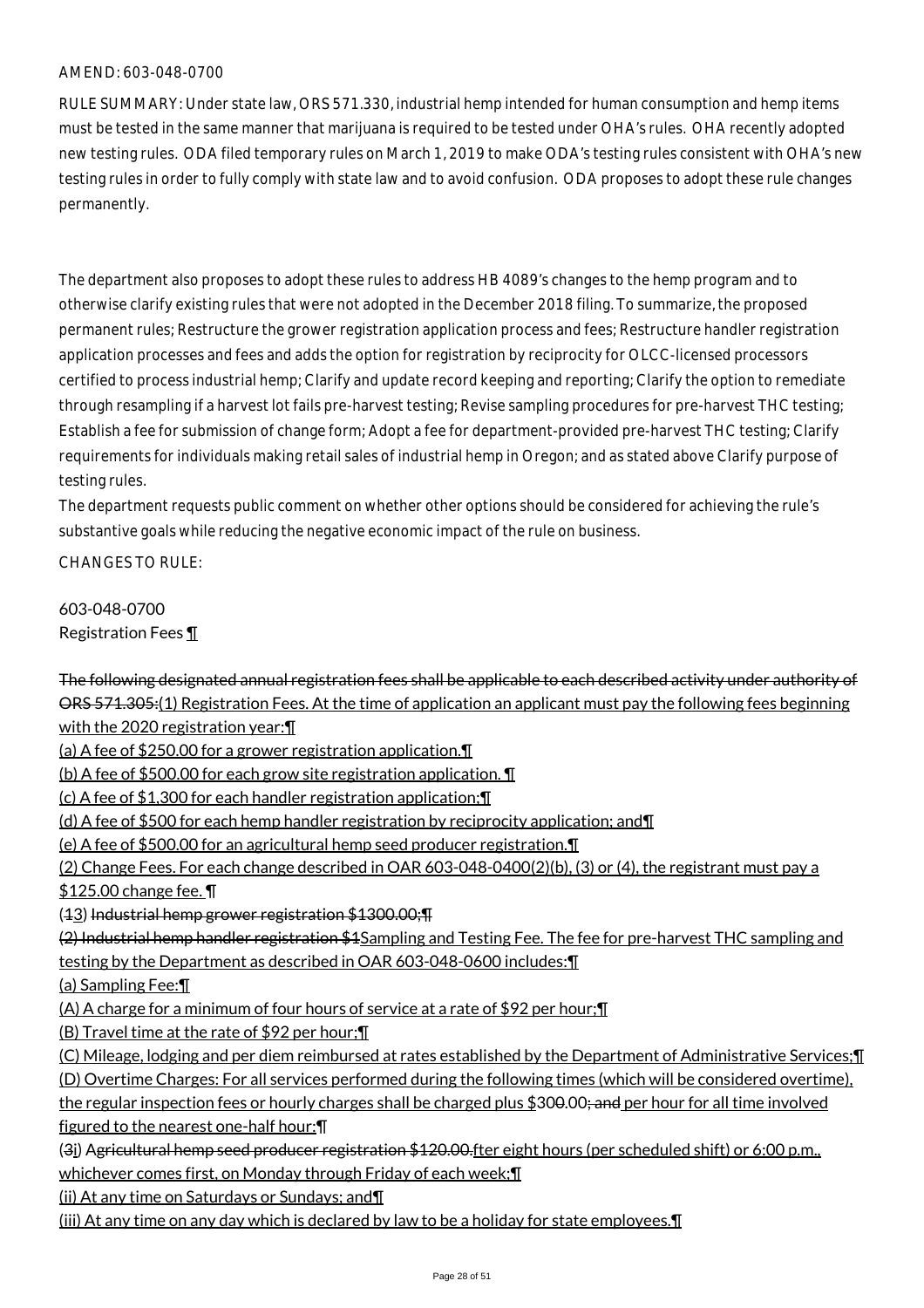AMEND: 603-048-0700

RULE SUMMARY: Under state law, ORS 571.330, industrial hemp intended for human consumption and hemp items must be tested in the same manner that marijuana is required to be tested under OHA's rules. OHA recently adopted new testing rules. ODA filed temporary rules on March 1, 2019 to make ODA's testing rules consistent with OHA's new testing rules in order to fully comply with state law and to avoid confusion. ODA proposes to adopt these rule changes permanently.

The department also proposes to adopt these rules to address HB 4089's changes to the hemp program and to otherwise clarify existing rules that were not adopted in the December 2018 filing. To summarize, the proposed permanent rules; Restructure the grower registration application process and fees; Restructure handler registration application processes and fees and adds the option for registration by reciprocity for OLCC-licensed processors certified to process industrial hemp; Clarify and update record keeping and reporting; Clarify the option to remediate through resampling if a harvest lot fails pre-harvest testing; Revise sampling procedures for pre-harvest THC testing; Establish a fee for submission of change form; Adopt a fee for department-provided pre-harvest THC testing; Clarify requirements for individuals making retail sales of industrial hemp in Oregon; and as stated above Clarify purpose of testing rules.

The department requests public comment on whether other options should be considered for achieving the rule's substantive goals while reducing the negative economic impact of the rule on business.

CHANGES TO RULE:

603-048-0700
Registration Fees ¶

~~The following designated annual registration fees shall be applicable to each described activity under authority of ORS 571.305:~~(1) Registration Fees. At the time of application an applicant must pay the following fees beginning with the 2020 registration year:¶

(a) A fee of $250.00 for a grower registration application.¶

(b) A fee of $500.00 for each grow site registration application. ¶

(c) A fee of $1,300 for each handler registration application;¶

(d) A fee of $500 for each hemp handler registration by reciprocity application; and¶

(e) A fee of $500.00 for an agricultural hemp seed producer registration.¶

(2) Change Fees. For each change described in OAR 603-048-0400(2)(b), (3) or (4), the registrant must pay a $125.00 change fee. ¶

(~~1~~3) ~~Industrial hemp grower registration $1300.00;¶~~

~~(2) Industrial hemp handler registration $1~~Sampling and Testing Fee. The fee for pre-harvest THC sampling and testing by the Department as described in OAR 603-048-0600 includes:¶

(a) Sampling Fee:¶

(A) A charge for a minimum of four hours of service at a rate of $92 per hour;¶

(B) Travel time at the rate of $92 per hour;¶

(C) Mileage, lodging and per diem reimbursed at rates established by the Department of Administrative Services;¶

(D) Overtime Charges: For all services performed during the following times (which will be considered overtime), the regular inspection fees or hourly charges shall be charged plus $30~~0~~.00~~; and~~ per hour for all time involved figured to the nearest one-half hour:¶

(~~3~~i) A~~gricultural hemp seed producer registration $120.00.~~fter eight hours (per scheduled shift) or 6:00 p.m., whichever comes first, on Monday through Friday of each week;¶

(ii) At any time on Saturdays or Sundays; and¶

(iii) At any time on any day which is declared by law to be a holiday for state employees.¶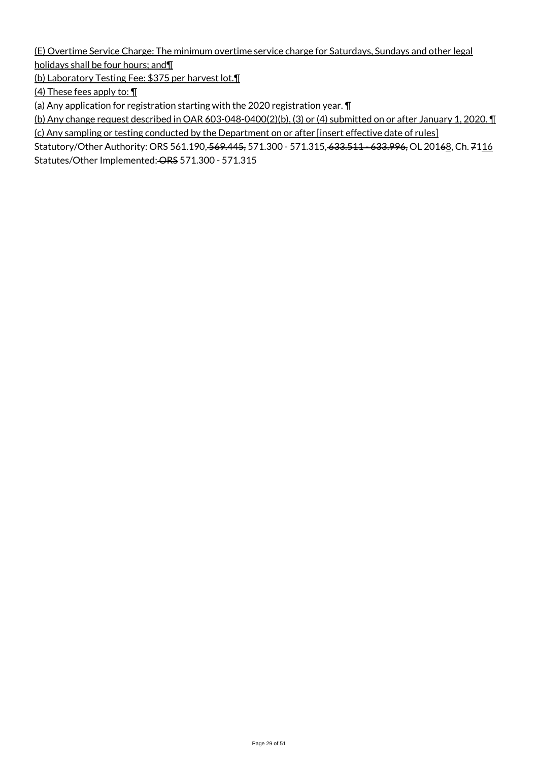(E) Overtime Service Charge: The minimum overtime service charge for Saturdays, Sundays and other legal holidays shall be four hours; and¶

(b) Laboratory Testing Fee: $375 per harvest lot.¶

(4) These fees apply to: ¶

(a) Any application for registration starting with the 2020 registration year. ¶

(b) Any change request described in OAR 603-048-0400(2)(b), (3) or (4) submitted on or after January 1, 2020. ¶

(c) Any sampling or testing conducted by the Department on or after [insert effective date of rules]

Statutory/Other Authority: ORS 561.190, ~~569.445,~~ 571.300 - 571.315, ~~633.511 - 633.996,~~ OL 201~~6~~8, Ch. ~~71~~16

Statutes/Other Implemented: ~~ORS~~ 571.300 - 571.315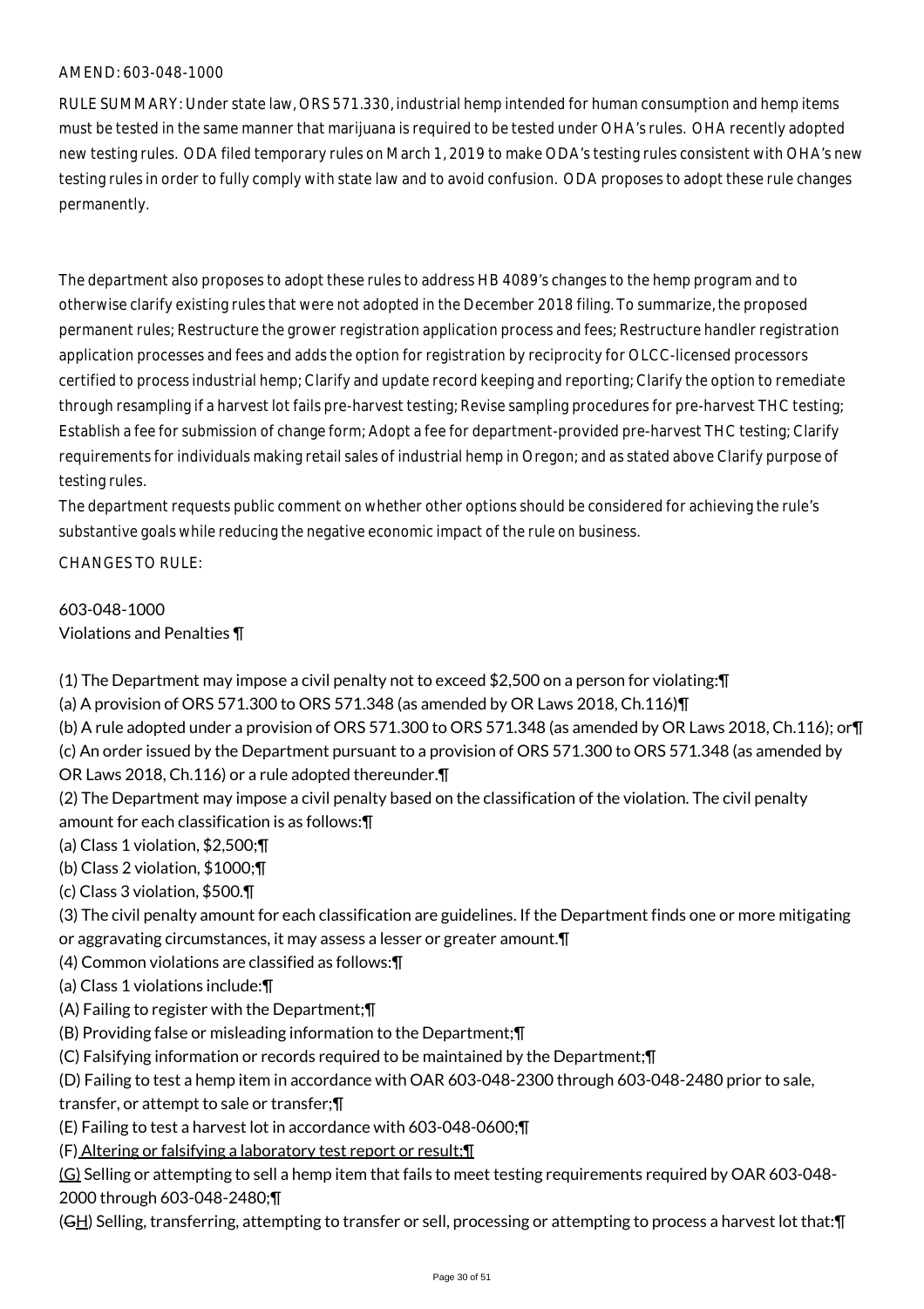AMEND: 603-048-1000

RULE SUMMARY: Under state law, ORS 571.330, industrial hemp intended for human consumption and hemp items must be tested in the same manner that marijuana is required to be tested under OHA's rules. OHA recently adopted new testing rules. ODA filed temporary rules on March 1, 2019 to make ODA's testing rules consistent with OHA's new testing rules in order to fully comply with state law and to avoid confusion. ODA proposes to adopt these rule changes permanently.

The department also proposes to adopt these rules to address HB 4089's changes to the hemp program and to otherwise clarify existing rules that were not adopted in the December 2018 filing. To summarize, the proposed permanent rules; Restructure the grower registration application process and fees; Restructure handler registration application processes and fees and adds the option for registration by reciprocity for OLCC-licensed processors certified to process industrial hemp; Clarify and update record keeping and reporting; Clarify the option to remediate through resampling if a harvest lot fails pre-harvest testing; Revise sampling procedures for pre-harvest THC testing; Establish a fee for submission of change form; Adopt a fee for department-provided pre-harvest THC testing; Clarify requirements for individuals making retail sales of industrial hemp in Oregon; and as stated above Clarify purpose of testing rules.

The department requests public comment on whether other options should be considered for achieving the rule's substantive goals while reducing the negative economic impact of the rule on business.

CHANGES TO RULE:

603-048-1000
Violations and Penalties ¶

(1) The Department may impose a civil penalty not to exceed $2,500 on a person for violating:¶
(a) A provision of ORS 571.300 to ORS 571.348 (as amended by OR Laws 2018, Ch.116)¶
(b) A rule adopted under a provision of ORS 571.300 to ORS 571.348 (as amended by OR Laws 2018, Ch.116); or¶
(c) An order issued by the Department pursuant to a provision of ORS 571.300 to ORS 571.348 (as amended by OR Laws 2018, Ch.116) or a rule adopted thereunder.¶
(2) The Department may impose a civil penalty based on the classification of the violation. The civil penalty amount for each classification is as follows:¶
(a) Class 1 violation, $2,500;¶
(b) Class 2 violation, $1000;¶
(c) Class 3 violation, $500.¶
(3) The civil penalty amount for each classification are guidelines. If the Department finds one or more mitigating or aggravating circumstances, it may assess a lesser or greater amount.¶
(4) Common violations are classified as follows:¶
(a) Class 1 violations include:¶
(A) Failing to register with the Department;¶
(B) Providing false or misleading information to the Department;¶
(C) Falsifying information or records required to be maintained by the Department;¶
(D) Failing to test a hemp item in accordance with OAR 603-048-2300 through 603-048-2480 prior to sale, transfer, or attempt to sale or transfer;¶
(E) Failing to test a harvest lot in accordance with 603-048-0600;¶
(F) Altering or falsifying a laboratory test report or result;¶
(G) Selling or attempting to sell a hemp item that fails to meet testing requirements required by OAR 603-048-2000 through 603-048-2480;¶
(GH) Selling, transferring, attempting to transfer or sell, processing or attempting to process a harvest lot that:¶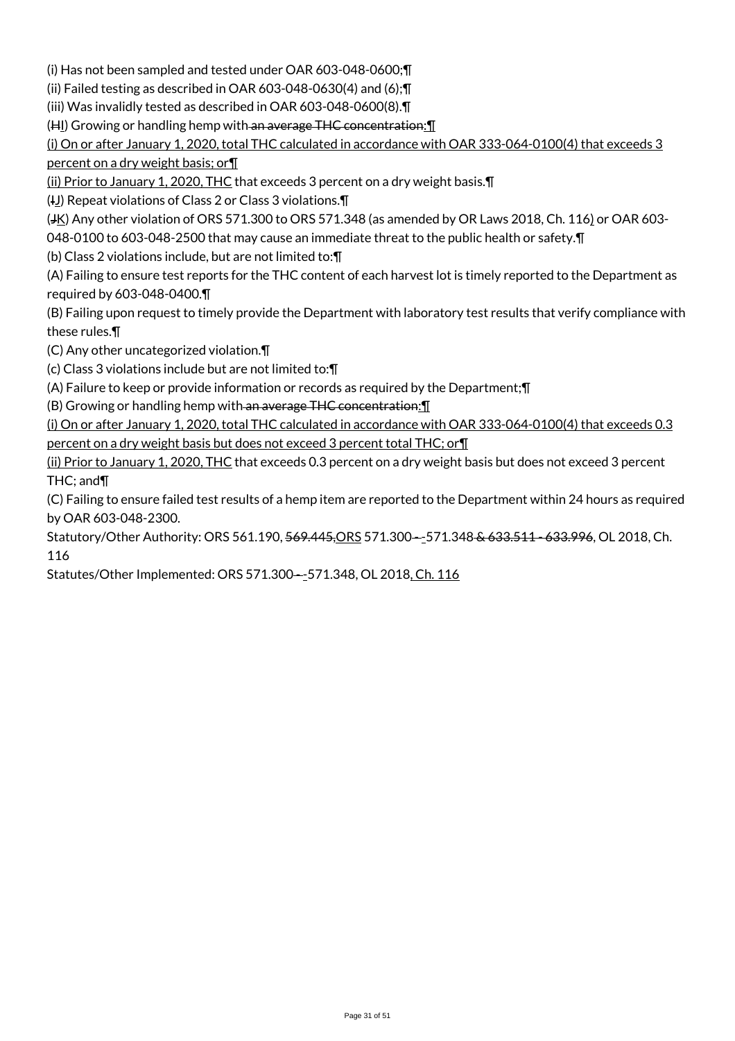(i) Has not been sampled and tested under OAR 603-048-0600;¶

(ii) Failed testing as described in OAR 603-048-0630(4) and (6);¶

(iii) Was invalidly tested as described in OAR 603-048-0600(8).¶

(HI) Growing or handling hemp with an average THC concentration:¶

(i) On or after January 1, 2020, total THC calculated in accordance with OAR 333-064-0100(4) that exceeds 3 percent on a dry weight basis; or¶

(ii) Prior to January 1, 2020, THC that exceeds 3 percent on a dry weight basis.¶

(IJ) Repeat violations of Class 2 or Class 3 violations.¶

(JK) Any other violation of ORS 571.300 to ORS 571.348 (as amended by OR Laws 2018, Ch. 116) or OAR 603-048-0100 to 603-048-2500 that may cause an immediate threat to the public health or safety.¶

(b) Class 2 violations include, but are not limited to:¶

(A) Failing to ensure test reports for the THC content of each harvest lot is timely reported to the Department as required by 603-048-0400.¶

(B) Failing upon request to timely provide the Department with laboratory test results that verify compliance with these rules.¶

(C) Any other uncategorized violation.¶

(c) Class 3 violations include but are not limited to:¶

(A) Failure to keep or provide information or records as required by the Department;¶

(B) Growing or handling hemp with an average THC concentration:¶

(i) On or after January 1, 2020, total THC calculated in accordance with OAR 333-064-0100(4) that exceeds 0.3 percent on a dry weight basis but does not exceed 3 percent total THC; or¶

(ii) Prior to January 1, 2020, THC that exceeds 0.3 percent on a dry weight basis but does not exceed 3 percent THC; and¶

(C) Failing to ensure failed test results of a hemp item are reported to the Department within 24 hours as required by OAR 603-048-2300.

Statutory/Other Authority: ORS 561.190, 569.445,ORS 571.300 - -571.348 & 633.511 - 633.996, OL 2018, Ch. 116

Statutes/Other Implemented: ORS 571.300 - -571.348, OL 2018, Ch. 116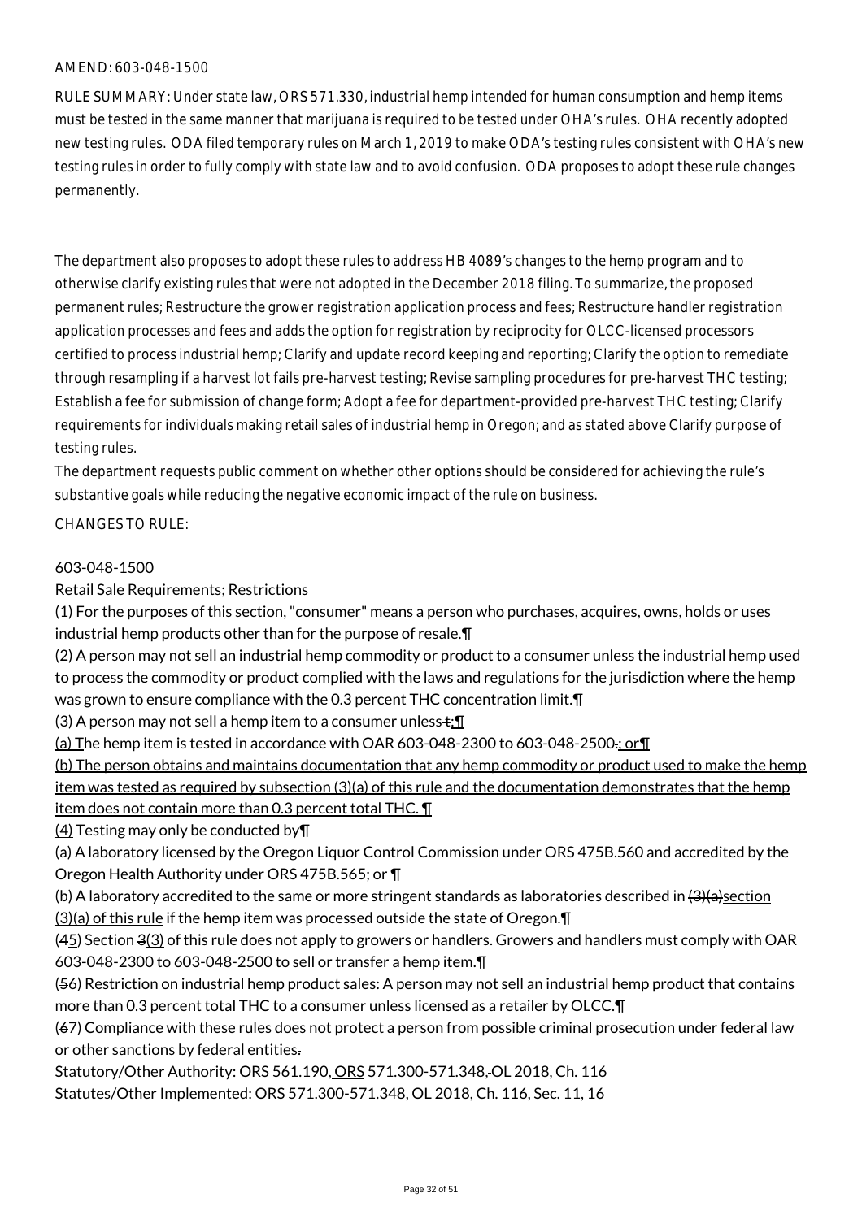AMEND: 603-048-1500

RULE SUMMARY: Under state law, ORS 571.330, industrial hemp intended for human consumption and hemp items must be tested in the same manner that marijuana is required to be tested under OHA's rules. OHA recently adopted new testing rules. ODA filed temporary rules on March 1, 2019 to make ODA's testing rules consistent with OHA's new testing rules in order to fully comply with state law and to avoid confusion. ODA proposes to adopt these rule changes permanently.

The department also proposes to adopt these rules to address HB 4089's changes to the hemp program and to otherwise clarify existing rules that were not adopted in the December 2018 filing. To summarize, the proposed permanent rules; Restructure the grower registration application process and fees; Restructure handler registration application processes and fees and adds the option for registration by reciprocity for OLCC-licensed processors certified to process industrial hemp; Clarify and update record keeping and reporting; Clarify the option to remediate through resampling if a harvest lot fails pre-harvest testing; Revise sampling procedures for pre-harvest THC testing; Establish a fee for submission of change form; Adopt a fee for department-provided pre-harvest THC testing; Clarify requirements for individuals making retail sales of industrial hemp in Oregon; and as stated above Clarify purpose of testing rules.

The department requests public comment on whether other options should be considered for achieving the rule's substantive goals while reducing the negative economic impact of the rule on business.

CHANGES TO RULE:

603-048-1500

Retail Sale Requirements; Restrictions

(1) For the purposes of this section, "consumer" means a person who purchases, acquires, owns, holds or uses industrial hemp products other than for the purpose of resale.¶

(2) A person may not sell an industrial hemp commodity or product to a consumer unless the industrial hemp used to process the commodity or product complied with the laws and regulations for the jurisdiction where the hemp was grown to ensure compliance with the 0.3 percent THC ~~concentration~~ limit.¶

(3) A person may not sell a hemp item to a consumer unless ~~t~~<u>:</u>¶

<u>(a) T</u>he hemp item is tested in accordance with OAR 603-048-2300 to 603-048-2500~~.~~<u>; or</u>¶

<u>(b) The person obtains and maintains documentation that any hemp commodity or product used to make the hemp item was tested as required by subsection (3)(a) of this rule and the documentation demonstrates that the hemp item does not contain more than 0.3 percent total THC.</u> ¶

<u>(4)</u> Testing may only be conducted by¶

(a) A laboratory licensed by the Oregon Liquor Control Commission under ORS 475B.560 and accredited by the Oregon Health Authority under ORS 475B.565; or ¶

(b) A laboratory accredited to the same or more stringent standards as laboratories described in ~~(3)(a)~~<u>section (3)(a) of this rule</u> if the hemp item was processed outside the state of Oregon.¶

(~~4~~<u>5</u>) Section ~~3~~<u>(3)</u> of this rule does not apply to growers or handlers. Growers and handlers must comply with OAR 603-048-2300 to 603-048-2500 to sell or transfer a hemp item.¶

(~~5~~<u>6</u>) Restriction on industrial hemp product sales: A person may not sell an industrial hemp product that contains more than 0.3 percent <u>total</u> THC to a consumer unless licensed as a retailer by OLCC.¶

(~~6~~<u>7</u>) Compliance with these rules does not protect a person from possible criminal prosecution under federal law or other sanctions by federal entities~~.~~

Statutory/Other Authority: ORS 561.190<u>, ORS</u> 571.300-571.348~~,~~ OL 2018, Ch. 116

Statutes/Other Implemented: ORS 571.300-571.348, OL 2018, Ch. 116~~, Sec. 11, 16~~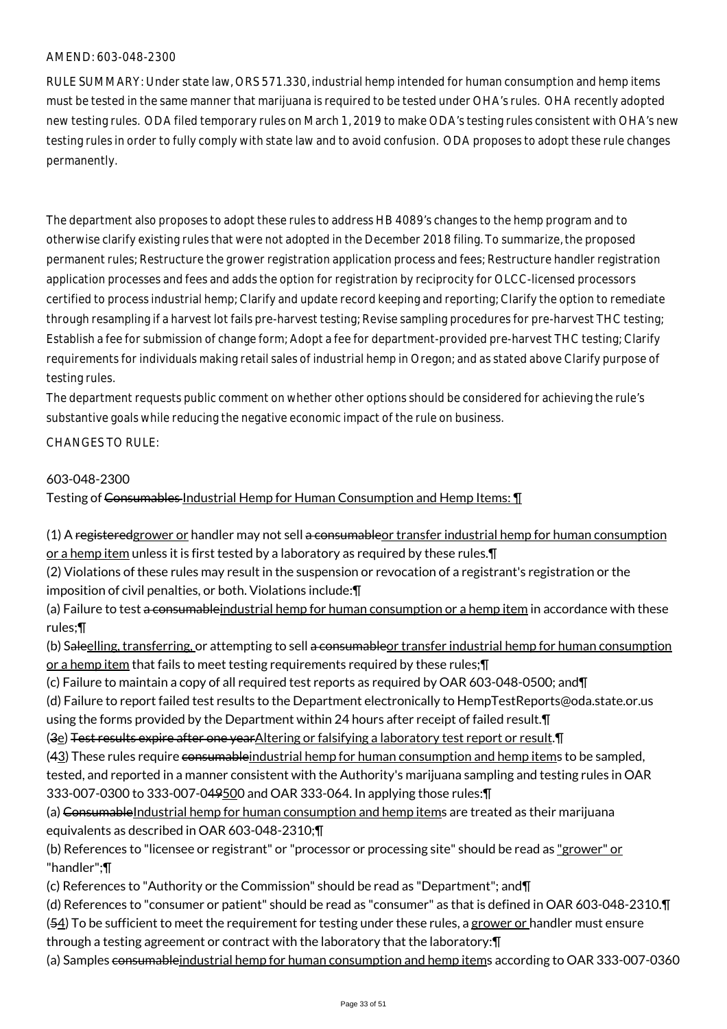AMEND: 603-048-2300

RULE SUMMARY: Under state law, ORS 571.330, industrial hemp intended for human consumption and hemp items must be tested in the same manner that marijuana is required to be tested under OHA's rules. OHA recently adopted new testing rules. ODA filed temporary rules on March 1, 2019 to make ODA's testing rules consistent with OHA's new testing rules in order to fully comply with state law and to avoid confusion. ODA proposes to adopt these rule changes permanently.

The department also proposes to adopt these rules to address HB 4089's changes to the hemp program and to otherwise clarify existing rules that were not adopted in the December 2018 filing. To summarize, the proposed permanent rules; Restructure the grower registration application process and fees; Restructure handler registration application processes and fees and adds the option for registration by reciprocity for OLCC-licensed processors certified to process industrial hemp; Clarify and update record keeping and reporting; Clarify the option to remediate through resampling if a harvest lot fails pre-harvest testing; Revise sampling procedures for pre-harvest THC testing; Establish a fee for submission of change form; Adopt a fee for department-provided pre-harvest THC testing; Clarify requirements for individuals making retail sales of industrial hemp in Oregon; and as stated above Clarify purpose of testing rules.

The department requests public comment on whether other options should be considered for achieving the rule's substantive goals while reducing the negative economic impact of the rule on business.

CHANGES TO RULE:

603-048-2300

Testing of ~~Consumables~~ Industrial Hemp for Human Consumption and Hemp Items: ¶

(1) A ~~registered~~grower or handler may not sell ~~a consumable~~or transfer industrial hemp for human consumption or a hemp item unless it is first tested by a laboratory as required by these rules.¶

(2) Violations of these rules may result in the suspension or revocation of a registrant's registration or the imposition of civil penalties, or both. Violations include:¶

(a) Failure to test ~~a consumable~~industrial hemp for human consumption or a hemp item in accordance with these rules;¶

(b) S~~ale~~elling, transferring, or attempting to sell ~~a consumable~~or transfer industrial hemp for human consumption or a hemp item that fails to meet testing requirements required by these rules;¶

(c) Failure to maintain a copy of all required test reports as required by OAR 603-048-0500; and¶

(d) Failure to report failed test results to the Department electronically to HempTestReports@oda.state.or.us using the forms provided by the Department within 24 hours after receipt of failed result.¶

(~~3~~e) ~~Test results expire after one year~~Altering or falsifying a laboratory test report or result.¶

(~~4~~3) These rules require ~~consumable~~industrial hemp for human consumption and hemp items to be sampled, tested, and reported in a manner consistent with the Authority's marijuana sampling and testing rules in OAR 333-007-0300 to 333-007-0~~49~~500 and OAR 333-064. In applying those rules:¶

(a) ~~Consumable~~Industrial hemp for human consumption and hemp items are treated as their marijuana equivalents as described in OAR 603-048-2310;¶

(b) References to "licensee or registrant" or "processor or processing site" should be read as "grower" or "handler";¶

(c) References to "Authority or the Commission" should be read as "Department"; and¶

(d) References to "consumer or patient" should be read as "consumer" as that is defined in OAR 603-048-2310.¶

(~~5~~4) To be sufficient to meet the requirement for testing under these rules, a grower or handler must ensure through a testing agreement or contract with the laboratory that the laboratory:¶

(a) Samples ~~consumable~~industrial hemp for human consumption and hemp items according to OAR 333-007-0360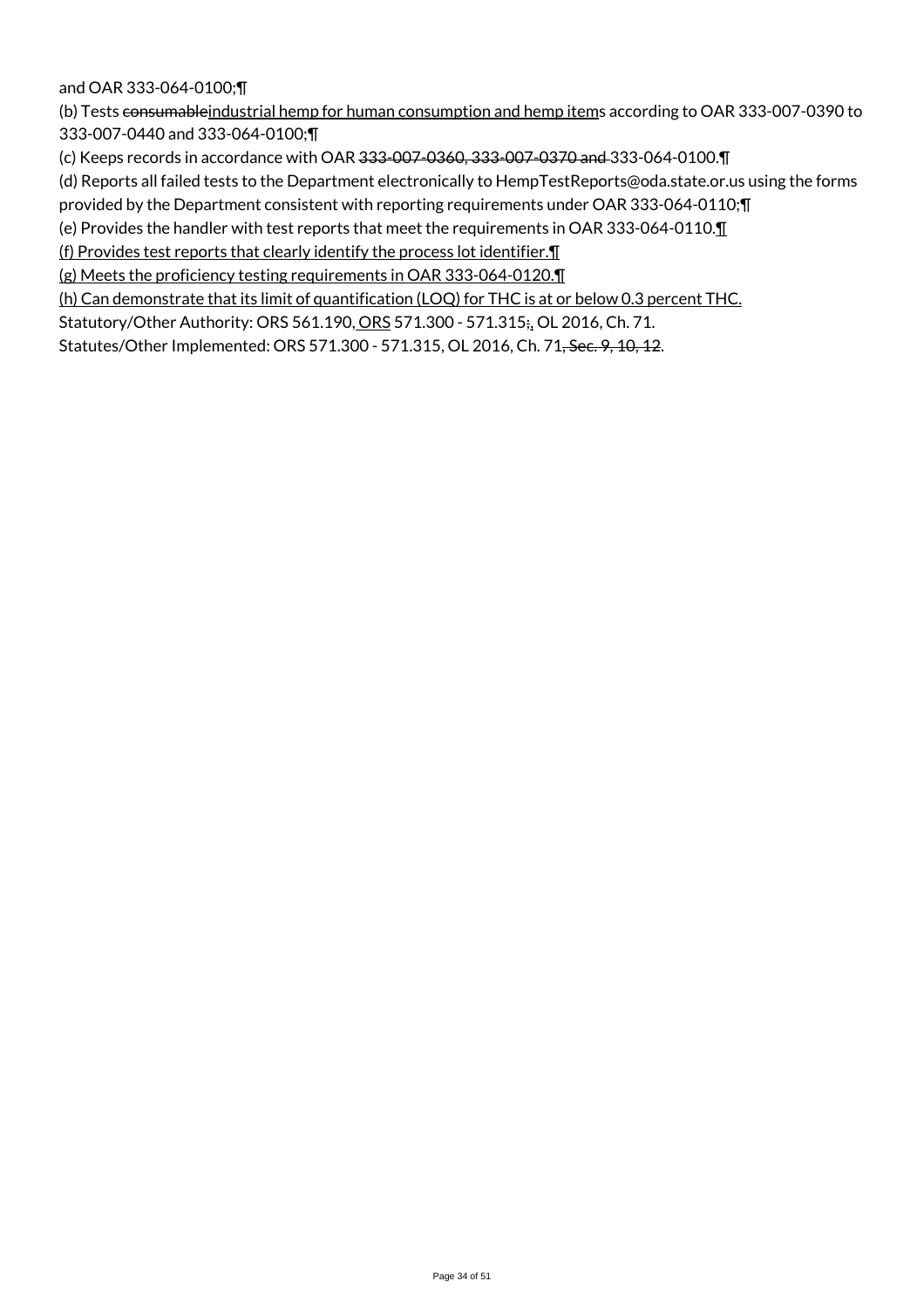and OAR 333-064-0100;¶

(b) Tests ~~consumable~~<u>industrial hemp for human consumption and hemp item</u>s according to OAR 333-007-0390 to 333-007-0440 and 333-064-0100;¶

(c) Keeps records in accordance with OAR ~~333-007-0360, 333-007-0370 and~~ 333-064-0100.¶

(d) Reports all failed tests to the Department electronically to HempTestReports@oda.state.or.us using the forms provided by the Department consistent with reporting requirements under OAR 333-064-0110;¶

(e) Provides the handler with test reports that meet the requirements in OAR 333-064-0110.<u>¶</u>

<u>(f) Provides test reports that clearly identify the process lot identifier.¶</u>

<u>(g) Meets the proficiency testing requirements in OAR 333-064-0120.¶</u>

<u>(h) Can demonstrate that its limit of quantification (LOQ) for THC is at or below 0.3 percent THC.</u>

Statutory/Other Authority: ORS 561.190,<u> ORS</u> 571.300 - 571.315~~;~~<u>,</u> OL 2016, Ch. 71.

Statutes/Other Implemented: ORS 571.300 - 571.315, OL 2016, Ch. 71~~, Sec. 9, 10, 12~~.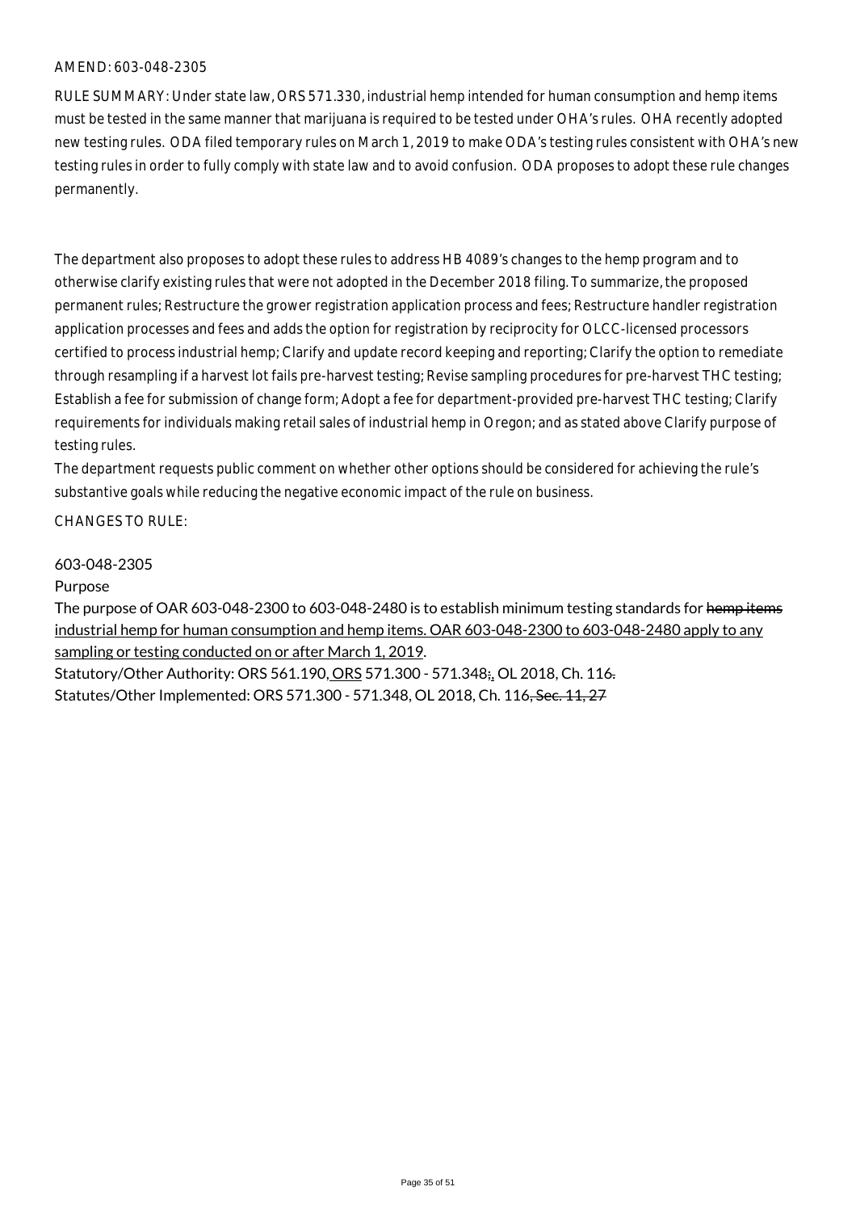AMEND: 603-048-2305

RULE SUMMARY: Under state law, ORS 571.330, industrial hemp intended for human consumption and hemp items must be tested in the same manner that marijuana is required to be tested under OHA's rules. OHA recently adopted new testing rules. ODA filed temporary rules on March 1, 2019 to make ODA's testing rules consistent with OHA's new testing rules in order to fully comply with state law and to avoid confusion. ODA proposes to adopt these rule changes permanently.

The department also proposes to adopt these rules to address HB 4089's changes to the hemp program and to otherwise clarify existing rules that were not adopted in the December 2018 filing. To summarize, the proposed permanent rules; Restructure the grower registration application process and fees; Restructure handler registration application processes and fees and adds the option for registration by reciprocity for OLCC-licensed processors certified to process industrial hemp; Clarify and update record keeping and reporting; Clarify the option to remediate through resampling if a harvest lot fails pre-harvest testing; Revise sampling procedures for pre-harvest THC testing; Establish a fee for submission of change form; Adopt a fee for department-provided pre-harvest THC testing; Clarify requirements for individuals making retail sales of industrial hemp in Oregon; and as stated above Clarify purpose of testing rules.

The department requests public comment on whether other options should be considered for achieving the rule's substantive goals while reducing the negative economic impact of the rule on business.

CHANGES TO RULE:

603-048-2305

Purpose

The purpose of OAR 603-048-2300 to 603-048-2480 is to establish minimum testing standards for ~~hemp items~~ industrial hemp for human consumption and hemp items. OAR 603-048-2300 to 603-048-2480 apply to any sampling or testing conducted on or after March 1, 2019.

Statutory/Other Authority: ORS 561.190, ORS 571.300 - 571.348~~;~~, OL 2018, Ch. 116~~.~~

Statutes/Other Implemented: ORS 571.300 - 571.348, OL 2018, Ch. 116~~, Sec. 11, 27~~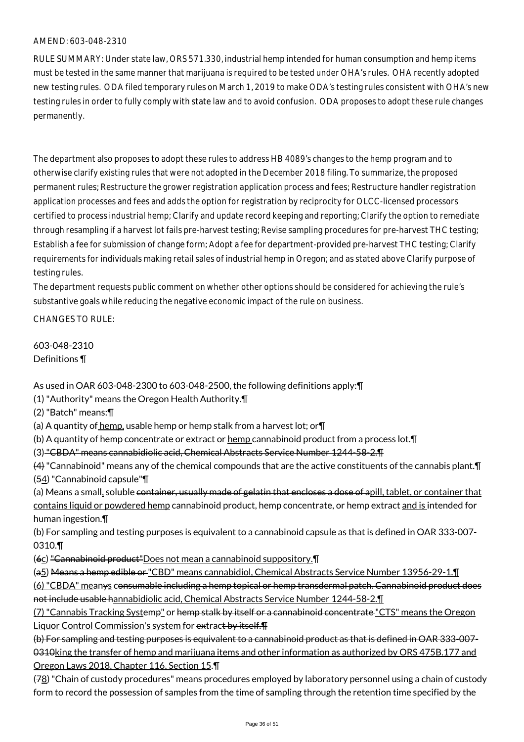AMEND: 603-048-2310

RULE SUMMARY: Under state law, ORS 571.330, industrial hemp intended for human consumption and hemp items must be tested in the same manner that marijuana is required to be tested under OHA's rules. OHA recently adopted new testing rules. ODA filed temporary rules on March 1, 2019 to make ODA's testing rules consistent with OHA's new testing rules in order to fully comply with state law and to avoid confusion. ODA proposes to adopt these rule changes permanently.

The department also proposes to adopt these rules to address HB 4089's changes to the hemp program and to otherwise clarify existing rules that were not adopted in the December 2018 filing. To summarize, the proposed permanent rules; Restructure the grower registration application process and fees; Restructure handler registration application processes and fees and adds the option for registration by reciprocity for OLCC-licensed processors certified to process industrial hemp; Clarify and update record keeping and reporting; Clarify the option to remediate through resampling if a harvest lot fails pre-harvest testing; Revise sampling procedures for pre-harvest THC testing; Establish a fee for submission of change form; Adopt a fee for department-provided pre-harvest THC testing; Clarify requirements for individuals making retail sales of industrial hemp in Oregon; and as stated above Clarify purpose of testing rules.

The department requests public comment on whether other options should be considered for achieving the rule's substantive goals while reducing the negative economic impact of the rule on business.

CHANGES TO RULE:

603-048-2310
Definitions ¶

As used in OAR 603-048-2300 to 603-048-2500, the following definitions apply:¶
(1) "Authority" means the Oregon Health Authority.¶
(2) "Batch" means:¶
(a) A quantity of hemp, usable hemp or hemp stalk from a harvest lot; or¶
(b) A quantity of hemp concentrate or extract or hemp cannabinoid product from a process lot.¶
(3) ~~"CBDA" means cannabidiolic acid, Chemical Abstracts Service Number 1244-58-2.¶~~
~~(4)~~ "Cannabinoid" means any of the chemical compounds that are the active constituents of the cannabis plant.¶
(~~5~~4) "Cannabinoid capsule"¶
(a) Means a small, soluble ~~container, usually made of gelatin that encloses a dose of a~~pill, tablet, or container that contains liquid or powdered hemp cannabinoid product, hemp concentrate, or hemp extract and is intended for human ingestion.¶
(b) For sampling and testing purposes is equivalent to a cannabinoid capsule as that is defined in OAR 333-007-0310.¶
(~~6~~c) ~~"Cannabinoid product"~~Does not mean a cannabinoid suppository.¶
(~~a~~5) ~~Means a hemp edible or~~ "CBD" means cannabidiol, Chemical Abstracts Service Number 13956-29-1.¶
(6) "CBDA" mean~~y~~s c~~onsumable including a hemp topical or hemp transdermal patch. Cannabinoid product does not include usable h~~annabidiolic acid, Chemical Abstracts Service Number 1244-58-2.¶
(7) "Cannabis Tracking Systemp" or ~~hemp stalk by itself or a cannabinoid concentrate~~ "CTS" means the Oregon Liquor Control Commission's system for ~~extract by itself.¶~~
~~(b) For sampling and testing purposes is equivalent to a cannabinoid product as that is defined in OAR 333-007-0310~~king the transfer of hemp and marijuana items and other information as authorized by ORS 475B.177 and Oregon Laws 2018, Chapter 116, Section 15.¶
(~~7~~8) "Chain of custody procedures" means procedures employed by laboratory personnel using a chain of custody form to record the possession of samples from the time of sampling through the retention time specified by the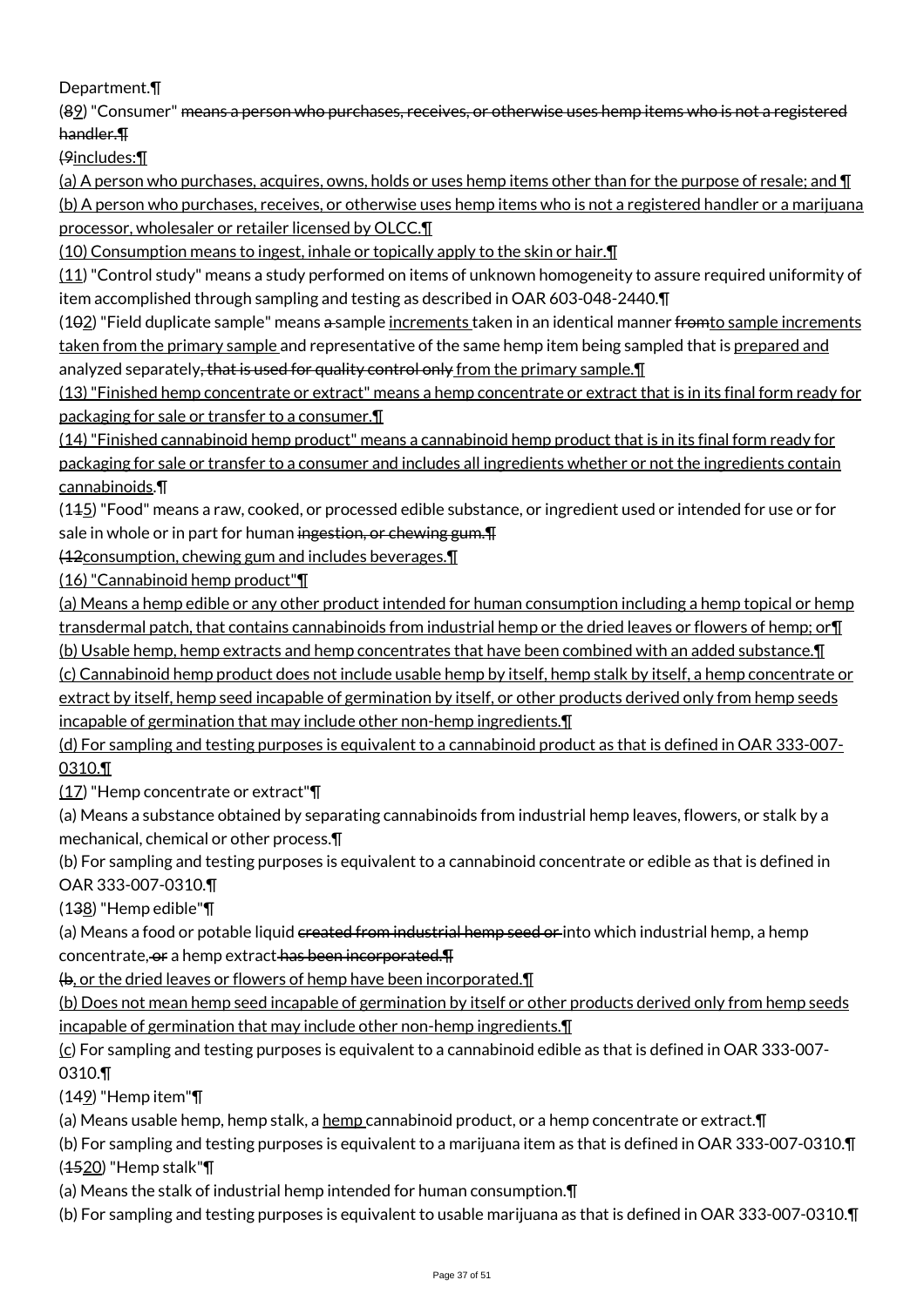Department.¶

(89) "Consumer" means a person who purchases, receives, or otherwise uses hemp items who is not a registered handler.¶

(9includes:¶

(a) A person who purchases, acquires, owns, holds or uses hemp items other than for the purpose of resale; and ¶

(b) A person who purchases, receives, or otherwise uses hemp items who is not a registered handler or a marijuana processor, wholesaler or retailer licensed by OLCC.¶

(10) Consumption means to ingest, inhale or topically apply to the skin or hair.¶

(11) "Control study" means a study performed on items of unknown homogeneity to assure required uniformity of item accomplished through sampling and testing as described in OAR 603-048-2440.¶

(102) "Field duplicate sample" means a sample increments taken in an identical manner fromto sample increments taken from the primary sample and representative of the same hemp item being sampled that is prepared and analyzed separately, that is used for quality control only from the primary sample.¶

(13) "Finished hemp concentrate or extract" means a hemp concentrate or extract that is in its final form ready for packaging for sale or transfer to a consumer.¶

(14) "Finished cannabinoid hemp product" means a cannabinoid hemp product that is in its final form ready for packaging for sale or transfer to a consumer and includes all ingredients whether or not the ingredients contain cannabinoids.¶

(115) "Food" means a raw, cooked, or processed edible substance, or ingredient used or intended for use or for sale in whole or in part for human ingestion, or chewing gum.¶

(12consumption, chewing gum and includes beverages.¶

(16) "Cannabinoid hemp product"¶

(a) Means a hemp edible or any other product intended for human consumption including a hemp topical or hemp transdermal patch, that contains cannabinoids from industrial hemp or the dried leaves or flowers of hemp; or¶

(b) Usable hemp, hemp extracts and hemp concentrates that have been combined with an added substance.¶

(c) Cannabinoid hemp product does not include usable hemp by itself, hemp stalk by itself, a hemp concentrate or extract by itself, hemp seed incapable of germination by itself, or other products derived only from hemp seeds incapable of germination that may include other non-hemp ingredients.¶

(d) For sampling and testing purposes is equivalent to a cannabinoid product as that is defined in OAR 333-007-0310.¶

(17) "Hemp concentrate or extract"¶

(a) Means a substance obtained by separating cannabinoids from industrial hemp leaves, flowers, or stalk by a mechanical, chemical or other process.¶

(b) For sampling and testing purposes is equivalent to a cannabinoid concentrate or edible as that is defined in OAR 333-007-0310.¶

(138) "Hemp edible"¶

(a) Means a food or potable liquid created from industrial hemp seed or into which industrial hemp, a hemp concentrate, or a hemp extract has been incorporated.¶

(b, or the dried leaves or flowers of hemp have been incorporated.¶

(b) Does not mean hemp seed incapable of germination by itself or other products derived only from hemp seeds incapable of germination that may include other non-hemp ingredients.¶

(c) For sampling and testing purposes is equivalent to a cannabinoid edible as that is defined in OAR 333-007-0310.¶

(149) "Hemp item"¶

(a) Means usable hemp, hemp stalk, a hemp cannabinoid product, or a hemp concentrate or extract.¶

(b) For sampling and testing purposes is equivalent to a marijuana item as that is defined in OAR 333-007-0310.¶

(1520) "Hemp stalk"¶

(a) Means the stalk of industrial hemp intended for human consumption.¶

(b) For sampling and testing purposes is equivalent to usable marijuana as that is defined in OAR 333-007-0310.¶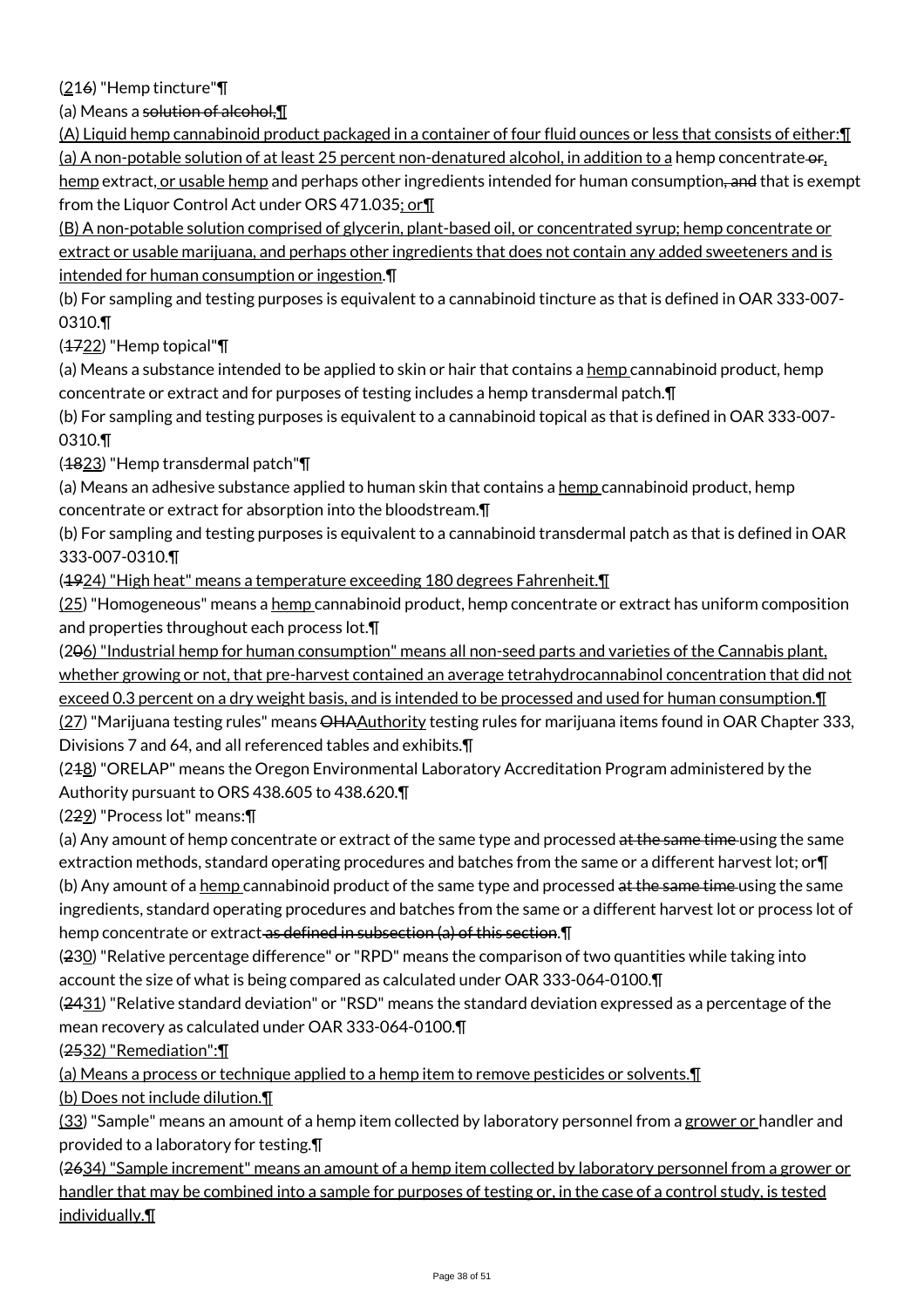(216) "Hemp tincture"¶

(a) Means a solution of alcohol,¶

(A) Liquid hemp cannabinoid product packaged in a container of four fluid ounces or less that consists of either:¶

(a) A non-potable solution of at least 25 percent non-denatured alcohol, in addition to a hemp concentrate or, hemp extract, or usable hemp and perhaps other ingredients intended for human consumption, and that is exempt from the Liquor Control Act under ORS 471.035; or¶

(B) A non-potable solution comprised of glycerin, plant-based oil, or concentrated syrup; hemp concentrate or extract or usable marijuana, and perhaps other ingredients that does not contain any added sweeteners and is intended for human consumption or ingestion.¶

(b) For sampling and testing purposes is equivalent to a cannabinoid tincture as that is defined in OAR 333-007-0310.¶

(1722) "Hemp topical"¶

(a) Means a substance intended to be applied to skin or hair that contains a hemp cannabinoid product, hemp concentrate or extract and for purposes of testing includes a hemp transdermal patch.¶

(b) For sampling and testing purposes is equivalent to a cannabinoid topical as that is defined in OAR 333-007-0310.¶

(1823) "Hemp transdermal patch"¶

(a) Means an adhesive substance applied to human skin that contains a hemp cannabinoid product, hemp concentrate or extract for absorption into the bloodstream.¶

(b) For sampling and testing purposes is equivalent to a cannabinoid transdermal patch as that is defined in OAR 333-007-0310.¶

(1924) "High heat" means a temperature exceeding 180 degrees Fahrenheit.¶

(25) "Homogeneous" means a hemp cannabinoid product, hemp concentrate or extract has uniform composition and properties throughout each process lot.¶

(206) "Industrial hemp for human consumption" means all non-seed parts and varieties of the Cannabis plant, whether growing or not, that pre-harvest contained an average tetrahydrocannabinol concentration that did not exceed 0.3 percent on a dry weight basis, and is intended to be processed and used for human consumption.¶

(27) "Marijuana testing rules" means OHAAuthority testing rules for marijuana items found in OAR Chapter 333, Divisions 7 and 64, and all referenced tables and exhibits.¶

(218) "ORELAP" means the Oregon Environmental Laboratory Accreditation Program administered by the Authority pursuant to ORS 438.605 to 438.620.¶

(229) "Process lot" means:¶

(a) Any amount of hemp concentrate or extract of the same type and processed at the same time using the same extraction methods, standard operating procedures and batches from the same or a different harvest lot; or¶

(b) Any amount of a hemp cannabinoid product of the same type and processed at the same time using the same ingredients, standard operating procedures and batches from the same or a different harvest lot or process lot of hemp concentrate or extract as defined in subsection (a) of this section.¶

(230) "Relative percentage difference" or "RPD" means the comparison of two quantities while taking into account the size of what is being compared as calculated under OAR 333-064-0100.¶

(2431) "Relative standard deviation" or "RSD" means the standard deviation expressed as a percentage of the mean recovery as calculated under OAR 333-064-0100.¶

(2532) "Remediation":¶

(a) Means a process or technique applied to a hemp item to remove pesticides or solvents.¶

(b) Does not include dilution.¶

(33) "Sample" means an amount of a hemp item collected by laboratory personnel from a grower or handler and provided to a laboratory for testing.¶

(2634) "Sample increment" means an amount of a hemp item collected by laboratory personnel from a grower or handler that may be combined into a sample for purposes of testing or, in the case of a control study, is tested individually.¶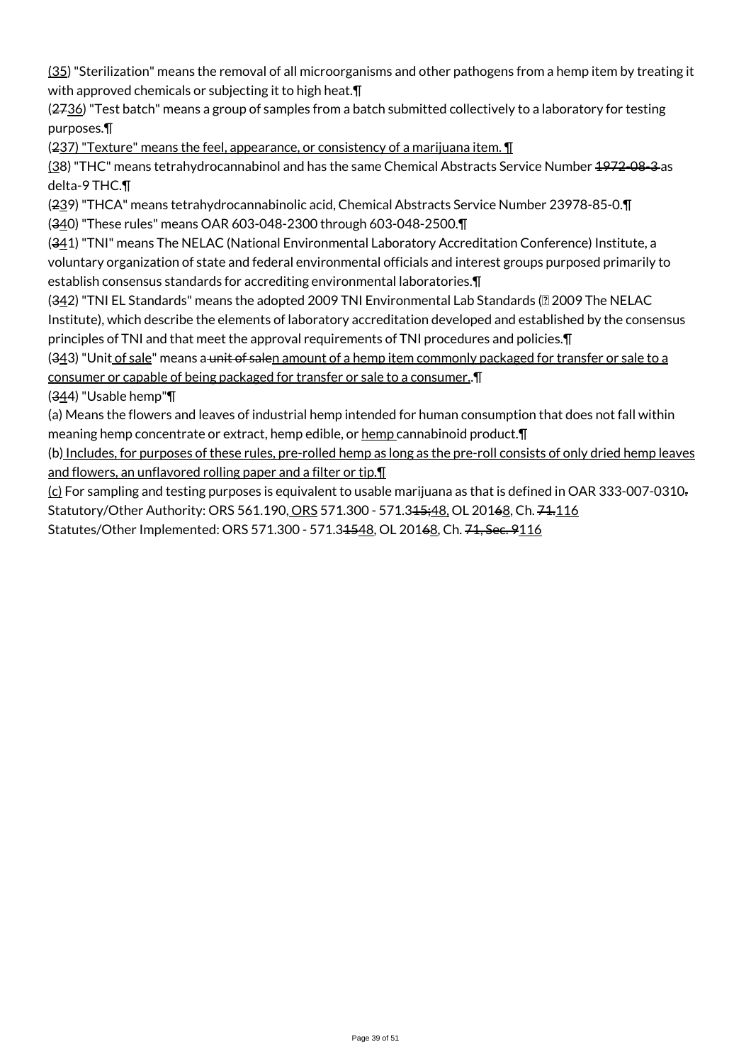(35) "Sterilization" means the removal of all microorganisms and other pathogens from a hemp item by treating it with approved chemicals or subjecting it to high heat.¶

(2736) "Test batch" means a group of samples from a batch submitted collectively to a laboratory for testing purposes.¶

(237) "Texture" means the feel, appearance, or consistency of a marijuana item. ¶

(38) "THC" means tetrahydrocannabinol and has the same Chemical Abstracts Service Number 1972-08-3 as delta-9 THC.¶

(239) "THCA" means tetrahydrocannabinolic acid, Chemical Abstracts Service Number 23978-85-0.¶

(340) "These rules" means OAR 603-048-2300 through 603-048-2500.¶

(341) "TNI" means The NELAC (National Environmental Laboratory Accreditation Conference) Institute, a voluntary organization of state and federal environmental officials and interest groups purposed primarily to establish consensus standards for accrediting environmental laboratories.¶

(342) "TNI EL Standards" means the adopted 2009 TNI Environmental Lab Standards (© 2009 The NELAC Institute), which describe the elements of laboratory accreditation developed and established by the consensus principles of TNI and that meet the approval requirements of TNI procedures and policies.¶

(343) "Unit of sale" means a unit of salen amount of a hemp item commonly packaged for transfer or sale to a consumer or capable of being packaged for transfer or sale to a consumer..¶

(344) "Usable hemp"¶

(a) Means the flowers and leaves of industrial hemp intended for human consumption that does not fall within meaning hemp concentrate or extract, hemp edible, or hemp cannabinoid product.¶

(b) Includes, for purposes of these rules, pre-rolled hemp as long as the pre-roll consists of only dried hemp leaves and flowers, an unflavored rolling paper and a filter or tip.¶

(c) For sampling and testing purposes is equivalent to usable marijuana as that is defined in OAR 333-007-0310.

Statutory/Other Authority: ORS 561.190, ORS 571.300 - 571.315;48, OL 20168, Ch. 71.116

Statutes/Other Implemented: ORS 571.300 - 571.31548, OL 20168, Ch. 71, Sec. 9116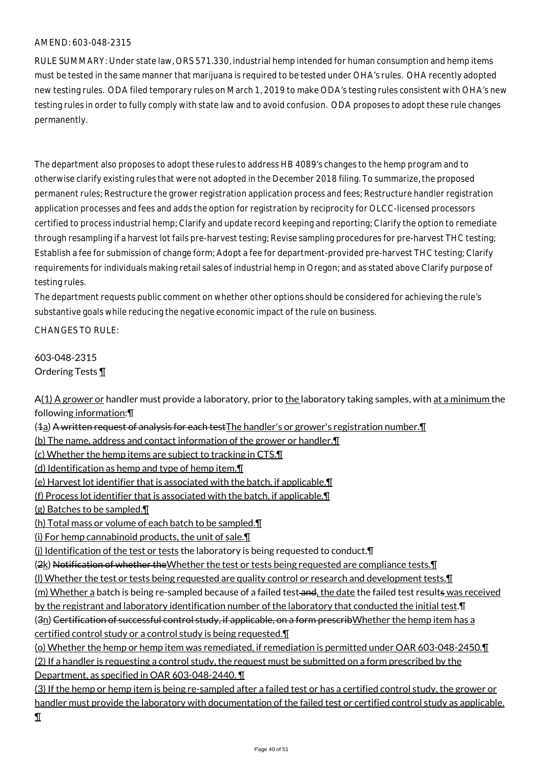AMEND: 603-048-2315

RULE SUMMARY: Under state law, ORS 571.330, industrial hemp intended for human consumption and hemp items must be tested in the same manner that marijuana is required to be tested under OHA's rules. OHA recently adopted new testing rules. ODA filed temporary rules on March 1, 2019 to make ODA's testing rules consistent with OHA's new testing rules in order to fully comply with state law and to avoid confusion. ODA proposes to adopt these rule changes permanently.

The department also proposes to adopt these rules to address HB 4089's changes to the hemp program and to otherwise clarify existing rules that were not adopted in the December 2018 filing. To summarize, the proposed permanent rules; Restructure the grower registration application process and fees; Restructure handler registration application processes and fees and adds the option for registration by reciprocity for OLCC-licensed processors certified to process industrial hemp; Clarify and update record keeping and reporting; Clarify the option to remediate through resampling if a harvest lot fails pre-harvest testing; Revise sampling procedures for pre-harvest THC testing; Establish a fee for submission of change form; Adopt a fee for department-provided pre-harvest THC testing; Clarify requirements for individuals making retail sales of industrial hemp in Oregon; and as stated above Clarify purpose of testing rules.

The department requests public comment on whether other options should be considered for achieving the rule's substantive goals while reducing the negative economic impact of the rule on business.

CHANGES TO RULE:

603-048-2315
Ordering Tests ¶

~~A~~(1) A grower or handler must provide a laboratory, prior to the laboratory taking samples, with at a minimum the following information:¶

(~~1~~a) ~~A written request of analysis for each test~~The handler's or grower's registration number.¶

(b) The name, address and contact information of the grower or handler.¶

(c) Whether the hemp items are subject to tracking in CTS.¶

(d) Identification as hemp and type of hemp item.¶

(e) Harvest lot identifier that is associated with the batch, if applicable.¶

(f) Process lot identifier that is associated with the batch, if applicable.¶

(g) Batches to be sampled.¶

(h) Total mass or volume of each batch to be sampled.¶

(i) For hemp cannabinoid products, the unit of sale.¶

(j) Identification of the test or tests the laboratory is being requested to conduct.¶

(~~2~~k) ~~Notification of whether the~~Whether the test or tests being requested are compliance tests.¶

(l) Whether the test or tests being requested are quality control or research and development tests.¶

(m) Whether a batch is being re-sampled because of a failed test ~~and~~, the date the failed test result~~s~~ was received by the registrant and laboratory identification number of the laboratory that conducted the initial test.¶

(~~3~~n) ~~Certification of successful control study, if applicable, on a form prescrib~~Whether the hemp item has a certified control study or a control study is being requested.¶

(o) Whether the hemp or hemp item was remediated, if remediation is permitted under OAR 603-048-2450.¶

(2) If a handler is requesting a control study, the request must be submitted on a form prescribed by the Department, as specified in OAR 603-048-2440. ¶

(3) If the hemp or hemp item is being re-sampled after a failed test or has a certified control study, the grower or handler must provide the laboratory with documentation of the failed test or certified control study as applicable. ¶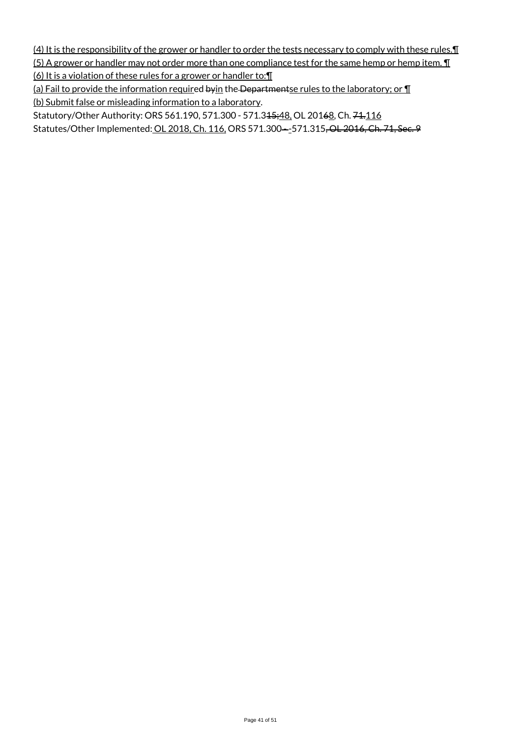(4) It is the responsibility of the grower or handler to order the tests necessary to comply with these rules.¶
(5) A grower or handler may not order more than one compliance test for the same hemp or hemp item. ¶
(6) It is a violation of these rules for a grower or handler to:¶
(a) Fail to provide the information required byin the Departmentse rules to the laboratory; or ¶
(b) Submit false or misleading information to a laboratory.
Statutory/Other Authority: ORS 561.190, 571.300 - 571.315;48, OL 20168, Ch. 71.116
Statutes/Other Implemented: OL 2018, Ch. 116, ORS 571.300 - -571.315, OL 2016, Ch. 71, Sec. 9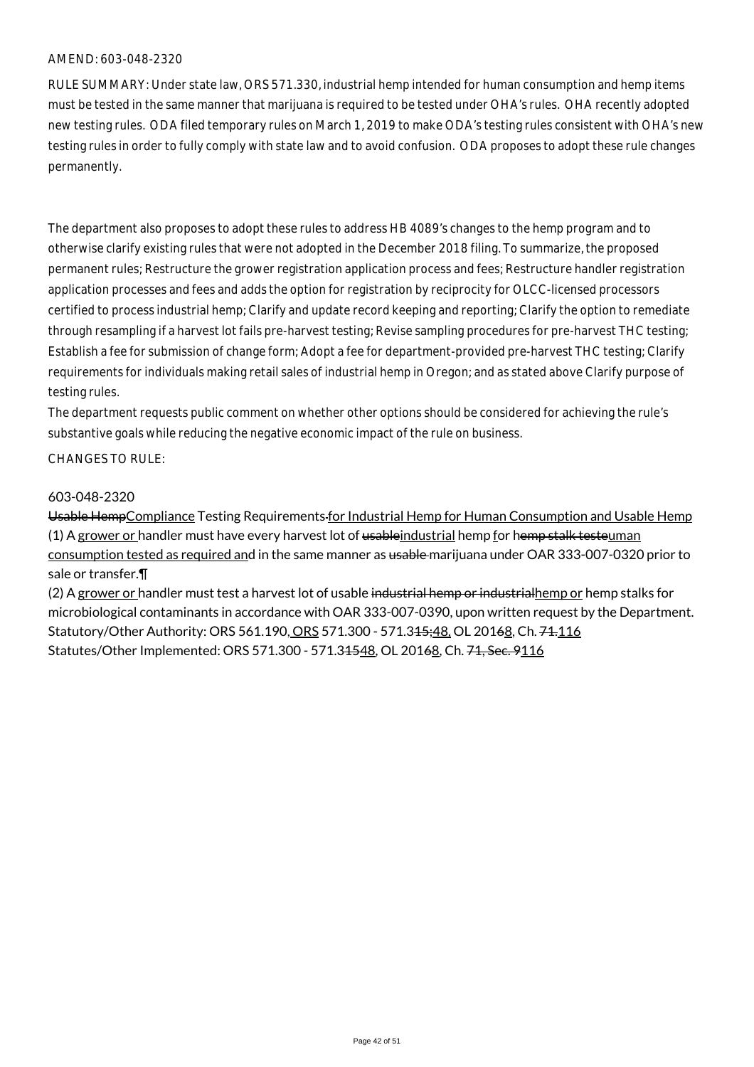AMEND: 603-048-2320

RULE SUMMARY: Under state law, ORS 571.330, industrial hemp intended for human consumption and hemp items must be tested in the same manner that marijuana is required to be tested under OHA's rules. OHA recently adopted new testing rules. ODA filed temporary rules on March 1, 2019 to make ODA's testing rules consistent with OHA's new testing rules in order to fully comply with state law and to avoid confusion. ODA proposes to adopt these rule changes permanently.

The department also proposes to adopt these rules to address HB 4089's changes to the hemp program and to otherwise clarify existing rules that were not adopted in the December 2018 filing. To summarize, the proposed permanent rules; Restructure the grower registration application process and fees; Restructure handler registration application processes and fees and adds the option for registration by reciprocity for OLCC-licensed processors certified to process industrial hemp; Clarify and update record keeping and reporting; Clarify the option to remediate through resampling if a harvest lot fails pre-harvest testing; Revise sampling procedures for pre-harvest THC testing; Establish a fee for submission of change form; Adopt a fee for department-provided pre-harvest THC testing; Clarify requirements for individuals making retail sales of industrial hemp in Oregon; and as stated above Clarify purpose of testing rules.

The department requests public comment on whether other options should be considered for achieving the rule's substantive goals while reducing the negative economic impact of the rule on business.

CHANGES TO RULE:

603-048-2320

~~Usable Hemp~~Compliance Testing Requirements ~~ ~~for Industrial Hemp for Human Consumption and Usable Hemp

(1) A grower or handler must have every harvest lot of ~~usable~~industrial hemp for h~~emp stalk teste~~uman consumption tested as required and in the same manner as ~~usable~~ marijuana under OAR 333-007-0320 prior to sale or transfer.¶

(2) A grower or handler must test a harvest lot of usable ~~industrial hemp or industrial~~hemp or hemp stalks for microbiological contaminants in accordance with OAR 333-007-0390, upon written request by the Department.

Statutory/Other Authority: ORS 561.190, ORS 571.300 - 571.3~~15;~~48, OL 201~~6~~8, Ch. ~~71.~~116

Statutes/Other Implemented: ORS 571.300 - 571.3~~15~~48, OL 201~~6~~8, Ch. ~~71, Sec. 9~~116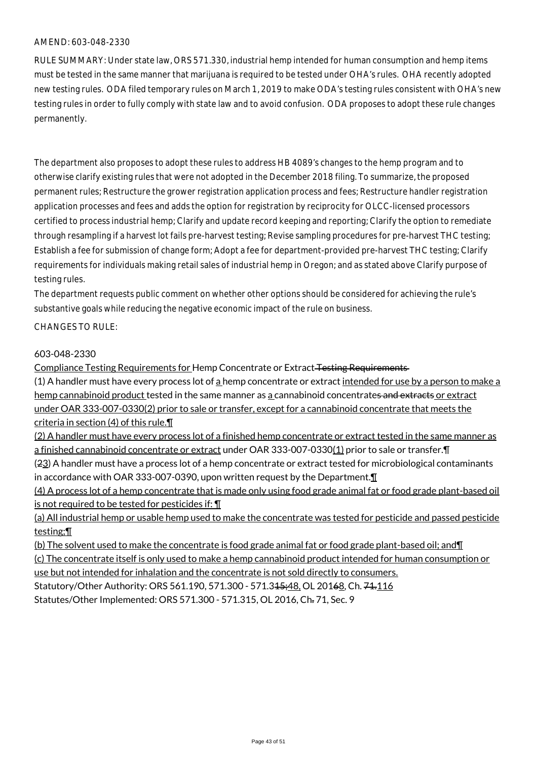AMEND: 603-048-2330

RULE SUMMARY: Under state law, ORS 571.330, industrial hemp intended for human consumption and hemp items must be tested in the same manner that marijuana is required to be tested under OHA's rules. OHA recently adopted new testing rules. ODA filed temporary rules on March 1, 2019 to make ODA's testing rules consistent with OHA's new testing rules in order to fully comply with state law and to avoid confusion. ODA proposes to adopt these rule changes permanently.

The department also proposes to adopt these rules to address HB 4089's changes to the hemp program and to otherwise clarify existing rules that were not adopted in the December 2018 filing. To summarize, the proposed permanent rules; Restructure the grower registration application process and fees; Restructure handler registration application processes and fees and adds the option for registration by reciprocity for OLCC-licensed processors certified to process industrial hemp; Clarify and update record keeping and reporting; Clarify the option to remediate through resampling if a harvest lot fails pre-harvest testing; Revise sampling procedures for pre-harvest THC testing; Establish a fee for submission of change form; Adopt a fee for department-provided pre-harvest THC testing; Clarify requirements for individuals making retail sales of industrial hemp in Oregon; and as stated above Clarify purpose of testing rules.

The department requests public comment on whether other options should be considered for achieving the rule's substantive goals while reducing the negative economic impact of the rule on business.

CHANGES TO RULE:

603-048-2330

Compliance Testing Requirements for Hemp Concentrate or Extract ~~Testing Requirements~~

(1) A handler must have every process lot of a hemp concentrate or extract intended for use by a person to make a hemp cannabinoid product tested in the same manner as a cannabinoid concentrate~~s and extracts~~ or extract under OAR 333-007-0330(2) prior to sale or transfer, except for a cannabinoid concentrate that meets the criteria in section (4) of this rule.¶

(2) A handler must have every process lot of a finished hemp concentrate or extract tested in the same manner as a finished cannabinoid concentrate or extract under OAR 333-007-0330(1) prior to sale or transfer.¶

(~~2~~3) A handler must have a process lot of a hemp concentrate or extract tested for microbiological contaminants in accordance with OAR 333-007-0390, upon written request by the Department.¶

(4) A process lot of a hemp concentrate that is made only using food grade animal fat or food grade plant-based oil is not required to be tested for pesticides if: ¶

(a) All industrial hemp or usable hemp used to make the concentrate was tested for pesticide and passed pesticide testing;¶

(b) The solvent used to make the concentrate is food grade animal fat or food grade plant-based oil; and¶

(c) The concentrate itself is only used to make a hemp cannabinoid product intended for human consumption or use but not intended for inhalation and the concentrate is not sold directly to consumers.

Statutory/Other Authority: ORS 561.190, 571.300 - 571.3~~15;~~48, OL 201~~6~~8, Ch. ~~71.~~116

Statutes/Other Implemented: ORS 571.300 - 571.315, OL 2016, Ch~~.~~ 71, Sec. 9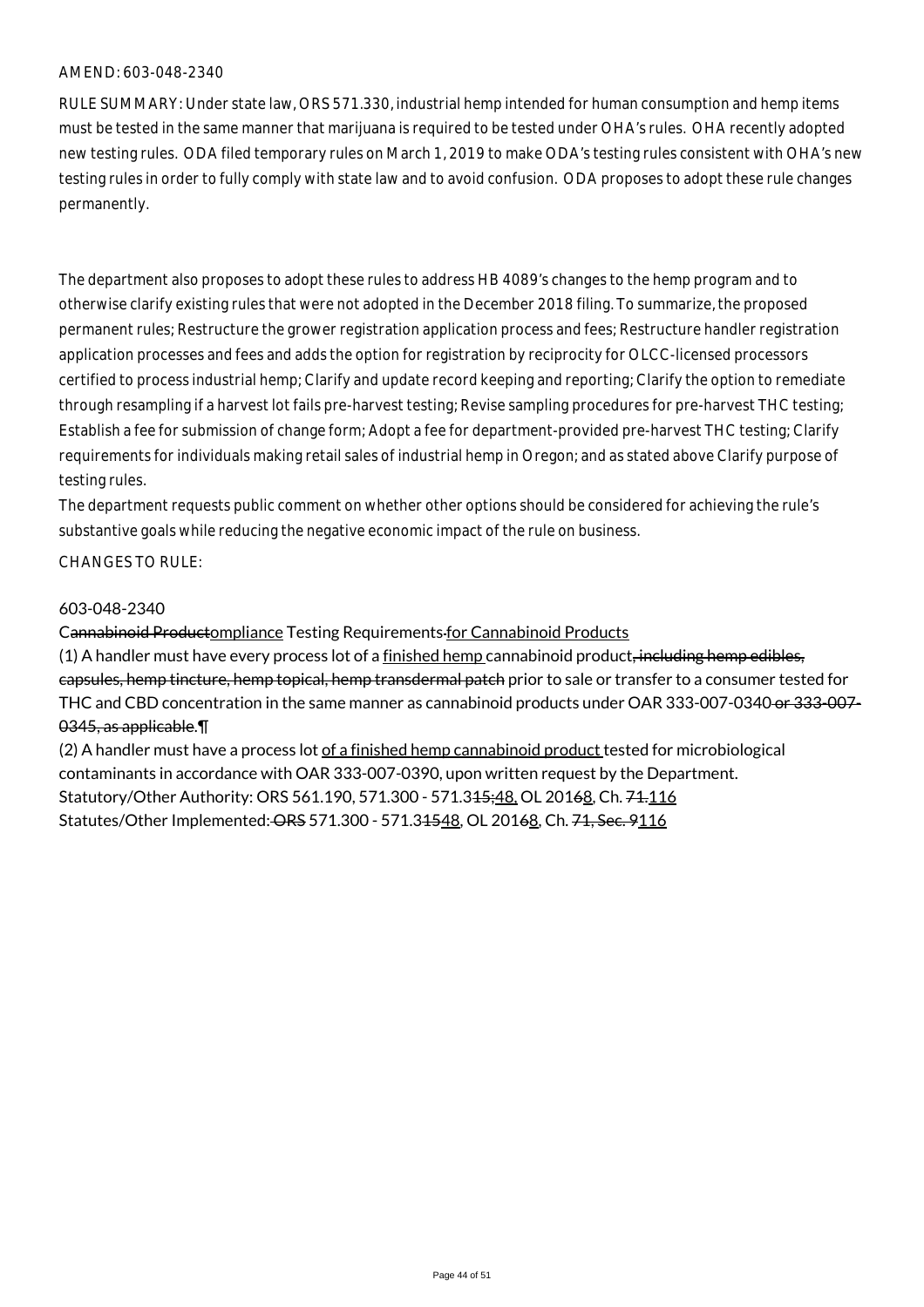AMEND: 603-048-2340

RULE SUMMARY: Under state law, ORS 571.330, industrial hemp intended for human consumption and hemp items must be tested in the same manner that marijuana is required to be tested under OHA's rules. OHA recently adopted new testing rules. ODA filed temporary rules on March 1, 2019 to make ODA's testing rules consistent with OHA's new testing rules in order to fully comply with state law and to avoid confusion. ODA proposes to adopt these rule changes permanently.

The department also proposes to adopt these rules to address HB 4089's changes to the hemp program and to otherwise clarify existing rules that were not adopted in the December 2018 filing. To summarize, the proposed permanent rules; Restructure the grower registration application process and fees; Restructure handler registration application processes and fees and adds the option for registration by reciprocity for OLCC-licensed processors certified to process industrial hemp; Clarify and update record keeping and reporting; Clarify the option to remediate through resampling if a harvest lot fails pre-harvest testing; Revise sampling procedures for pre-harvest THC testing; Establish a fee for submission of change form; Adopt a fee for department-provided pre-harvest THC testing; Clarify requirements for individuals making retail sales of industrial hemp in Oregon; and as stated above Clarify purpose of testing rules.

The department requests public comment on whether other options should be considered for achieving the rule's substantive goals while reducing the negative economic impact of the rule on business.

CHANGES TO RULE:

603-048-2340

C~~annabinoid Product~~ompliance Testing Requirements ~~for Cannabinoid Products~~

(1) A handler must have every process lot of a finished hemp cannabinoid product~~, including hemp edibles, capsules, hemp tincture, hemp topical, hemp transdermal patch~~ prior to sale or transfer to a consumer tested for THC and CBD concentration in the same manner as cannabinoid products under OAR 333-007-0340 ~~or 333-007-0345, as applicable.~~¶

(2) A handler must have a process lot of a finished hemp cannabinoid product tested for microbiological contaminants in accordance with OAR 333-007-0390, upon written request by the Department.

Statutory/Other Authority: ORS 561.190, 571.300 - 571.3~~15;~~48, OL 201~~6~~8, Ch. ~~71.~~116

Statutes/Other Implemented: ~~ORS~~ 571.300 - 571.3~~15~~48, OL 201~~6~~8, Ch. ~~71, Sec. 9~~116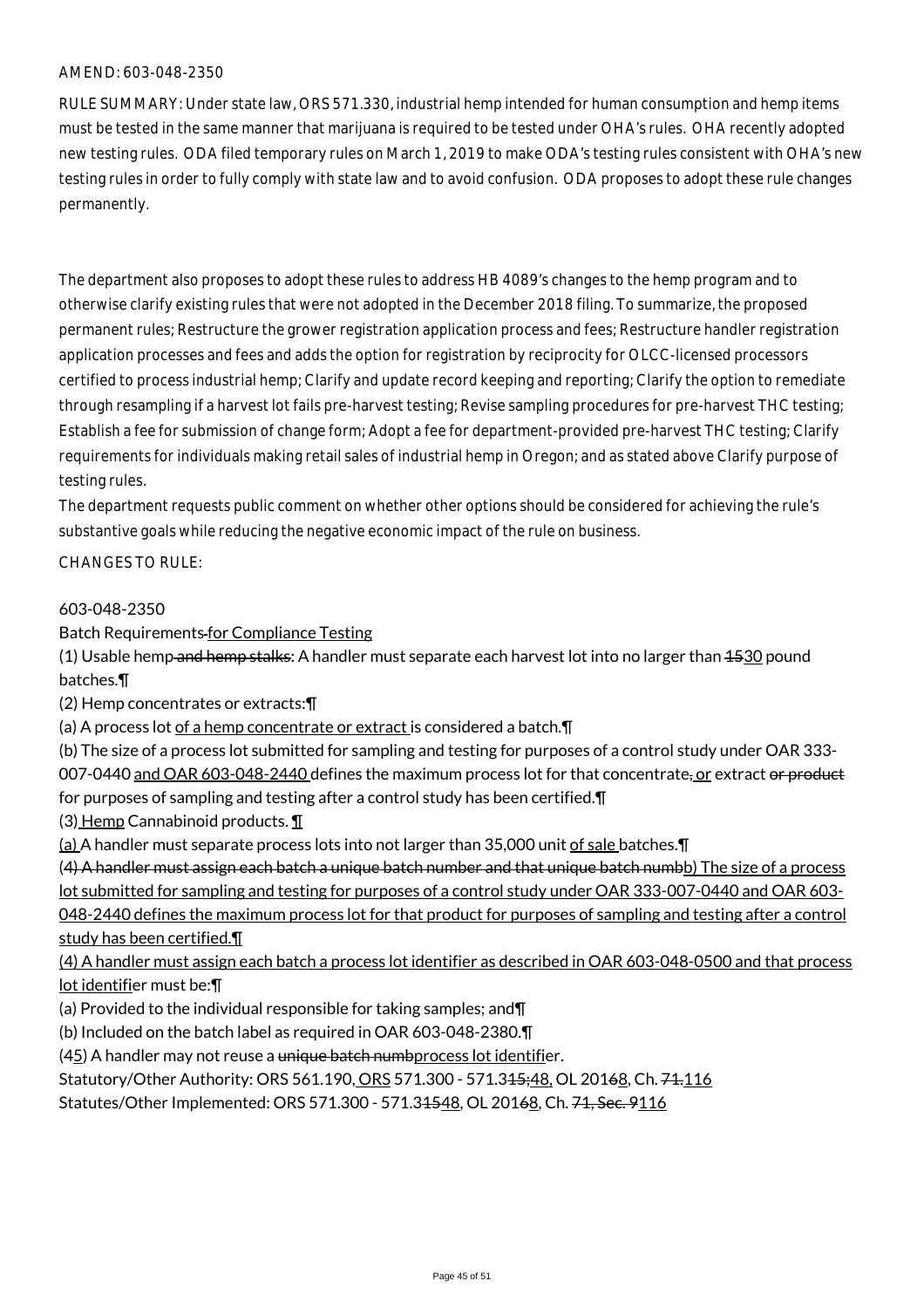AMEND: 603-048-2350

RULE SUMMARY: Under state law, ORS 571.330, industrial hemp intended for human consumption and hemp items must be tested in the same manner that marijuana is required to be tested under OHA's rules. OHA recently adopted new testing rules. ODA filed temporary rules on March 1, 2019 to make ODA's testing rules consistent with OHA's new testing rules in order to fully comply with state law and to avoid confusion. ODA proposes to adopt these rule changes permanently.

The department also proposes to adopt these rules to address HB 4089's changes to the hemp program and to otherwise clarify existing rules that were not adopted in the December 2018 filing. To summarize, the proposed permanent rules; Restructure the grower registration application process and fees; Restructure handler registration application processes and fees and adds the option for registration by reciprocity for OLCC-licensed processors certified to process industrial hemp; Clarify and update record keeping and reporting; Clarify the option to remediate through resampling if a harvest lot fails pre-harvest testing; Revise sampling procedures for pre-harvest THC testing; Establish a fee for submission of change form; Adopt a fee for department-provided pre-harvest THC testing; Clarify requirements for individuals making retail sales of industrial hemp in Oregon; and as stated above Clarify purpose of testing rules.

The department requests public comment on whether other options should be considered for achieving the rule's substantive goals while reducing the negative economic impact of the rule on business.

CHANGES TO RULE:

603-048-2350

Batch Requirements for Compliance Testing

(1) Usable hemp and hemp stalks: A handler must separate each harvest lot into no larger than 1530 pound batches.¶

(2) Hemp concentrates or extracts:¶

(a) A process lot of a hemp concentrate or extract is considered a batch.¶

(b) The size of a process lot submitted for sampling and testing for purposes of a control study under OAR 333-007-0440 and OAR 603-048-2440 defines the maximum process lot for that concentrate, or extract or product for purposes of sampling and testing after a control study has been certified.¶

(3) Hemp Cannabinoid products. ¶

(a) A handler must separate process lots into not larger than 35,000 unit of sale batches.¶

(4) A handler must assign each batch a unique batch number and that unique batch numbb) The size of a process lot submitted for sampling and testing for purposes of a control study under OAR 333-007-0440 and OAR 603-048-2440 defines the maximum process lot for that product for purposes of sampling and testing after a control study has been certified.¶

(4) A handler must assign each batch a process lot identifier as described in OAR 603-048-0500 and that process lot identifier must be:¶

(a) Provided to the individual responsible for taking samples; and¶

(b) Included on the batch label as required in OAR 603-048-2380.¶

(45) A handler may not reuse a unique batch numbprocess lot identifier.

Statutory/Other Authority: ORS 561.190, ORS 571.300 - 571.315;48, OL 20168, Ch. 71.116

Statutes/Other Implemented: ORS 571.300 - 571.31548, OL 20168, Ch. 71, Sec. 9116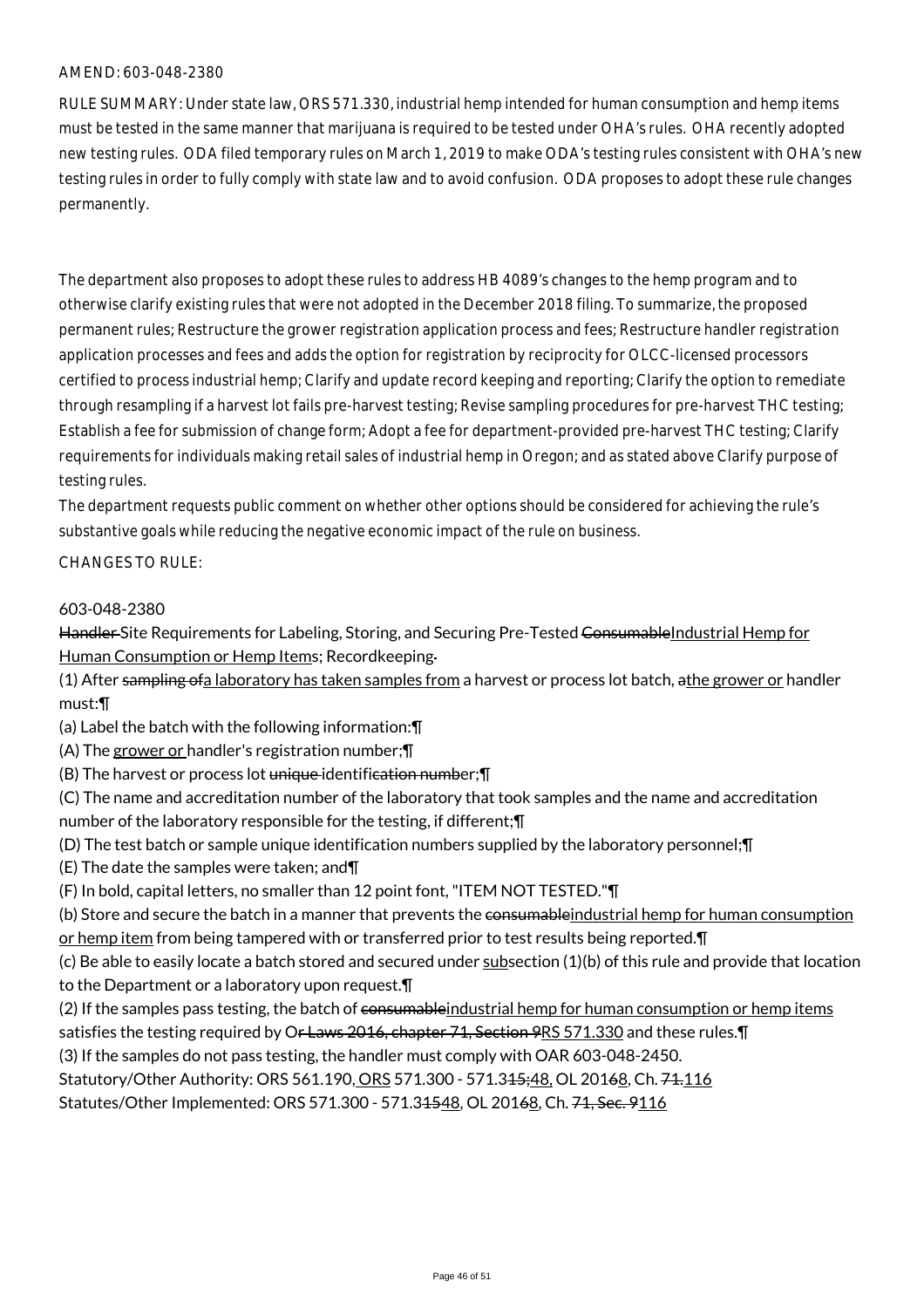AMEND: 603-048-2380

RULE SUMMARY: Under state law, ORS 571.330, industrial hemp intended for human consumption and hemp items must be tested in the same manner that marijuana is required to be tested under OHA's rules. OHA recently adopted new testing rules. ODA filed temporary rules on March 1, 2019 to make ODA's testing rules consistent with OHA's new testing rules in order to fully comply with state law and to avoid confusion. ODA proposes to adopt these rule changes permanently.

The department also proposes to adopt these rules to address HB 4089's changes to the hemp program and to otherwise clarify existing rules that were not adopted in the December 2018 filing. To summarize, the proposed permanent rules; Restructure the grower registration application process and fees; Restructure handler registration application processes and fees and adds the option for registration by reciprocity for OLCC-licensed processors certified to process industrial hemp; Clarify and update record keeping and reporting; Clarify the option to remediate through resampling if a harvest lot fails pre-harvest testing; Revise sampling procedures for pre-harvest THC testing; Establish a fee for submission of change form; Adopt a fee for department-provided pre-harvest THC testing; Clarify requirements for individuals making retail sales of industrial hemp in Oregon; and as stated above Clarify purpose of testing rules.

The department requests public comment on whether other options should be considered for achieving the rule's substantive goals while reducing the negative economic impact of the rule on business.

CHANGES TO RULE:

603-048-2380

~~Handler~~ Site Requirements for Labeling, Storing, and Securing Pre-Tested ~~Consumable~~Industrial Hemp for Human Consumption or Hemp Items; Recordkeeping~~.~~

(1) After ~~sampling of~~a laboratory has taken samples from a harvest or process lot batch, ~~a~~the grower or handler must:¶

(a) Label the batch with the following information:¶

(A) The grower or handler's registration number;¶

(B) The harvest or process lot ~~unique~~ identifi~~cation number~~er;¶

(C) The name and accreditation number of the laboratory that took samples and the name and accreditation number of the laboratory responsible for the testing, if different;¶

(D) The test batch or sample unique identification numbers supplied by the laboratory personnel;¶

(E) The date the samples were taken; and¶

(F) In bold, capital letters, no smaller than 12 point font, "ITEM NOT TESTED."¶

(b) Store and secure the batch in a manner that prevents the ~~consumable~~industrial hemp for human consumption or hemp item from being tampered with or transferred prior to test results being reported.¶

(c) Be able to easily locate a batch stored and secured under subsection (1)(b) of this rule and provide that location to the Department or a laboratory upon request.¶

(2) If the samples pass testing, the batch of ~~consumable~~industrial hemp for human consumption or hemp items satisfies the testing required by O~~r Laws 2016, chapter 71, Section 9~~RS 571.330 and these rules.¶

(3) If the samples do not pass testing, the handler must comply with OAR 603-048-2450.

Statutory/Other Authority: ORS 561.190, ORS 571.300 - 571.3~~15;~~48, OL 201~~6~~8, Ch. ~~71.~~116

Statutes/Other Implemented: ORS 571.300 - 571.3~~15~~48, OL 201~~6~~8, Ch. ~~71, Sec. 9~~116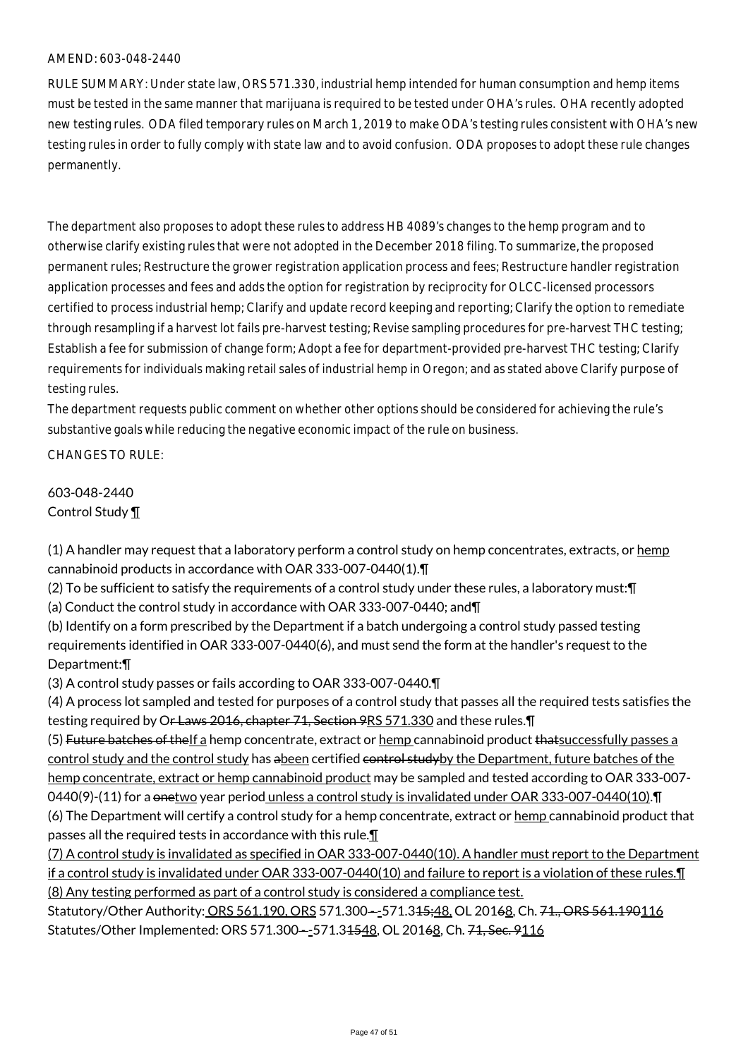AMEND: 603-048-2440

RULE SUMMARY: Under state law, ORS 571.330, industrial hemp intended for human consumption and hemp items must be tested in the same manner that marijuana is required to be tested under OHA's rules. OHA recently adopted new testing rules. ODA filed temporary rules on March 1, 2019 to make ODA's testing rules consistent with OHA's new testing rules in order to fully comply with state law and to avoid confusion. ODA proposes to adopt these rule changes permanently.

The department also proposes to adopt these rules to address HB 4089's changes to the hemp program and to otherwise clarify existing rules that were not adopted in the December 2018 filing. To summarize, the proposed permanent rules; Restructure the grower registration application process and fees; Restructure handler registration application processes and fees and adds the option for registration by reciprocity for OLCC-licensed processors certified to process industrial hemp; Clarify and update record keeping and reporting; Clarify the option to remediate through resampling if a harvest lot fails pre-harvest testing; Revise sampling procedures for pre-harvest THC testing; Establish a fee for submission of change form; Adopt a fee for department-provided pre-harvest THC testing; Clarify requirements for individuals making retail sales of industrial hemp in Oregon; and as stated above Clarify purpose of testing rules.

The department requests public comment on whether other options should be considered for achieving the rule's substantive goals while reducing the negative economic impact of the rule on business.

CHANGES TO RULE:

603-048-2440
Control Study ¶

(1) A handler may request that a laboratory perform a control study on hemp concentrates, extracts, or hemp cannabinoid products in accordance with OAR 333-007-0440(1).¶

(2) To be sufficient to satisfy the requirements of a control study under these rules, a laboratory must:¶

(a) Conduct the control study in accordance with OAR 333-007-0440; and¶

(b) Identify on a form prescribed by the Department if a batch undergoing a control study passed testing requirements identified in OAR 333-007-0440(6), and must send the form at the handler's request to the Department:¶

(3) A control study passes or fails according to OAR 333-007-0440.¶

(4) A process lot sampled and tested for purposes of a control study that passes all the required tests satisfies the testing required by Or Laws 2016, chapter 71, Section 9RS 571.330 and these rules.¶

(5) Future batches of theIf a hemp concentrate, extract or hemp cannabinoid product thatsuccessfully passes a control study and the control study has abeen certified control studyby the Department, future batches of the hemp concentrate, extract or hemp cannabinoid product may be sampled and tested according to OAR 333-007-0440(9)-(11) for a onetwo year period unless a control study is invalidated under OAR 333-007-0440(10).¶

(6) The Department will certify a control study for a hemp concentrate, extract or hemp cannabinoid product that passes all the required tests in accordance with this rule.¶

(7) A control study is invalidated as specified in OAR 333-007-0440(10). A handler must report to the Department if a control study is invalidated under OAR 333-007-0440(10) and failure to report is a violation of these rules.¶

(8) Any testing performed as part of a control study is considered a compliance test.

Statutory/Other Authority: ORS 561.190, ORS 571.300 - -571.315;48, OL 20168, Ch. 71., ORS 561.190116

Statutes/Other Implemented: ORS 571.300 - -571.31548, OL 20168, Ch. 71, Sec. 9116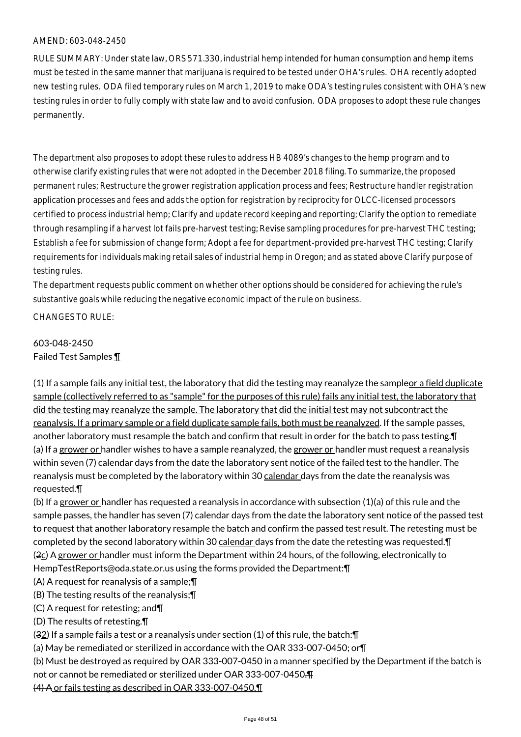AMEND: 603-048-2450

RULE SUMMARY: Under state law, ORS 571.330, industrial hemp intended for human consumption and hemp items must be tested in the same manner that marijuana is required to be tested under OHA's rules. OHA recently adopted new testing rules. ODA filed temporary rules on March 1, 2019 to make ODA's testing rules consistent with OHA's new testing rules in order to fully comply with state law and to avoid confusion. ODA proposes to adopt these rule changes permanently.

The department also proposes to adopt these rules to address HB 4089's changes to the hemp program and to otherwise clarify existing rules that were not adopted in the December 2018 filing. To summarize, the proposed permanent rules; Restructure the grower registration application process and fees; Restructure handler registration application processes and fees and adds the option for registration by reciprocity for OLCC-licensed processors certified to process industrial hemp; Clarify and update record keeping and reporting; Clarify the option to remediate through resampling if a harvest lot fails pre-harvest testing; Revise sampling procedures for pre-harvest THC testing; Establish a fee for submission of change form; Adopt a fee for department-provided pre-harvest THC testing; Clarify requirements for individuals making retail sales of industrial hemp in Oregon; and as stated above Clarify purpose of testing rules.

The department requests public comment on whether other options should be considered for achieving the rule's substantive goals while reducing the negative economic impact of the rule on business.

CHANGES TO RULE:

603-048-2450
Failed Test Samples ¶

(1) If a sample ~~fails any initial test, the laboratory that did the testing may reanalyze the sample~~or a field duplicate sample (collectively referred to as "sample" for the purposes of this rule) fails any initial test, the laboratory that did the testing may reanalyze the sample. The laboratory that did the initial test may not subcontract the reanalysis. If a primary sample or a field duplicate sample fails, both must be reanalyzed. If the sample passes, another laboratory must resample the batch and confirm that result in order for the batch to pass testing.¶
(a) If a grower or handler wishes to have a sample reanalyzed, the grower or handler must request a reanalysis within seven (7) calendar days from the date the laboratory sent notice of the failed test to the handler. The reanalysis must be completed by the laboratory within 30 calendar days from the date the reanalysis was requested.¶
(b) If a grower or handler has requested a reanalysis in accordance with subsection (1)(a) of this rule and the sample passes, the handler has seven (7) calendar days from the date the laboratory sent notice of the passed test to request that another laboratory resample the batch and confirm the passed test result. The retesting must be completed by the second laboratory within 30 calendar days from the date the retesting was requested.¶
(~~2~~c) A grower or handler must inform the Department within 24 hours, of the following, electronically to HempTestReports@oda.state.or.us using the forms provided the Department:¶
(A) A request for reanalysis of a sample;¶
(B) The testing results of the reanalysis;¶
(C) A request for retesting; and¶
(D) The results of retesting.¶
(~~3~~2) If a sample fails a test or a reanalysis under section (1) of this rule, the batch:¶
(a) May be remediated or sterilized in accordance with the OAR 333-007-0450; or¶
(b) Must be destroyed as required by OAR 333-007-0450 in a manner specified by the Department if the batch is not or cannot be remediated or sterilized under OAR 333-007-0450~~.¶~~
~~(4) A~~ or fails testing as described in OAR 333-007-0450.¶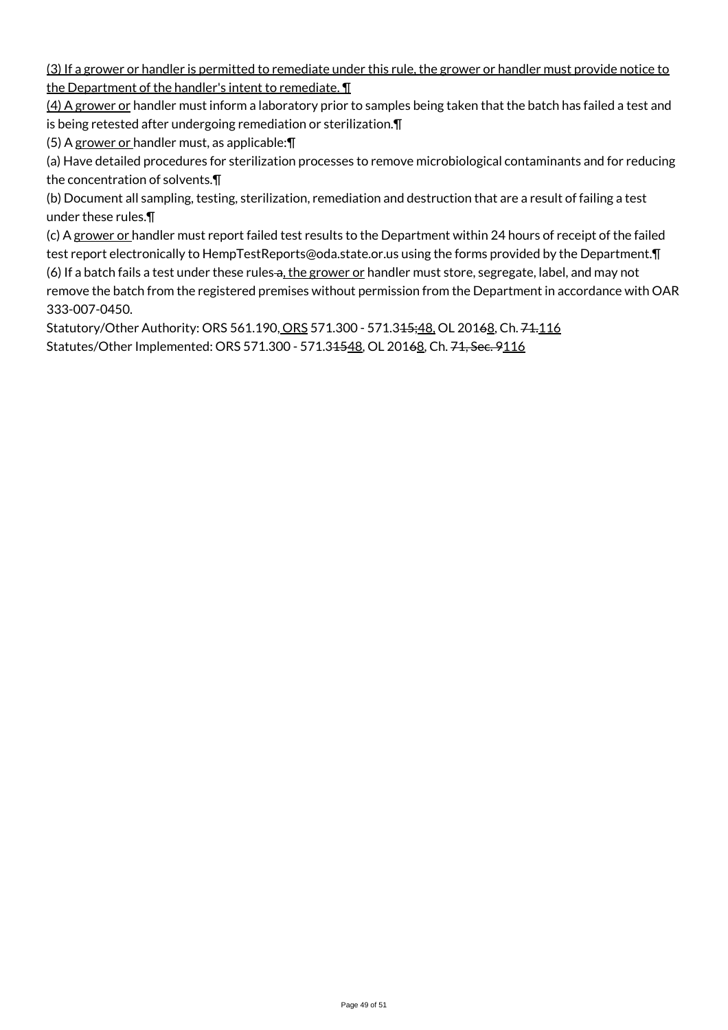(3) If a grower or handler is permitted to remediate under this rule, the grower or handler must provide notice to the Department of the handler's intent to remediate. ¶

(4) A grower or handler must inform a laboratory prior to samples being taken that the batch has failed a test and is being retested after undergoing remediation or sterilization.¶

(5) A grower or handler must, as applicable:¶

(a) Have detailed procedures for sterilization processes to remove microbiological contaminants and for reducing the concentration of solvents.¶

(b) Document all sampling, testing, sterilization, remediation and destruction that are a result of failing a test under these rules.¶

(c) A grower or handler must report failed test results to the Department within 24 hours of receipt of the failed test report electronically to HempTestReports@oda.state.or.us using the forms provided by the Department.¶

(6) If a batch fails a test under these rules a, the grower or handler must store, segregate, label, and may not remove the batch from the registered premises without permission from the Department in accordance with OAR 333-007-0450.

Statutory/Other Authority: ORS 561.190, ORS 571.300 - 571.315;48, OL 20168, Ch. 71.116

Statutes/Other Implemented: ORS 571.300 - 571.31548, OL 20168, Ch. 71, Sec. 9116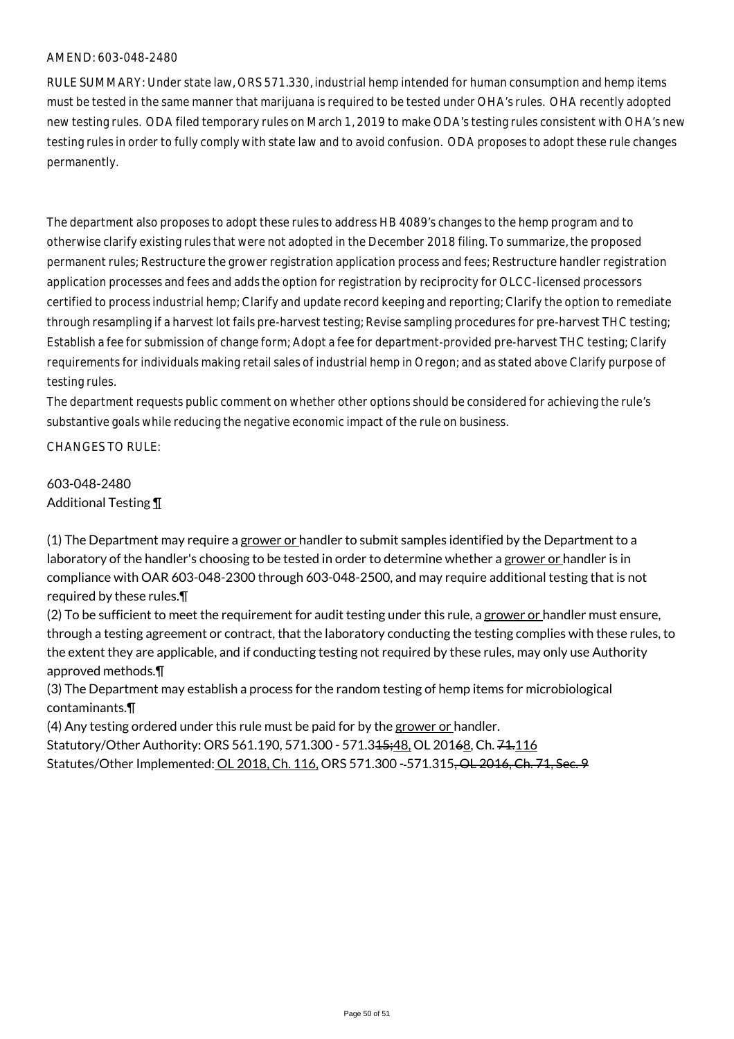AMEND: 603-048-2480

RULE SUMMARY: Under state law, ORS 571.330, industrial hemp intended for human consumption and hemp items must be tested in the same manner that marijuana is required to be tested under OHA's rules. OHA recently adopted new testing rules. ODA filed temporary rules on March 1, 2019 to make ODA's testing rules consistent with OHA's new testing rules in order to fully comply with state law and to avoid confusion. ODA proposes to adopt these rule changes permanently.

The department also proposes to adopt these rules to address HB 4089's changes to the hemp program and to otherwise clarify existing rules that were not adopted in the December 2018 filing. To summarize, the proposed permanent rules; Restructure the grower registration application process and fees; Restructure handler registration application processes and fees and adds the option for registration by reciprocity for OLCC-licensed processors certified to process industrial hemp; Clarify and update record keeping and reporting; Clarify the option to remediate through resampling if a harvest lot fails pre-harvest testing; Revise sampling procedures for pre-harvest THC testing; Establish a fee for submission of change form; Adopt a fee for department-provided pre-harvest THC testing; Clarify requirements for individuals making retail sales of industrial hemp in Oregon; and as stated above Clarify purpose of testing rules.
The department requests public comment on whether other options should be considered for achieving the rule's substantive goals while reducing the negative economic impact of the rule on business.

CHANGES TO RULE:

603-048-2480
Additional Testing ¶

(1) The Department may require a grower or handler to submit samples identified by the Department to a laboratory of the handler's choosing to be tested in order to determine whether a grower or handler is in compliance with OAR 603-048-2300 through 603-048-2500, and may require additional testing that is not required by these rules.¶
(2) To be sufficient to meet the requirement for audit testing under this rule, a grower or handler must ensure, through a testing agreement or contract, that the laboratory conducting the testing complies with these rules, to the extent they are applicable, and if conducting testing not required by these rules, may only use Authority approved methods.¶
(3) The Department may establish a process for the random testing of hemp items for microbiological contaminants.¶
(4) Any testing ordered under this rule must be paid for by the grower or handler.
Statutory/Other Authority: ORS 561.190, 571.300 - 571.3~~15;~~48, OL 201~~6~~8, Ch. ~~71.~~116
Statutes/Other Implemented: OL 2018, Ch. 116, ORS 571.300 -~~-~~571.315~~, OL 2016, Ch. 71, Sec. 9~~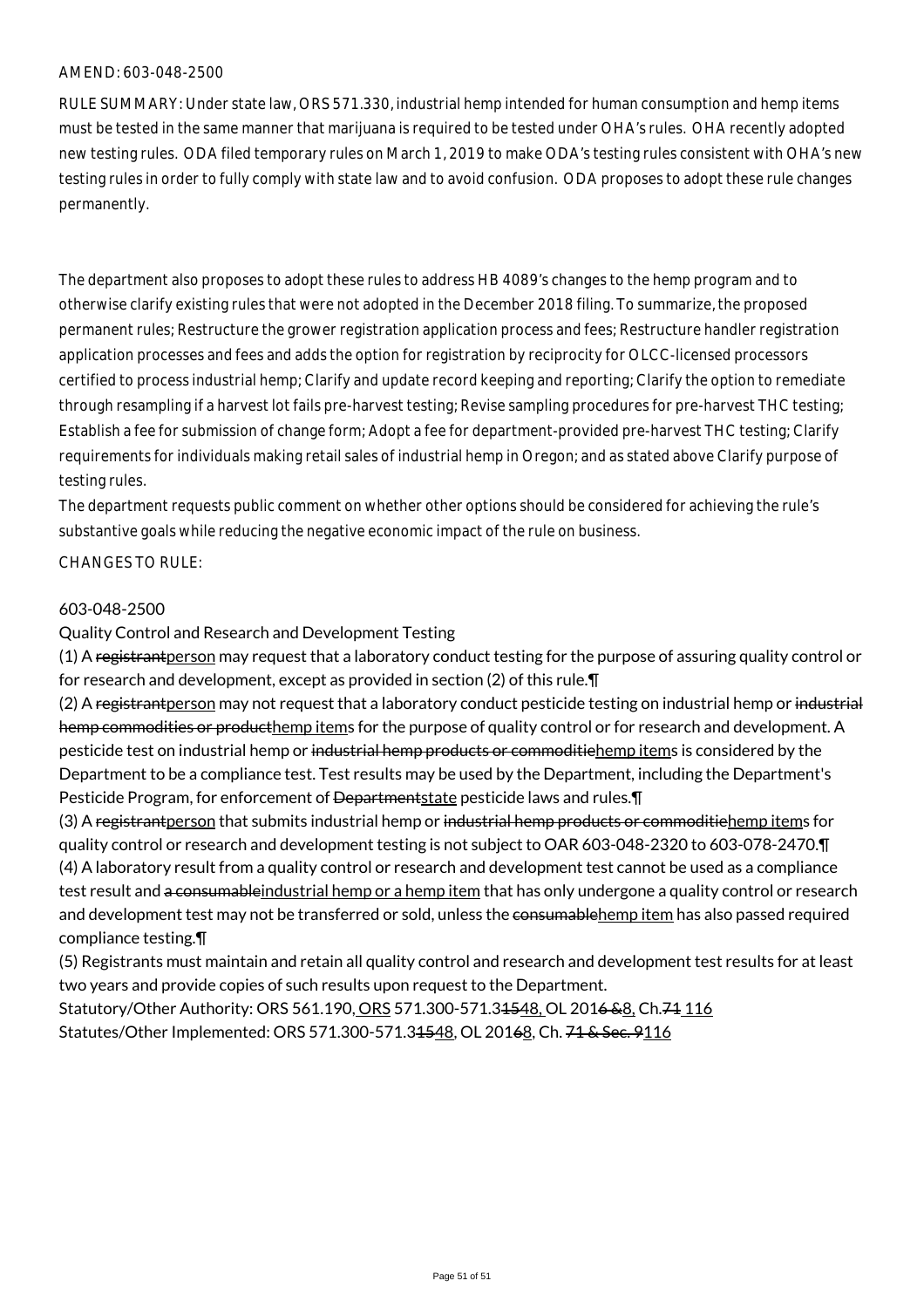AMEND: 603-048-2500

RULE SUMMARY: Under state law, ORS 571.330, industrial hemp intended for human consumption and hemp items must be tested in the same manner that marijuana is required to be tested under OHA's rules. OHA recently adopted new testing rules. ODA filed temporary rules on March 1, 2019 to make ODA's testing rules consistent with OHA's new testing rules in order to fully comply with state law and to avoid confusion. ODA proposes to adopt these rule changes permanently.

The department also proposes to adopt these rules to address HB 4089's changes to the hemp program and to otherwise clarify existing rules that were not adopted in the December 2018 filing. To summarize, the proposed permanent rules; Restructure the grower registration application process and fees; Restructure handler registration application processes and fees and adds the option for registration by reciprocity for OLCC-licensed processors certified to process industrial hemp; Clarify and update record keeping and reporting; Clarify the option to remediate through resampling if a harvest lot fails pre-harvest testing; Revise sampling procedures for pre-harvest THC testing; Establish a fee for submission of change form; Adopt a fee for department-provided pre-harvest THC testing; Clarify requirements for individuals making retail sales of industrial hemp in Oregon; and as stated above Clarify purpose of testing rules.

The department requests public comment on whether other options should be considered for achieving the rule's substantive goals while reducing the negative economic impact of the rule on business.

CHANGES TO RULE:

603-048-2500

Quality Control and Research and Development Testing

(1) A registrantperson may request that a laboratory conduct testing for the purpose of assuring quality control or for research and development, except as provided in section (2) of this rule.¶

(2) A registrantperson may not request that a laboratory conduct pesticide testing on industrial hemp or industrial hemp commodities or producthemp items for the purpose of quality control or for research and development. A pesticide test on industrial hemp or industrial hemp products or commoditiehemp items is considered by the Department to be a compliance test. Test results may be used by the Department, including the Department's Pesticide Program, for enforcement of Departmentstate pesticide laws and rules.¶

(3) A registrantperson that submits industrial hemp or industrial hemp products or commoditiehemp items for quality control or research and development testing is not subject to OAR 603-048-2320 to 603-078-2470.¶

(4) A laboratory result from a quality control or research and development test cannot be used as a compliance test result and a consumableindustrial hemp or a hemp item that has only undergone a quality control or research and development test may not be transferred or sold, unless the consumablehemp item has also passed required compliance testing.¶

(5) Registrants must maintain and retain all quality control and research and development test results for at least two years and provide copies of such results upon request to the Department.

Statutory/Other Authority: ORS 561.190, ORS 571.300-571.31548, OL 2016 &8, Ch.71 116

Statutes/Other Implemented: ORS 571.300-571.31548, OL 20168, Ch. 71 & Sec. 9116